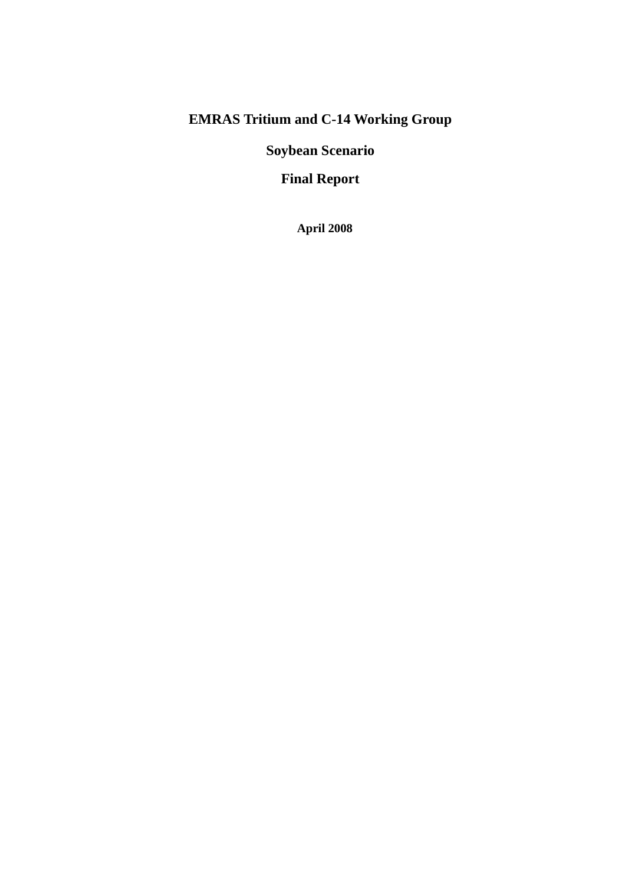# EMRAS Tritium and C-14 Working Group

## Soybean Scenario

## Final Report

**April 2008**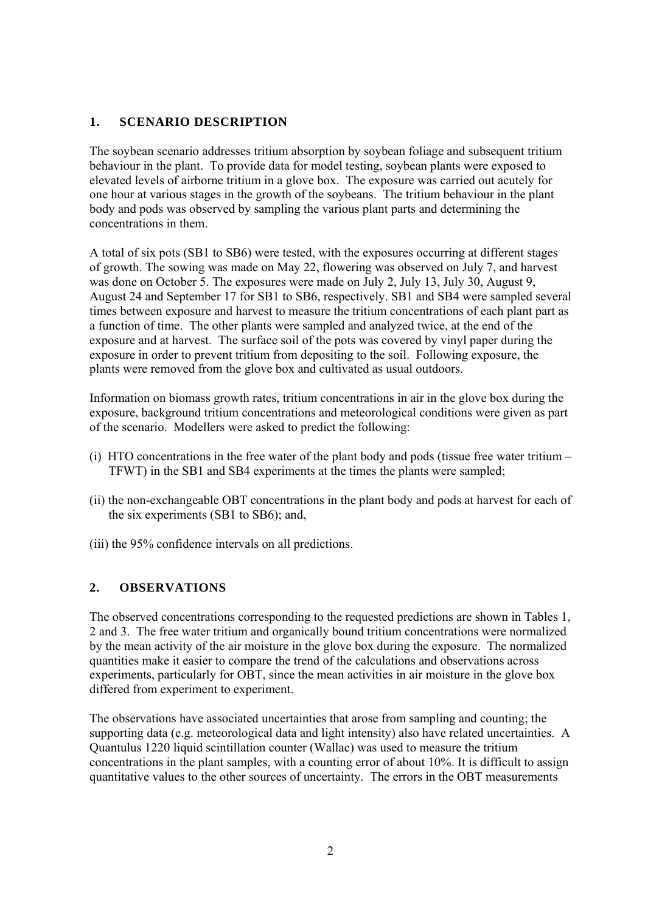## 1. SCENARIO DESCRIPTION

The soybean scenario addresses tritium absorption by soybean foliage and subsequent tritium behaviour in the plant. To provide data for model testing, soybean plants were exposed to elevated levels of airborne tritium in a glove box. The exposure was carried out acutely for one hour at various stages in the growth of the soybeans. The tritium behaviour in the plant body and pods was observed by sampling the various plant parts and determining the concentrations in them.

A total of six pots (SB1 to SB6) were tested, with the exposures occurring at different stages of growth. The sowing was made on May 22, flowering was observed on July 7, and harvest was done on October 5. The exposures were made on July 2, July 13, July 30, August 9, August 24 and September 17 for SB1 to SB6, respectively. SB1 and SB4 were sampled several times between exposure and harvest to measure the tritium concentrations of each plant part as a function of time. The other plants were sampled and analyzed twice, at the end of the exposure and at harvest. The surface soil of the pots was covered by vinyl paper during the exposure in order to prevent tritium from depositing to the soil. Following exposure, the plants were removed from the glove box and cultivated as usual outdoors.

Information on biomass growth rates, tritium concentrations in air in the glove box during the exposure, background tritium concentrations and meteorological conditions were given as part of the scenario. Modellers were asked to predict the following:

(i) HTO concentrations in the free water of the plant body and pods (tissue free water tritium – TFWT) in the SB1 and SB4 experiments at the times the plants were sampled;

(ii) the non-exchangeable OBT concentrations in the plant body and pods at harvest for each of the six experiments (SB1 to SB6); and,

(iii) the 95% confidence intervals on all predictions.

## 2. OBSERVATIONS

The observed concentrations corresponding to the requested predictions are shown in Tables 1, 2 and 3. The free water tritium and organically bound tritium concentrations were normalized by the mean activity of the air moisture in the glove box during the exposure. The normalized quantities make it easier to compare the trend of the calculations and observations across experiments, particularly for OBT, since the mean activities in air moisture in the glove box differed from experiment to experiment.

The observations have associated uncertainties that arose from sampling and counting; the supporting data (e.g. meteorological data and light intensity) also have related uncertainties. A Quantulus 1220 liquid scintillation counter (Wallac) was used to measure the tritium concentrations in the plant samples, with a counting error of about 10%. It is difficult to assign quantitative values to the other sources of uncertainty. The errors in the OBT measurements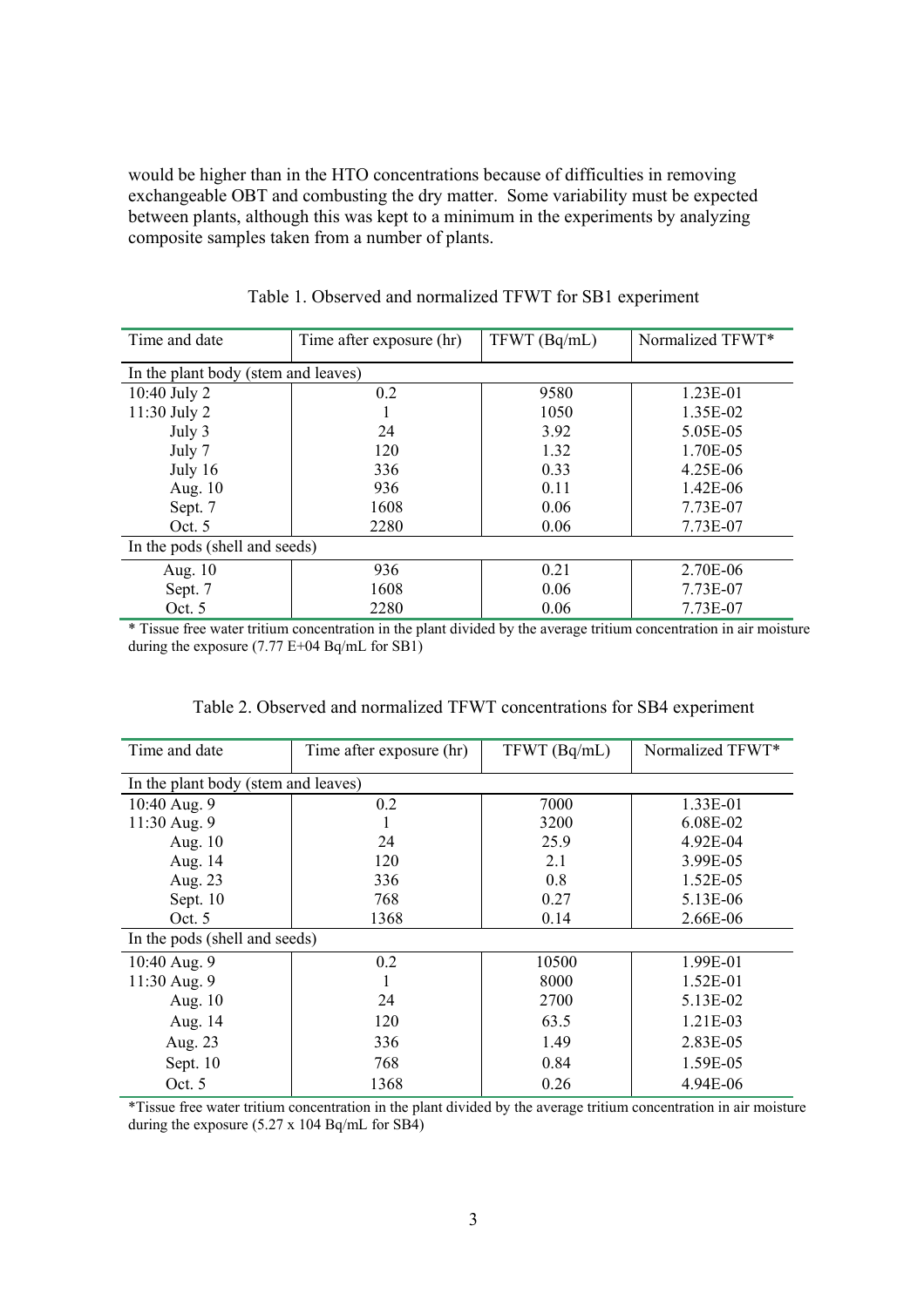would be higher than in the HTO concentrations because of difficulties in removing exchangeable OBT and combusting the dry matter. Some variability must be expected between plants, although this was kept to a minimum in the experiments by analyzing composite samples taken from a number of plants.

Table 1. Observed and normalized TFWT for SB1 experiment

| Time and date | Time after exposure (hr) | TFWT (Bq/mL) | Normalized TFWT* |
|---|---|---|---|
| In the plant body (stem and leaves) | | | |
| 10:40 July 2 | 0.2 | 9580 | 1.23E-01 |
| 11:30 July 2 | 1 | 1050 | 1.35E-02 |
| July 3 | 24 | 3.92 | 5.05E-05 |
| July 7 | 120 | 1.32 | 1.70E-05 |
| July 16 | 336 | 0.33 | 4.25E-06 |
| Aug. 10 | 936 | 0.11 | 1.42E-06 |
| Sept. 7 | 1608 | 0.06 | 7.73E-07 |
| Oct. 5 | 2280 | 0.06 | 7.73E-07 |
| In the pods (shell and seeds) | | | |
| Aug. 10 | 936 | 0.21 | 2.70E-06 |
| Sept. 7 | 1608 | 0.06 | 7.73E-07 |
| Oct. 5 | 2280 | 0.06 | 7.73E-07 |

* Tissue free water tritium concentration in the plant divided by the average tritium concentration in air moisture during the exposure (7.77 E+04 Bq/mL for SB1)

Table 2. Observed and normalized TFWT concentrations for SB4 experiment

| Time and date | Time after exposure (hr) | TFWT (Bq/mL) | Normalized TFWT* |
|---|---|---|---|
| In the plant body (stem and leaves) | | | |
| 10:40 Aug. 9 | 0.2 | 7000 | 1.33E-01 |
| 11:30 Aug. 9 | 1 | 3200 | 6.08E-02 |
| Aug. 10 | 24 | 25.9 | 4.92E-04 |
| Aug. 14 | 120 | 2.1 | 3.99E-05 |
| Aug. 23 | 336 | 0.8 | 1.52E-05 |
| Sept. 10 | 768 | 0.27 | 5.13E-06 |
| Oct. 5 | 1368 | 0.14 | 2.66E-06 |
| In the pods (shell and seeds) | | | |
| 10:40 Aug. 9 | 0.2 | 10500 | 1.99E-01 |
| 11:30 Aug. 9 | 1 | 8000 | 1.52E-01 |
| Aug. 10 | 24 | 2700 | 5.13E-02 |
| Aug. 14 | 120 | 63.5 | 1.21E-03 |
| Aug. 23 | 336 | 1.49 | 2.83E-05 |
| Sept. 10 | 768 | 0.84 | 1.59E-05 |
| Oct. 5 | 1368 | 0.26 | 4.94E-06 |

*Tissue free water tritium concentration in the plant divided by the average tritium concentration in air moisture during the exposure ($5.27 \times 10^4$ Bq/mL for SB4)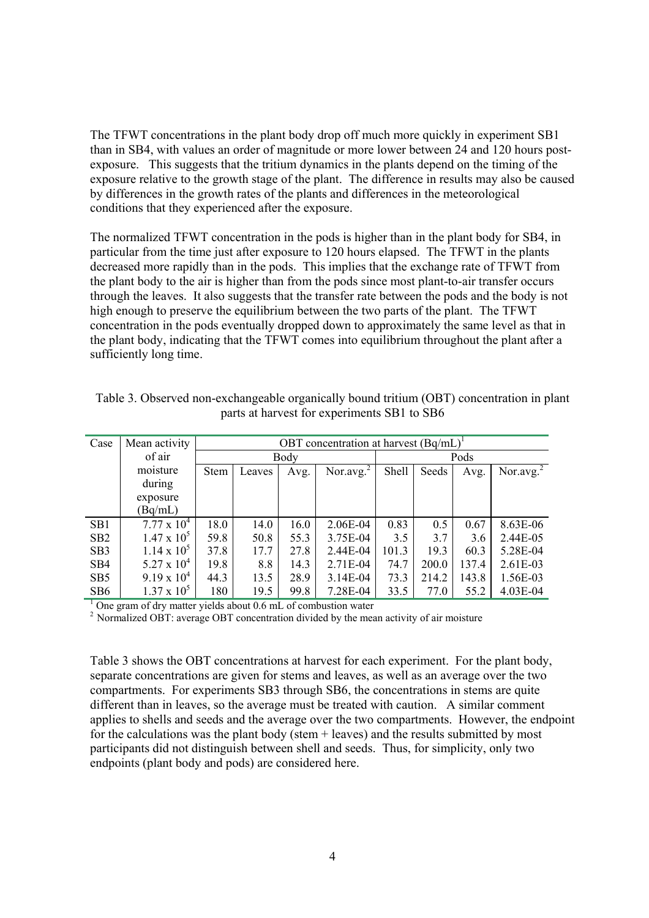The TFWT concentrations in the plant body drop off much more quickly in experiment SB1 than in SB4, with values an order of magnitude or more lower between 24 and 120 hours post-exposure. This suggests that the tritium dynamics in the plants depend on the timing of the exposure relative to the growth stage of the plant. The difference in results may also be caused by differences in the growth rates of the plants and differences in the meteorological conditions that they experienced after the exposure.

The normalized TFWT concentration in the pods is higher than in the plant body for SB4, in particular from the time just after exposure to 120 hours elapsed. The TFWT in the plants decreased more rapidly than in the pods. This implies that the exchange rate of TFWT from the plant body to the air is higher than from the pods since most plant-to-air transfer occurs through the leaves. It also suggests that the transfer rate between the pods and the body is not high enough to preserve the equilibrium between the two parts of the plant. The TFWT concentration in the pods eventually dropped down to approximately the same level as that in the plant body, indicating that the TFWT comes into equilibrium throughout the plant after a sufficiently long time.

Table 3. Observed non-exchangeable organically bound tritium (OBT) concentration in plant parts at harvest for experiments SB1 to SB6

| Case | Mean activity of air moisture during exposure (Bq/mL) | OBT concentration at harvest (Bq/mL)[1] | | | | | | | |
|---|---|---|---|---|---|---|---|---|---|
| | | Body | | | | Pods | | | |
| | | Stem | Leaves | Avg. | Nor.avg.[2] | Shell | Seeds | Avg. | Nor.avg.[2] |
| SB1 | $7.77 \times 10^4$ | 18.0 | 14.0 | 16.0 | 2.06E-04 | 0.83 | 0.5 | 0.67 | 8.63E-06 |
| SB2 | $1.47 \times 10^5$ | 59.8 | 50.8 | 55.3 | 3.75E-04 | 3.5 | 3.7 | 3.6 | 2.44E-05 |
| SB3 | $1.14 \times 10^5$ | 37.8 | 17.7 | 27.8 | 2.44E-04 | 101.3 | 19.3 | 60.3 | 5.28E-04 |
| SB4 | $5.27 \times 10^4$ | 19.8 | 8.8 | 14.3 | 2.71E-04 | 74.7 | 200.0 | 137.4 | 2.61E-03 |
| SB5 | $9.19 \times 10^4$ | 44.3 | 13.5 | 28.9 | 3.14E-04 | 73.3 | 214.2 | 143.8 | 1.56E-03 |
| SB6 | $1.37 \times 10^5$ | 180 | 19.5 | 99.8 | 7.28E-04 | 33.5 | 77.0 | 55.2 | 4.03E-04 |

[1] One gram of dry matter yields about 0.6 mL of combustion water

[2] Normalized OBT: average OBT concentration divided by the mean activity of air moisture

Table 3 shows the OBT concentrations at harvest for each experiment. For the plant body, separate concentrations are given for stems and leaves, as well as an average over the two compartments. For experiments SB3 through SB6, the concentrations in stems are quite different than in leaves, so the average must be treated with caution. A similar comment applies to shells and seeds and the average over the two compartments. However, the endpoint for the calculations was the plant body (stem + leaves) and the results submitted by most participants did not distinguish between shell and seeds. Thus, for simplicity, only two endpoints (plant body and pods) are considered here.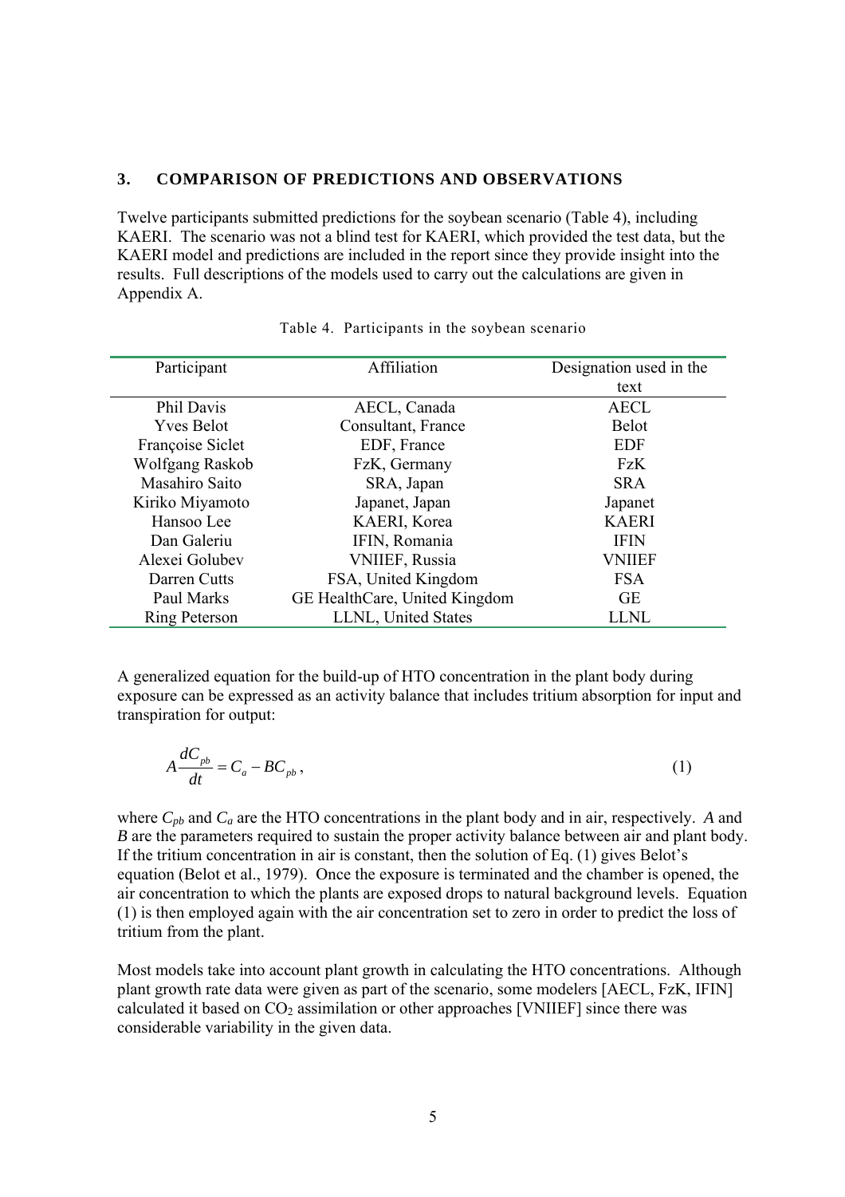## 3. COMPARISON OF PREDICTIONS AND OBSERVATIONS

Twelve participants submitted predictions for the soybean scenario (Table 4), including KAERI. The scenario was not a blind test for KAERI, which provided the test data, but the KAERI model and predictions are included in the report since they provide insight into the results. Full descriptions of the models used to carry out the calculations are given in Appendix A.

Table 4. Participants in the soybean scenario

| Participant | Affiliation | Designation used in the text |
|---|---|---|
| Phil Davis | AECL, Canada | AECL |
| Yves Belot | Consultant, France | Belot |
| Françoise Siclet | EDF, France | EDF |
| Wolfgang Raskob | FzK, Germany | FzK |
| Masahiro Saito | SRA, Japan | SRA |
| Kiriko Miyamoto | Japanet, Japan | Japanet |
| Hansoo Lee | KAERI, Korea | KAERI |
| Dan Galeriu | IFIN, Romania | IFIN |
| Alexei Golubev | VNIIEF, Russia | VNIIEF |
| Darren Cutts | FSA, United Kingdom | FSA |
| Paul Marks | GE HealthCare, United Kingdom | GE |
| Ring Peterson | LLNL, United States | LLNL |

A generalized equation for the build-up of HTO concentration in the plant body during exposure can be expressed as an activity balance that includes tritium absorption for input and transpiration for output:

$$A\frac{dC_{pb}}{dt} = C_a - BC_{pb}, \qquad (1)$$

where $C_{pb}$ and $C_a$ are the HTO concentrations in the plant body and in air, respectively. $A$ and $B$ are the parameters required to sustain the proper activity balance between air and plant body. If the tritium concentration in air is constant, then the solution of Eq. (1) gives Belot's equation (Belot et al., 1979). Once the exposure is terminated and the chamber is opened, the air concentration to which the plants are exposed drops to natural background levels. Equation (1) is then employed again with the air concentration set to zero in order to predict the loss of tritium from the plant.

Most models take into account plant growth in calculating the HTO concentrations. Although plant growth rate data were given as part of the scenario, some modelers [AECL, FzK, IFIN] calculated it based on $CO_2$ assimilation or other approaches [VNIIEF] since there was considerable variability in the given data.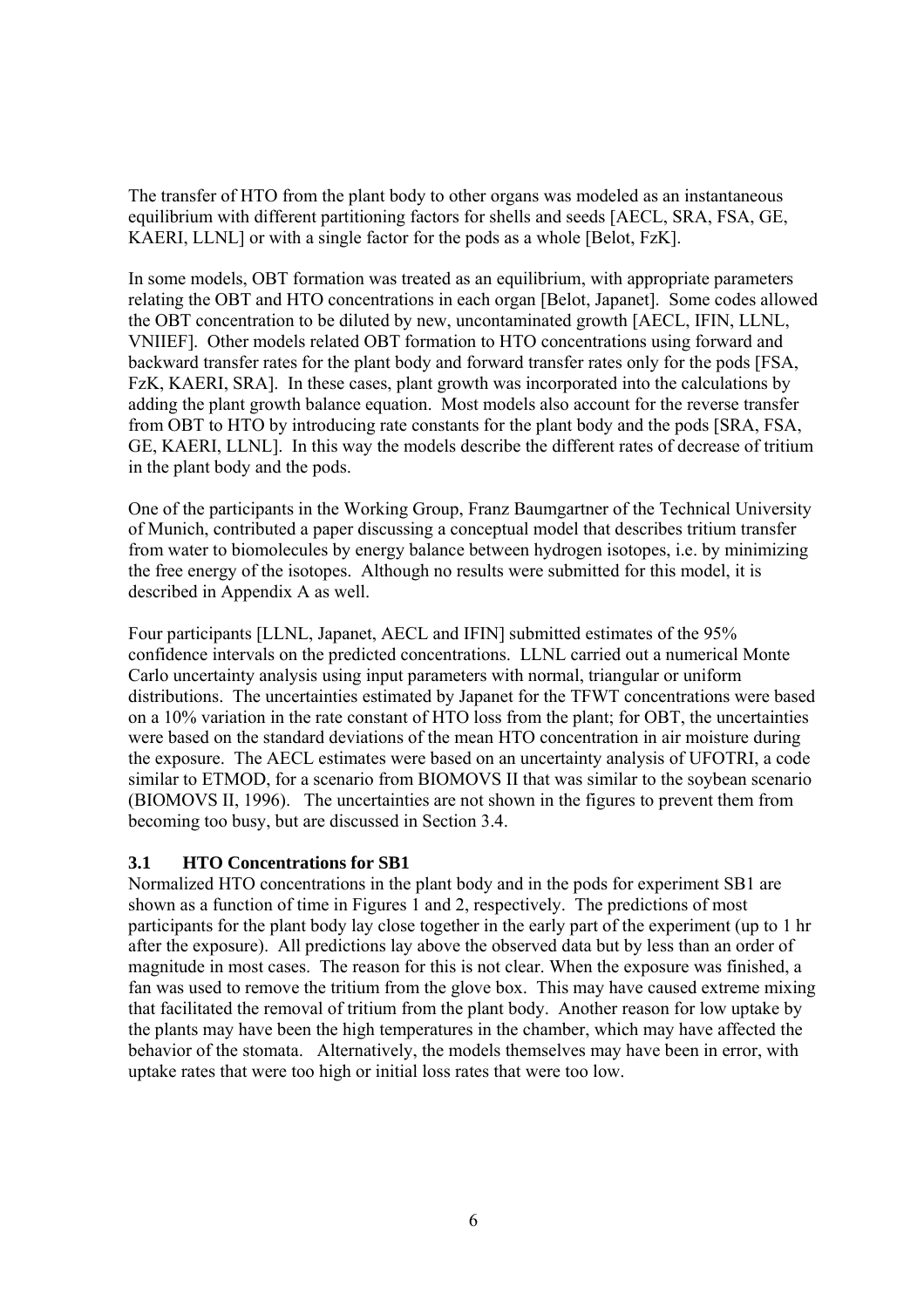The transfer of HTO from the plant body to other organs was modeled as an instantaneous equilibrium with different partitioning factors for shells and seeds [AECL, SRA, FSA, GE, KAERI, LLNL] or with a single factor for the pods as a whole [Belot, FzK].

In some models, OBT formation was treated as an equilibrium, with appropriate parameters relating the OBT and HTO concentrations in each organ [Belot, Japanet]. Some codes allowed the OBT concentration to be diluted by new, uncontaminated growth [AECL, IFIN, LLNL, VNIIEF]. Other models related OBT formation to HTO concentrations using forward and backward transfer rates for the plant body and forward transfer rates only for the pods [FSA, FzK, KAERI, SRA]. In these cases, plant growth was incorporated into the calculations by adding the plant growth balance equation. Most models also account for the reverse transfer from OBT to HTO by introducing rate constants for the plant body and the pods [SRA, FSA, GE, KAERI, LLNL]. In this way the models describe the different rates of decrease of tritium in the plant body and the pods.

One of the participants in the Working Group, Franz Baumgartner of the Technical University of Munich, contributed a paper discussing a conceptual model that describes tritium transfer from water to biomolecules by energy balance between hydrogen isotopes, i.e. by minimizing the free energy of the isotopes. Although no results were submitted for this model, it is described in Appendix A as well.

Four participants [LLNL, Japanet, AECL and IFIN] submitted estimates of the 95% confidence intervals on the predicted concentrations. LLNL carried out a numerical Monte Carlo uncertainty analysis using input parameters with normal, triangular or uniform distributions. The uncertainties estimated by Japanet for the TFWT concentrations were based on a 10% variation in the rate constant of HTO loss from the plant; for OBT, the uncertainties were based on the standard deviations of the mean HTO concentration in air moisture during the exposure. The AECL estimates were based on an uncertainty analysis of UFOTRI, a code similar to ETMOD, for a scenario from BIOMOVS II that was similar to the soybean scenario (BIOMOVS II, 1996). The uncertainties are not shown in the figures to prevent them from becoming too busy, but are discussed in Section 3.4.

### 3.1 HTO Concentrations for SB1

Normalized HTO concentrations in the plant body and in the pods for experiment SB1 are shown as a function of time in Figures 1 and 2, respectively. The predictions of most participants for the plant body lay close together in the early part of the experiment (up to 1 hr after the exposure). All predictions lay above the observed data but by less than an order of magnitude in most cases. The reason for this is not clear. When the exposure was finished, a fan was used to remove the tritium from the glove box. This may have caused extreme mixing that facilitated the removal of tritium from the plant body. Another reason for low uptake by the plants may have been the high temperatures in the chamber, which may have affected the behavior of the stomata. Alternatively, the models themselves may have been in error, with uptake rates that were too high or initial loss rates that were too low.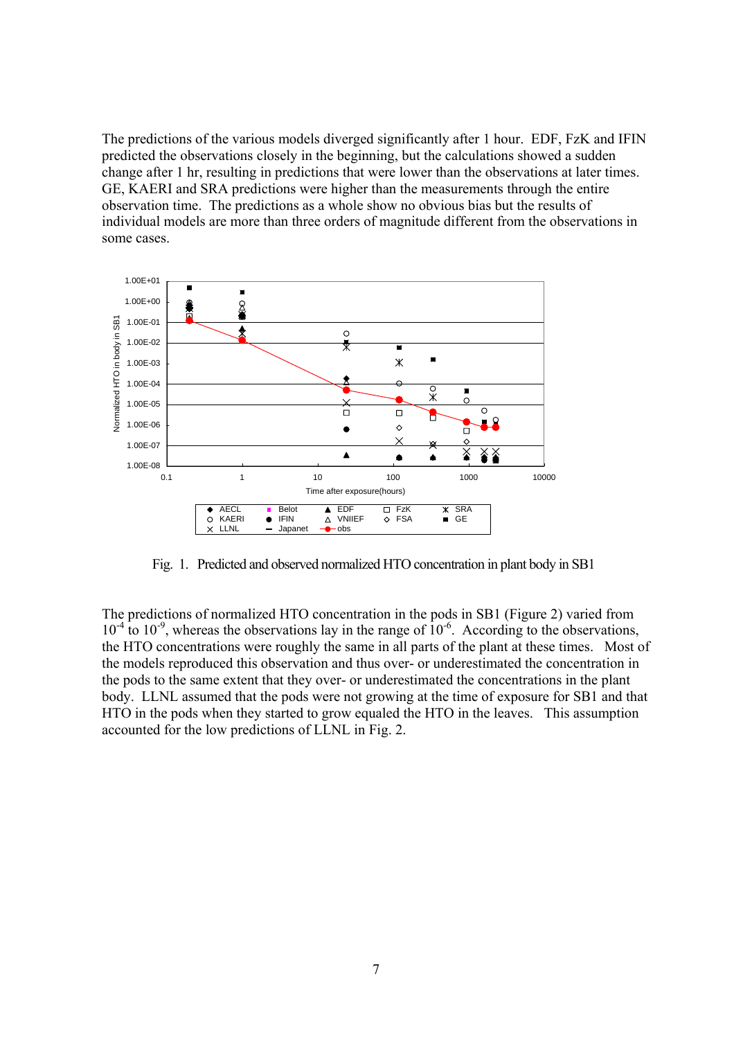The predictions of the various models diverged significantly after 1 hour. EDF, FzK and IFIN predicted the observations closely in the beginning, but the calculations showed a sudden change after 1 hr, resulting in predictions that were lower than the observations at later times. GE, KAERI and SRA predictions were higher than the measurements through the entire observation time. The predictions as a whole show no obvious bias but the results of individual models are more than three orders of magnitude different from the observations in some cases.

Fig. 1. Predicted and observed normalized HTO concentration in plant body in SB1

The predictions of normalized HTO concentration in the pods in SB1 (Figure 2) varied from $10^{-4}$ to $10^{-9}$, whereas the observations lay in the range of $10^{-6}$. According to the observations, the HTO concentrations were roughly the same in all parts of the plant at these times. Most of the models reproduced this observation and thus over- or underestimated the concentration in the pods to the same extent that they over- or underestimated the concentrations in the plant body. LLNL assumed that the pods were not growing at the time of exposure for SB1 and that HTO in the pods when they started to grow equaled the HTO in the leaves. This assumption accounted for the low predictions of LLNL in Fig. 2.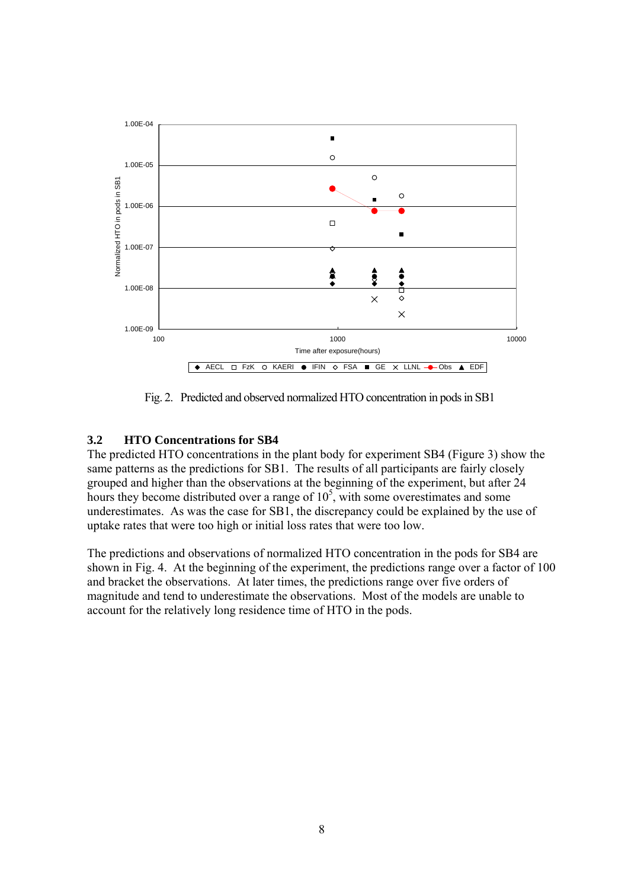Fig. 2. Predicted and observed normalized HTO concentration in pods in SB1

### 3.2 HTO Concentrations for SB4

The predicted HTO concentrations in the plant body for experiment SB4 (Figure 3) show the same patterns as the predictions for SB1. The results of all participants are fairly closely grouped and higher than the observations at the beginning of the experiment, but after 24 hours they become distributed over a range of $10^5$, with some overestimates and some underestimates. As was the case for SB1, the discrepancy could be explained by the use of uptake rates that were too high or initial loss rates that were too low.

The predictions and observations of normalized HTO concentration in the pods for SB4 are shown in Fig. 4. At the beginning of the experiment, the predictions range over a factor of 100 and bracket the observations. At later times, the predictions range over five orders of magnitude and tend to underestimate the observations. Most of the models are unable to account for the relatively long residence time of HTO in the pods.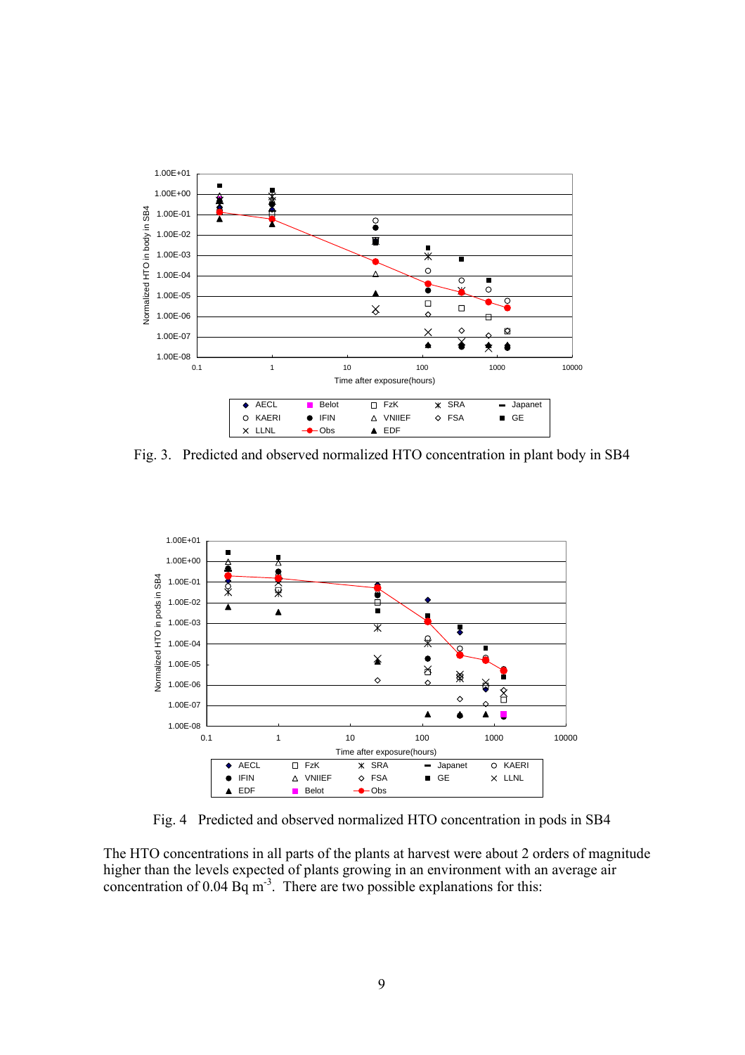Fig. 3. Predicted and observed normalized HTO concentration in plant body in SB4

Fig. 4 Predicted and observed normalized HTO concentration in pods in SB4

The HTO concentrations in all parts of the plants at harvest were about 2 orders of magnitude higher than the levels expected of plants growing in an environment with an average air concentration of 0.04 Bq $m^{-3}$. There are two possible explanations for this: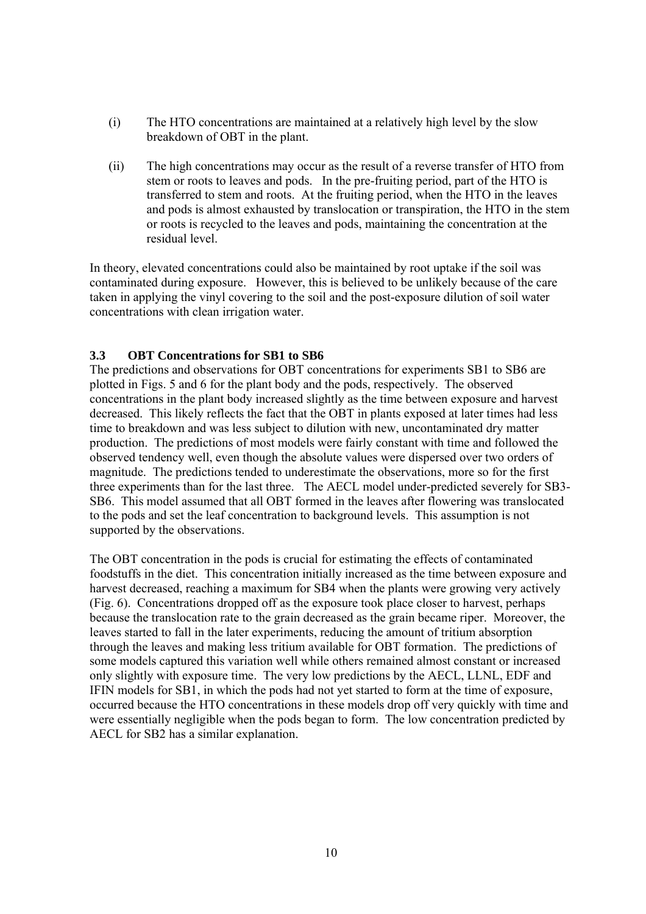(i) The HTO concentrations are maintained at a relatively high level by the slow breakdown of OBT in the plant.

(ii) The high concentrations may occur as the result of a reverse transfer of HTO from stem or roots to leaves and pods. In the pre-fruiting period, part of the HTO is transferred to stem and roots. At the fruiting period, when the HTO in the leaves and pods is almost exhausted by translocation or transpiration, the HTO in the stem or roots is recycled to the leaves and pods, maintaining the concentration at the residual level.

In theory, elevated concentrations could also be maintained by root uptake if the soil was contaminated during exposure. However, this is believed to be unlikely because of the care taken in applying the vinyl covering to the soil and the post-exposure dilution of soil water concentrations with clean irrigation water.

### 3.3 OBT Concentrations for SB1 to SB6

The predictions and observations for OBT concentrations for experiments SB1 to SB6 are plotted in Figs. 5 and 6 for the plant body and the pods, respectively. The observed concentrations in the plant body increased slightly as the time between exposure and harvest decreased. This likely reflects the fact that the OBT in plants exposed at later times had less time to breakdown and was less subject to dilution with new, uncontaminated dry matter production. The predictions of most models were fairly constant with time and followed the observed tendency well, even though the absolute values were dispersed over two orders of magnitude. The predictions tended to underestimate the observations, more so for the first three experiments than for the last three. The AECL model under-predicted severely for SB3-SB6. This model assumed that all OBT formed in the leaves after flowering was translocated to the pods and set the leaf concentration to background levels. This assumption is not supported by the observations.

The OBT concentration in the pods is crucial for estimating the effects of contaminated foodstuffs in the diet. This concentration initially increased as the time between exposure and harvest decreased, reaching a maximum for SB4 when the plants were growing very actively (Fig. 6). Concentrations dropped off as the exposure took place closer to harvest, perhaps because the translocation rate to the grain decreased as the grain became riper. Moreover, the leaves started to fall in the later experiments, reducing the amount of tritium absorption through the leaves and making less tritium available for OBT formation. The predictions of some models captured this variation well while others remained almost constant or increased only slightly with exposure time. The very low predictions by the AECL, LLNL, EDF and IFIN models for SB1, in which the pods had not yet started to form at the time of exposure, occurred because the HTO concentrations in these models drop off very quickly with time and were essentially negligible when the pods began to form. The low concentration predicted by AECL for SB2 has a similar explanation.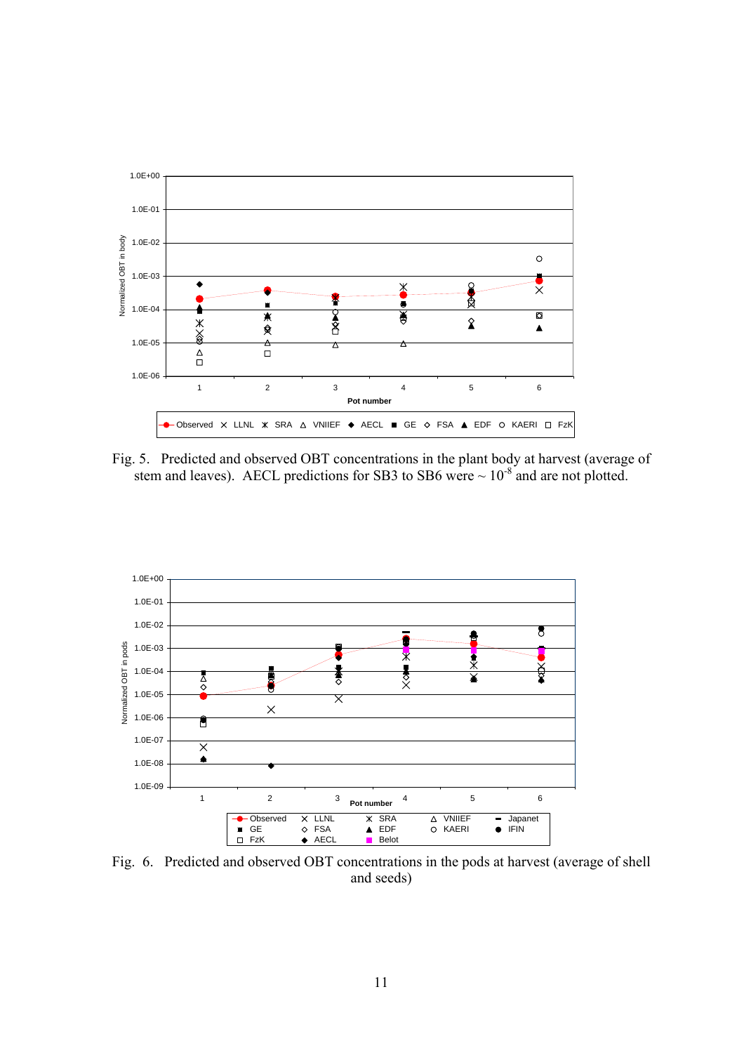Fig. 5. Predicted and observed OBT concentrations in the plant body at harvest (average of stem and leaves). AECL predictions for SB3 to SB6 were ~ $10^{-8}$ and are not plotted.

Fig. 6. Predicted and observed OBT concentrations in the pods at harvest (average of shell and seeds)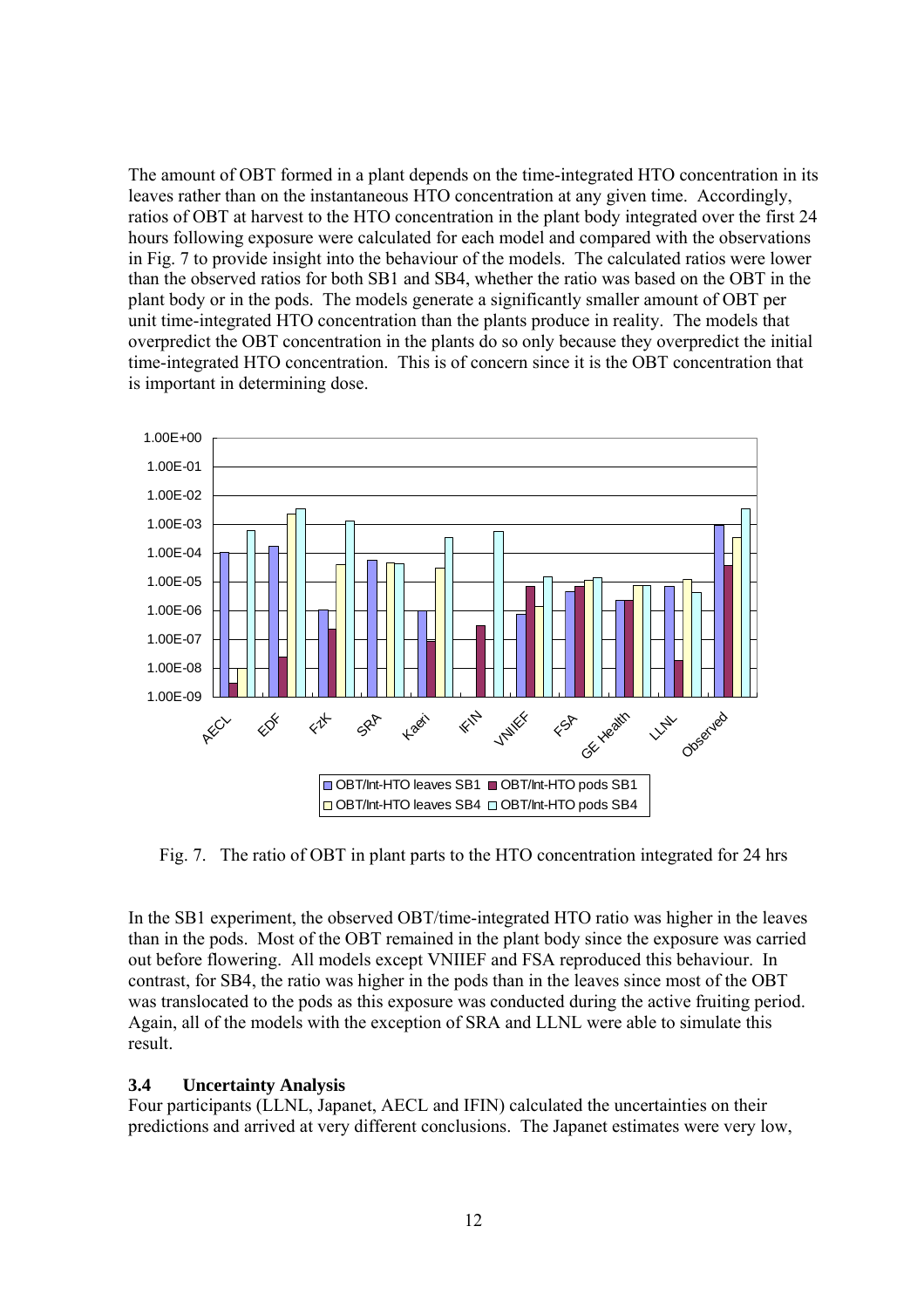The amount of OBT formed in a plant depends on the time-integrated HTO concentration in its leaves rather than on the instantaneous HTO concentration at any given time. Accordingly, ratios of OBT at harvest to the HTO concentration in the plant body integrated over the first 24 hours following exposure were calculated for each model and compared with the observations in Fig. 7 to provide insight into the behaviour of the models. The calculated ratios were lower than the observed ratios for both SB1 and SB4, whether the ratio was based on the OBT in the plant body or in the pods. The models generate a significantly smaller amount of OBT per unit time-integrated HTO concentration than the plants produce in reality. The models that overpredict the OBT concentration in the plants do so only because they overpredict the initial time-integrated HTO concentration. This is of concern since it is the OBT concentration that is important in determining dose.

Fig. 7. The ratio of OBT in plant parts to the HTO concentration integrated for 24 hrs

In the SB1 experiment, the observed OBT/time-integrated HTO ratio was higher in the leaves than in the pods. Most of the OBT remained in the plant body since the exposure was carried out before flowering. All models except VNIIEF and FSA reproduced this behaviour. In contrast, for SB4, the ratio was higher in the pods than in the leaves since most of the OBT was translocated to the pods as this exposure was conducted during the active fruiting period. Again, all of the models with the exception of SRA and LLNL were able to simulate this result.

### 3.4 Uncertainty Analysis

Four participants (LLNL, Japanet, AECL and IFIN) calculated the uncertainties on their predictions and arrived at very different conclusions. The Japanet estimates were very low,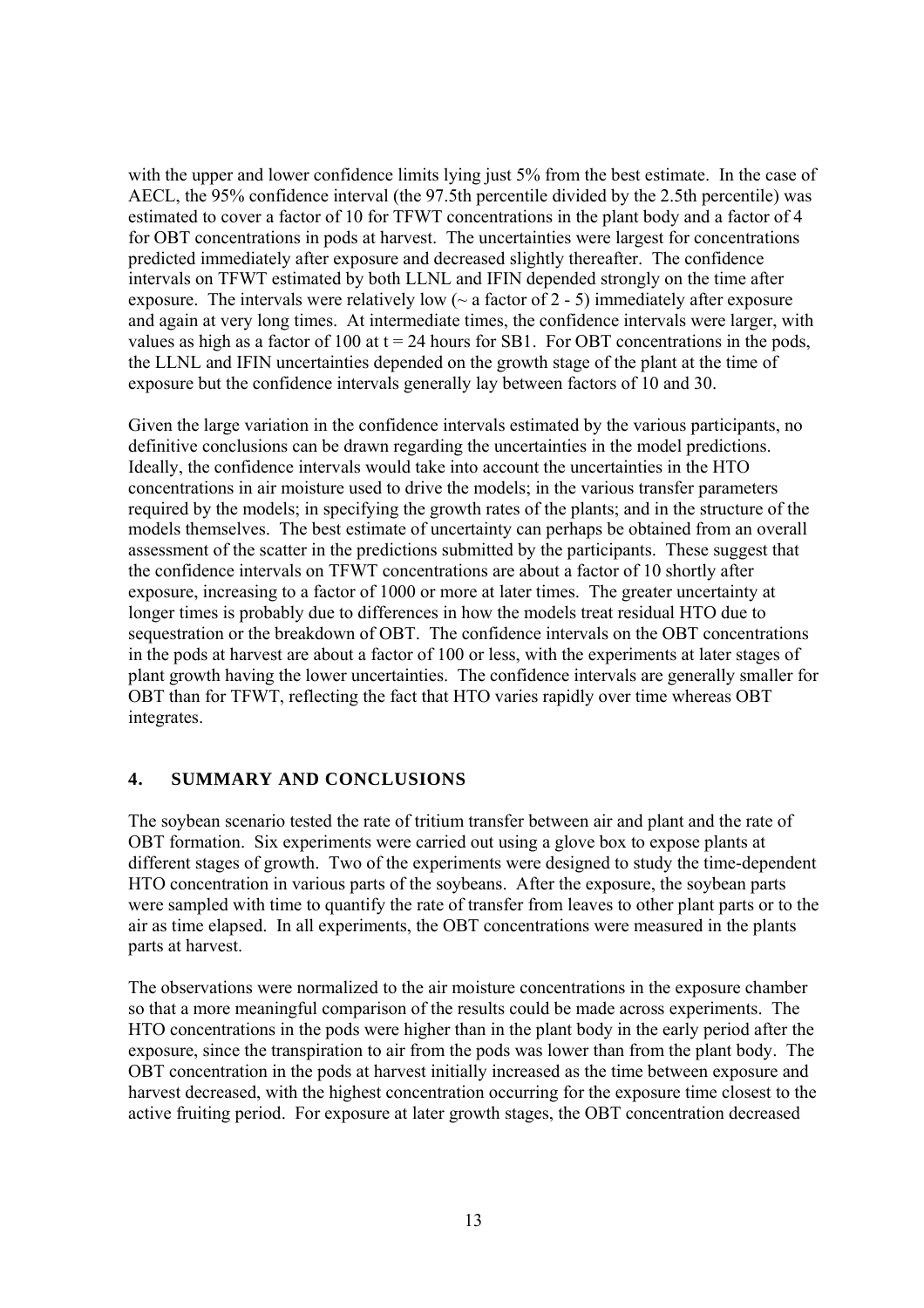with the upper and lower confidence limits lying just 5% from the best estimate. In the case of AECL, the 95% confidence interval (the 97.5th percentile divided by the 2.5th percentile) was estimated to cover a factor of 10 for TFWT concentrations in the plant body and a factor of 4 for OBT concentrations in pods at harvest. The uncertainties were largest for concentrations predicted immediately after exposure and decreased slightly thereafter. The confidence intervals on TFWT estimated by both LLNL and IFIN depended strongly on the time after exposure. The intervals were relatively low (~ a factor of 2 - 5) immediately after exposure and again at very long times. At intermediate times, the confidence intervals were larger, with values as high as a factor of 100 at $t = 24$ hours for SB1. For OBT concentrations in the pods, the LLNL and IFIN uncertainties depended on the growth stage of the plant at the time of exposure but the confidence intervals generally lay between factors of 10 and 30.

Given the large variation in the confidence intervals estimated by the various participants, no definitive conclusions can be drawn regarding the uncertainties in the model predictions. Ideally, the confidence intervals would take into account the uncertainties in the HTO concentrations in air moisture used to drive the models; in the various transfer parameters required by the models; in specifying the growth rates of the plants; and in the structure of the models themselves. The best estimate of uncertainty can perhaps be obtained from an overall assessment of the scatter in the predictions submitted by the participants. These suggest that the confidence intervals on TFWT concentrations are about a factor of 10 shortly after exposure, increasing to a factor of 1000 or more at later times. The greater uncertainty at longer times is probably due to differences in how the models treat residual HTO due to sequestration or the breakdown of OBT. The confidence intervals on the OBT concentrations in the pods at harvest are about a factor of 100 or less, with the experiments at later stages of plant growth having the lower uncertainties. The confidence intervals are generally smaller for OBT than for TFWT, reflecting the fact that HTO varies rapidly over time whereas OBT integrates.

## 4. SUMMARY AND CONCLUSIONS

The soybean scenario tested the rate of tritium transfer between air and plant and the rate of OBT formation. Six experiments were carried out using a glove box to expose plants at different stages of growth. Two of the experiments were designed to study the time-dependent HTO concentration in various parts of the soybeans. After the exposure, the soybean parts were sampled with time to quantify the rate of transfer from leaves to other plant parts or to the air as time elapsed. In all experiments, the OBT concentrations were measured in the plants parts at harvest.

The observations were normalized to the air moisture concentrations in the exposure chamber so that a more meaningful comparison of the results could be made across experiments. The HTO concentrations in the pods were higher than in the plant body in the early period after the exposure, since the transpiration to air from the pods was lower than from the plant body. The OBT concentration in the pods at harvest initially increased as the time between exposure and harvest decreased, with the highest concentration occurring for the exposure time closest to the active fruiting period. For exposure at later growth stages, the OBT concentration decreased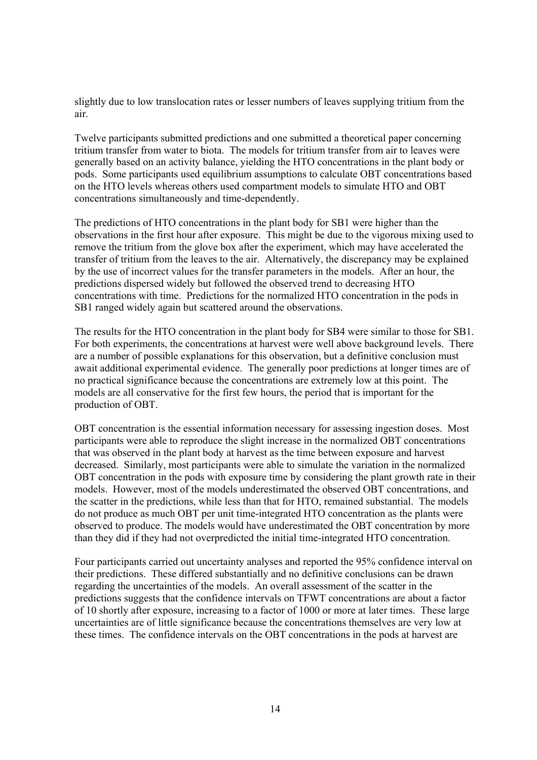slightly due to low translocation rates or lesser numbers of leaves supplying tritium from the air.

Twelve participants submitted predictions and one submitted a theoretical paper concerning tritium transfer from water to biota. The models for tritium transfer from air to leaves were generally based on an activity balance, yielding the HTO concentrations in the plant body or pods. Some participants used equilibrium assumptions to calculate OBT concentrations based on the HTO levels whereas others used compartment models to simulate HTO and OBT concentrations simultaneously and time-dependently.

The predictions of HTO concentrations in the plant body for SB1 were higher than the observations in the first hour after exposure. This might be due to the vigorous mixing used to remove the tritium from the glove box after the experiment, which may have accelerated the transfer of tritium from the leaves to the air. Alternatively, the discrepancy may be explained by the use of incorrect values for the transfer parameters in the models. After an hour, the predictions dispersed widely but followed the observed trend to decreasing HTO concentrations with time. Predictions for the normalized HTO concentration in the pods in SB1 ranged widely again but scattered around the observations.

The results for the HTO concentration in the plant body for SB4 were similar to those for SB1. For both experiments, the concentrations at harvest were well above background levels. There are a number of possible explanations for this observation, but a definitive conclusion must await additional experimental evidence. The generally poor predictions at longer times are of no practical significance because the concentrations are extremely low at this point. The models are all conservative for the first few hours, the period that is important for the production of OBT.

OBT concentration is the essential information necessary for assessing ingestion doses. Most participants were able to reproduce the slight increase in the normalized OBT concentrations that was observed in the plant body at harvest as the time between exposure and harvest decreased. Similarly, most participants were able to simulate the variation in the normalized OBT concentration in the pods with exposure time by considering the plant growth rate in their models. However, most of the models underestimated the observed OBT concentrations, and the scatter in the predictions, while less than that for HTO, remained substantial. The models do not produce as much OBT per unit time-integrated HTO concentration as the plants were observed to produce. The models would have underestimated the OBT concentration by more than they did if they had not overpredicted the initial time-integrated HTO concentration.

Four participants carried out uncertainty analyses and reported the 95% confidence interval on their predictions. These differed substantially and no definitive conclusions can be drawn regarding the uncertainties of the models. An overall assessment of the scatter in the predictions suggests that the confidence intervals on TFWT concentrations are about a factor of 10 shortly after exposure, increasing to a factor of 1000 or more at later times. These large uncertainties are of little significance because the concentrations themselves are very low at these times. The confidence intervals on the OBT concentrations in the pods at harvest are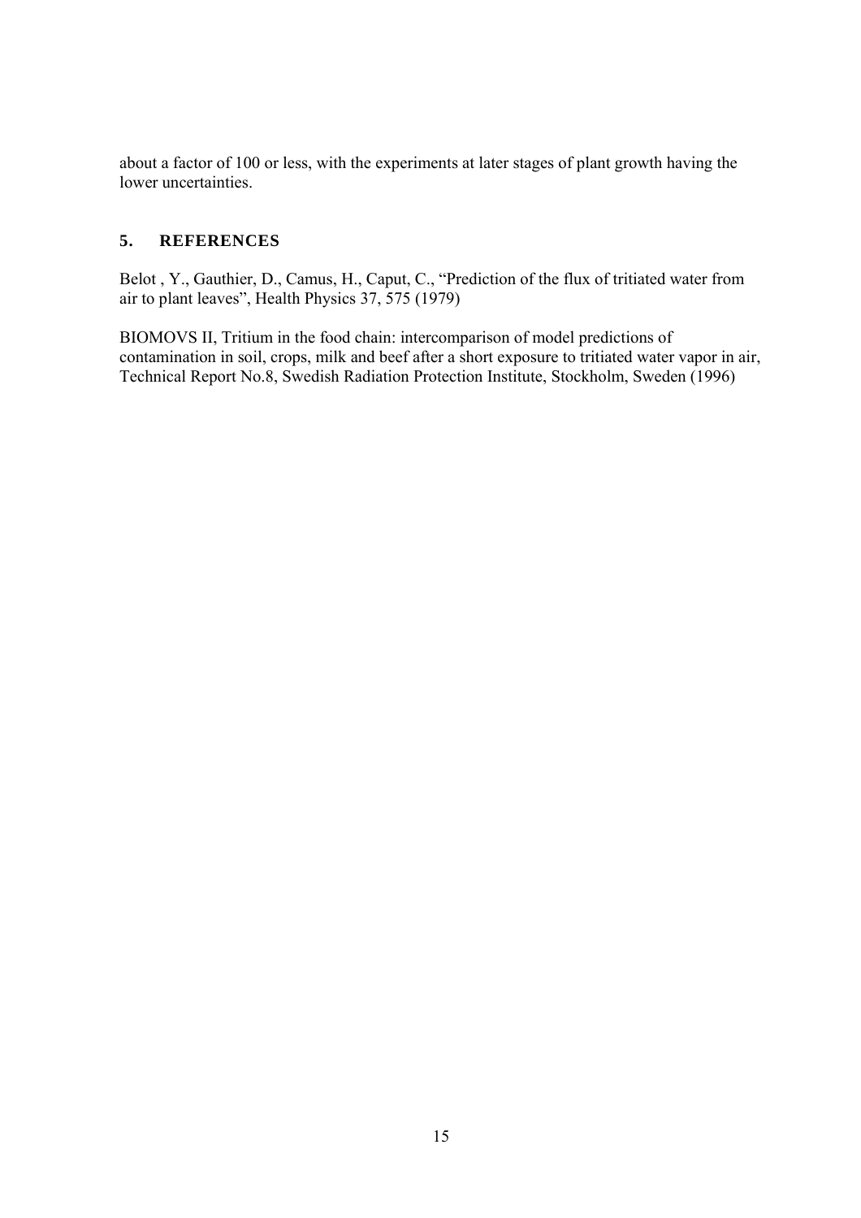about a factor of 100 or less, with the experiments at later stages of plant growth having the lower uncertainties.

## 5. REFERENCES

Belot , Y., Gauthier, D., Camus, H., Caput, C., "Prediction of the flux of tritiated water from air to plant leaves", Health Physics 37, 575 (1979)

BIOMOVS II, Tritium in the food chain: intercomparison of model predictions of contamination in soil, crops, milk and beef after a short exposure to tritiated water vapor in air, Technical Report No.8, Swedish Radiation Protection Institute, Stockholm, Sweden (1996)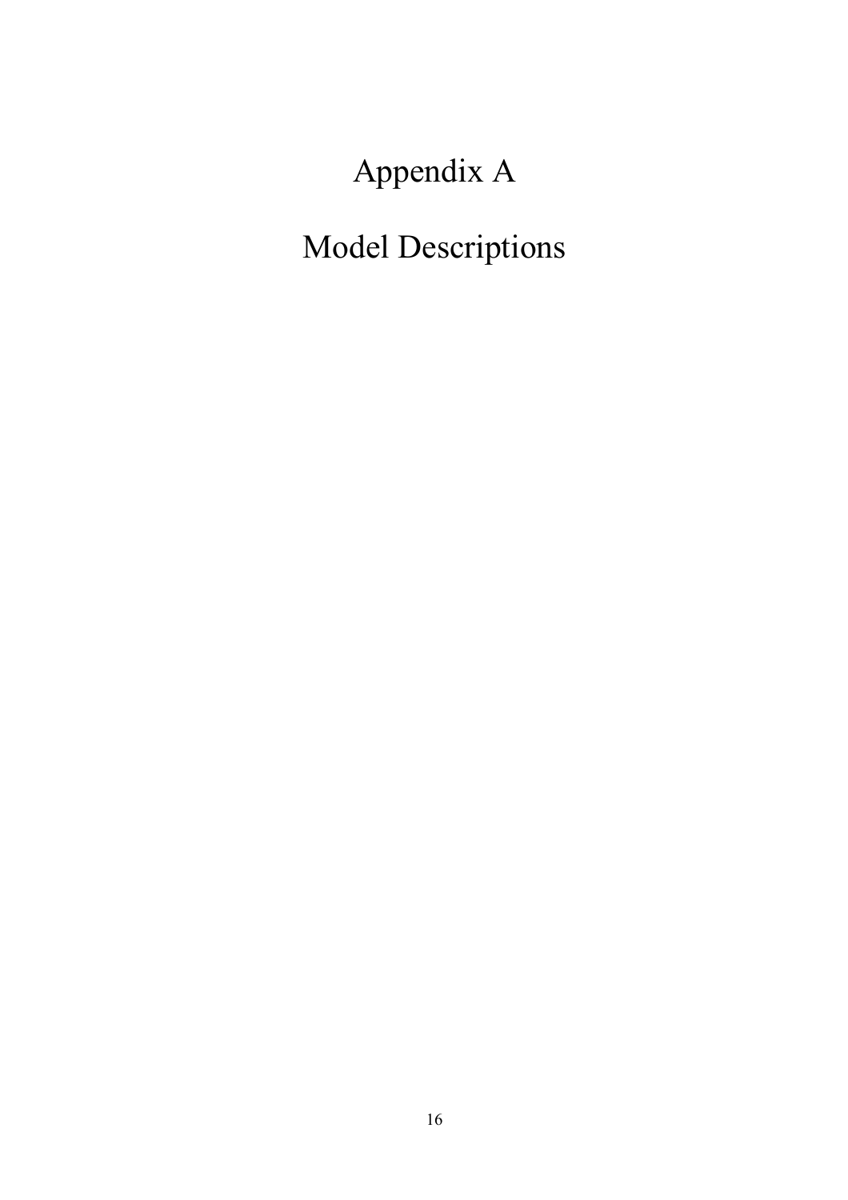# Appendix A

# Model Descriptions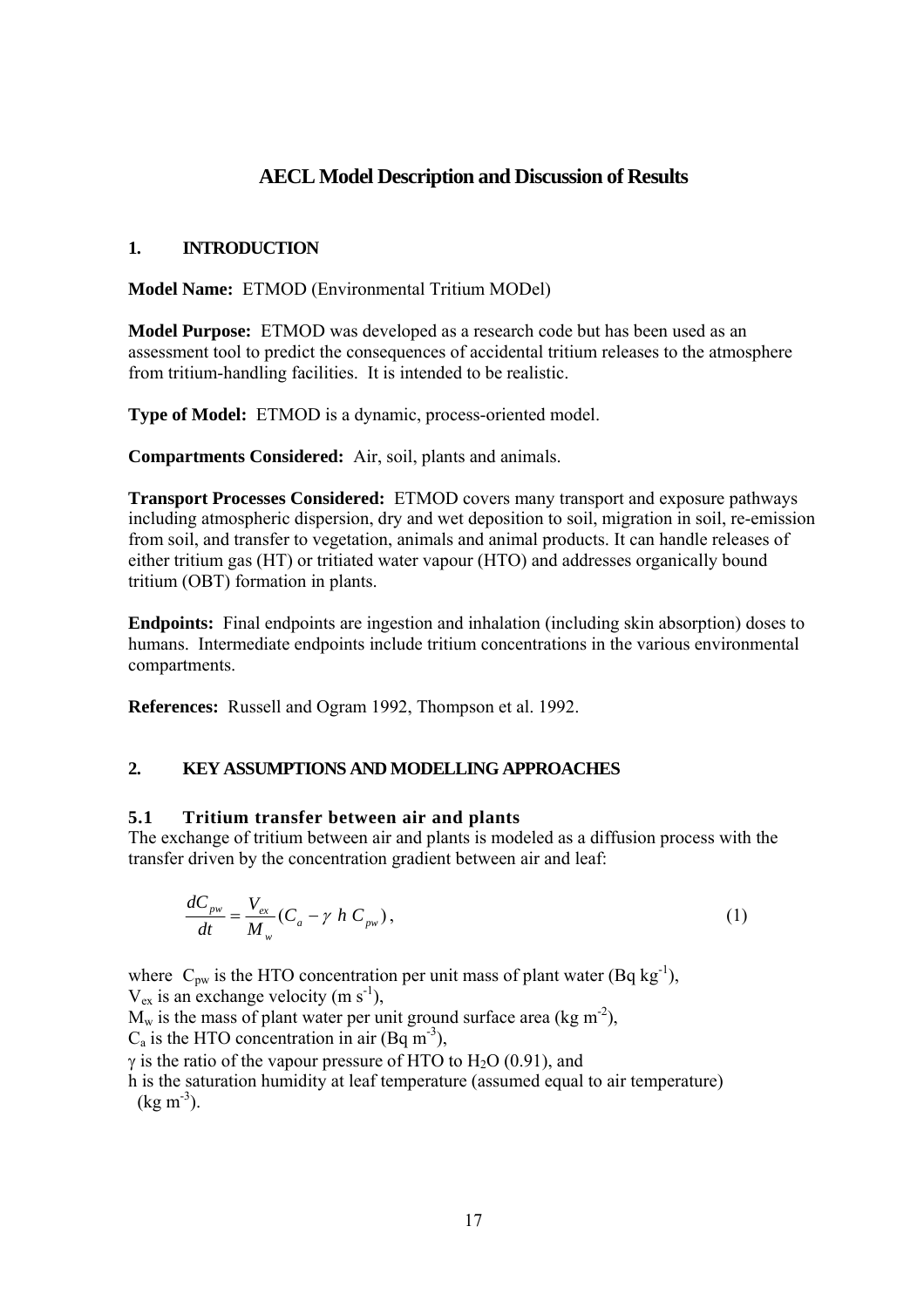# AECL Model Description and Discussion of Results

## 1. INTRODUCTION

**Model Name:** ETMOD (Environmental Tritium MODel)

**Model Purpose:** ETMOD was developed as a research code but has been used as an assessment tool to predict the consequences of accidental tritium releases to the atmosphere from tritium-handling facilities. It is intended to be realistic.

**Type of Model:** ETMOD is a dynamic, process-oriented model.

**Compartments Considered:** Air, soil, plants and animals.

**Transport Processes Considered:** ETMOD covers many transport and exposure pathways including atmospheric dispersion, dry and wet deposition to soil, migration in soil, re-emission from soil, and transfer to vegetation, animals and animal products. It can handle releases of either tritium gas (HT) or tritiated water vapour (HTO) and addresses organically bound tritium (OBT) formation in plants.

**Endpoints:** Final endpoints are ingestion and inhalation (including skin absorption) doses to humans. Intermediate endpoints include tritium concentrations in the various environmental compartments.

**References:** Russell and Ogram 1992, Thompson et al. 1992.

## 2. KEY ASSUMPTIONS AND MODELLING APPROACHES

### 5.1 Tritium transfer between air and plants

The exchange of tritium between air and plants is modeled as a diffusion process with the transfer driven by the concentration gradient between air and leaf:

$$\frac{dC_{pw}}{dt} = \frac{V_{ex}}{M_w}(C_a - \gamma \; h \; C_{pw}), \tag{1}$$

where $C_{pw}$ is the HTO concentration per unit mass of plant water (Bq kg$^{-1}$),
$V_{ex}$ is an exchange velocity (m s$^{-1}$),
$M_w$ is the mass of plant water per unit ground surface area (kg m$^{-2}$),
$C_a$ is the HTO concentration in air (Bq m$^{-3}$),
$\gamma$ is the ratio of the vapour pressure of HTO to $H_2O$ (0.91), and
h is the saturation humidity at leaf temperature (assumed equal to air temperature) (kg m$^{-3}$).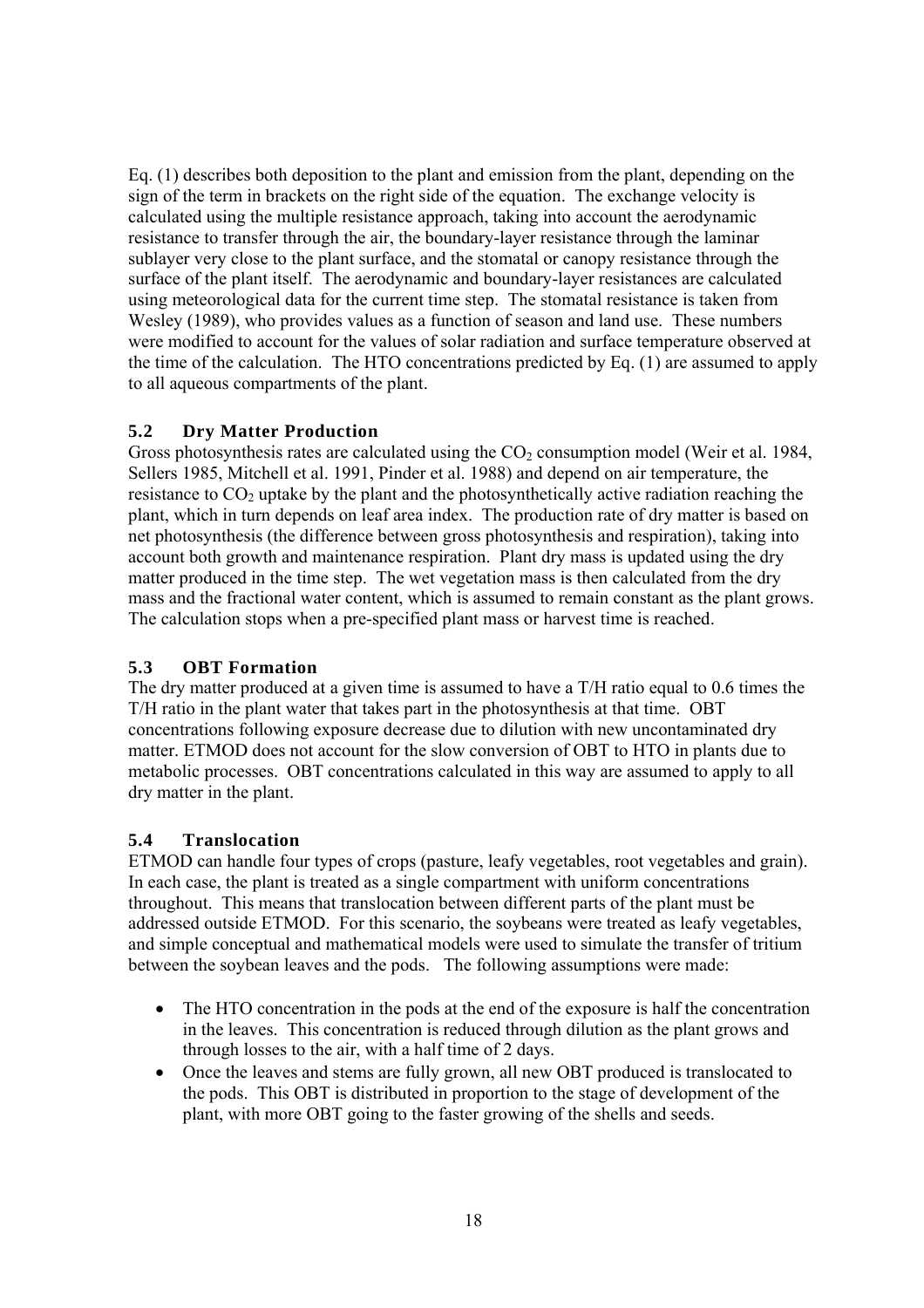Eq. (1) describes both deposition to the plant and emission from the plant, depending on the sign of the term in brackets on the right side of the equation. The exchange velocity is calculated using the multiple resistance approach, taking into account the aerodynamic resistance to transfer through the air, the boundary-layer resistance through the laminar sublayer very close to the plant surface, and the stomatal or canopy resistance through the surface of the plant itself. The aerodynamic and boundary-layer resistances are calculated using meteorological data for the current time step. The stomatal resistance is taken from Wesley (1989), who provides values as a function of season and land use. These numbers were modified to account for the values of solar radiation and surface temperature observed at the time of the calculation. The HTO concentrations predicted by Eq. (1) are assumed to apply to all aqueous compartments of the plant.

### 5.2 Dry Matter Production

Gross photosynthesis rates are calculated using the $CO_2$ consumption model (Weir et al. 1984, Sellers 1985, Mitchell et al. 1991, Pinder et al. 1988) and depend on air temperature, the resistance to $CO_2$ uptake by the plant and the photosynthetically active radiation reaching the plant, which in turn depends on leaf area index. The production rate of dry matter is based on net photosynthesis (the difference between gross photosynthesis and respiration), taking into account both growth and maintenance respiration. Plant dry mass is updated using the dry matter produced in the time step. The wet vegetation mass is then calculated from the dry mass and the fractional water content, which is assumed to remain constant as the plant grows. The calculation stops when a pre-specified plant mass or harvest time is reached.

### 5.3 OBT Formation

The dry matter produced at a given time is assumed to have a T/H ratio equal to 0.6 times the T/H ratio in the plant water that takes part in the photosynthesis at that time. OBT concentrations following exposure decrease due to dilution with new uncontaminated dry matter. ETMOD does not account for the slow conversion of OBT to HTO in plants due to metabolic processes. OBT concentrations calculated in this way are assumed to apply to all dry matter in the plant.

### 5.4 Translocation

ETMOD can handle four types of crops (pasture, leafy vegetables, root vegetables and grain). In each case, the plant is treated as a single compartment with uniform concentrations throughout. This means that translocation between different parts of the plant must be addressed outside ETMOD. For this scenario, the soybeans were treated as leafy vegetables, and simple conceptual and mathematical models were used to simulate the transfer of tritium between the soybean leaves and the pods. The following assumptions were made:

- The HTO concentration in the pods at the end of the exposure is half the concentration in the leaves. This concentration is reduced through dilution as the plant grows and through losses to the air, with a half time of 2 days.
- Once the leaves and stems are fully grown, all new OBT produced is translocated to the pods. This OBT is distributed in proportion to the stage of development of the plant, with more OBT going to the faster growing of the shells and seeds.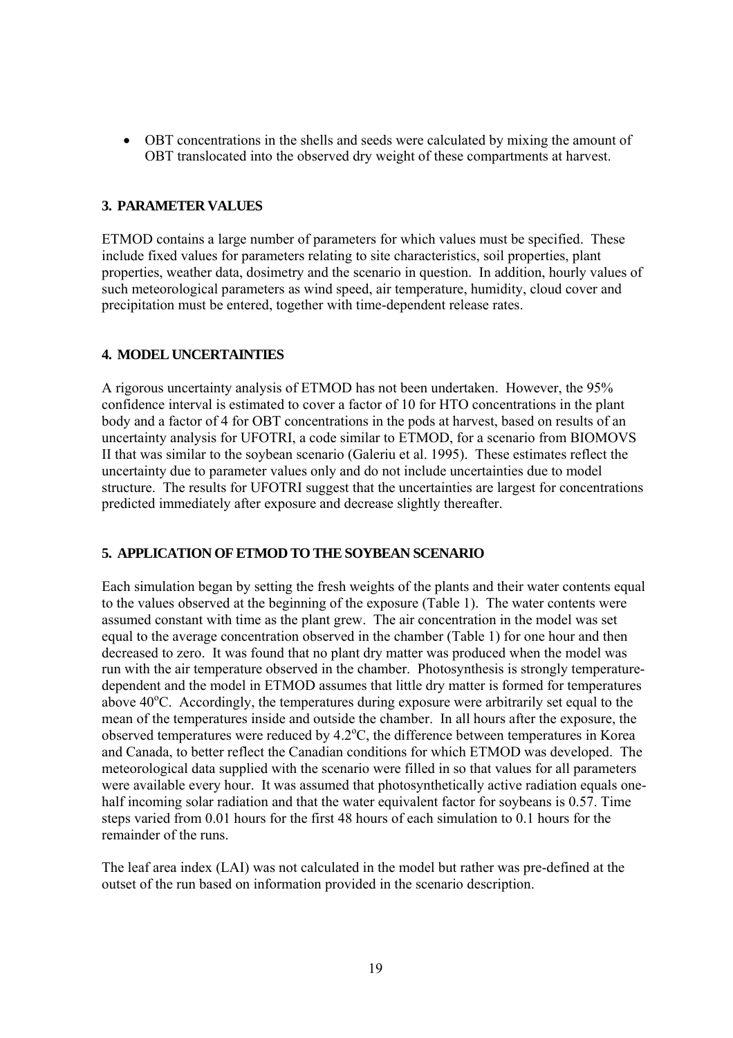- OBT concentrations in the shells and seeds were calculated by mixing the amount of OBT translocated into the observed dry weight of these compartments at harvest.

## 3. PARAMETER VALUES

ETMOD contains a large number of parameters for which values must be specified. These include fixed values for parameters relating to site characteristics, soil properties, plant properties, weather data, dosimetry and the scenario in question. In addition, hourly values of such meteorological parameters as wind speed, air temperature, humidity, cloud cover and precipitation must be entered, together with time-dependent release rates.

## 4. MODEL UNCERTAINTIES

A rigorous uncertainty analysis of ETMOD has not been undertaken. However, the 95% confidence interval is estimated to cover a factor of 10 for HTO concentrations in the plant body and a factor of 4 for OBT concentrations in the pods at harvest, based on results of an uncertainty analysis for UFOTRI, a code similar to ETMOD, for a scenario from BIOMOVS II that was similar to the soybean scenario (Galeriu et al. 1995). These estimates reflect the uncertainty due to parameter values only and do not include uncertainties due to model structure. The results for UFOTRI suggest that the uncertainties are largest for concentrations predicted immediately after exposure and decrease slightly thereafter.

## 5. APPLICATION OF ETMOD TO THE SOYBEAN SCENARIO

Each simulation began by setting the fresh weights of the plants and their water contents equal to the values observed at the beginning of the exposure (Table 1). The water contents were assumed constant with time as the plant grew. The air concentration in the model was set equal to the average concentration observed in the chamber (Table 1) for one hour and then decreased to zero. It was found that no plant dry matter was produced when the model was run with the air temperature observed in the chamber. Photosynthesis is strongly temperature-dependent and the model in ETMOD assumes that little dry matter is formed for temperatures above $40^{o}C$. Accordingly, the temperatures during exposure were arbitrarily set equal to the mean of the temperatures inside and outside the chamber. In all hours after the exposure, the observed temperatures were reduced by $4.2^{o}C$, the difference between temperatures in Korea and Canada, to better reflect the Canadian conditions for which ETMOD was developed. The meteorological data supplied with the scenario were filled in so that values for all parameters were available every hour. It was assumed that photosynthetically active radiation equals one-half incoming solar radiation and that the water equivalent factor for soybeans is 0.57. Time steps varied from 0.01 hours for the first 48 hours of each simulation to 0.1 hours for the remainder of the runs.

The leaf area index (LAI) was not calculated in the model but rather was pre-defined at the outset of the run based on information provided in the scenario description.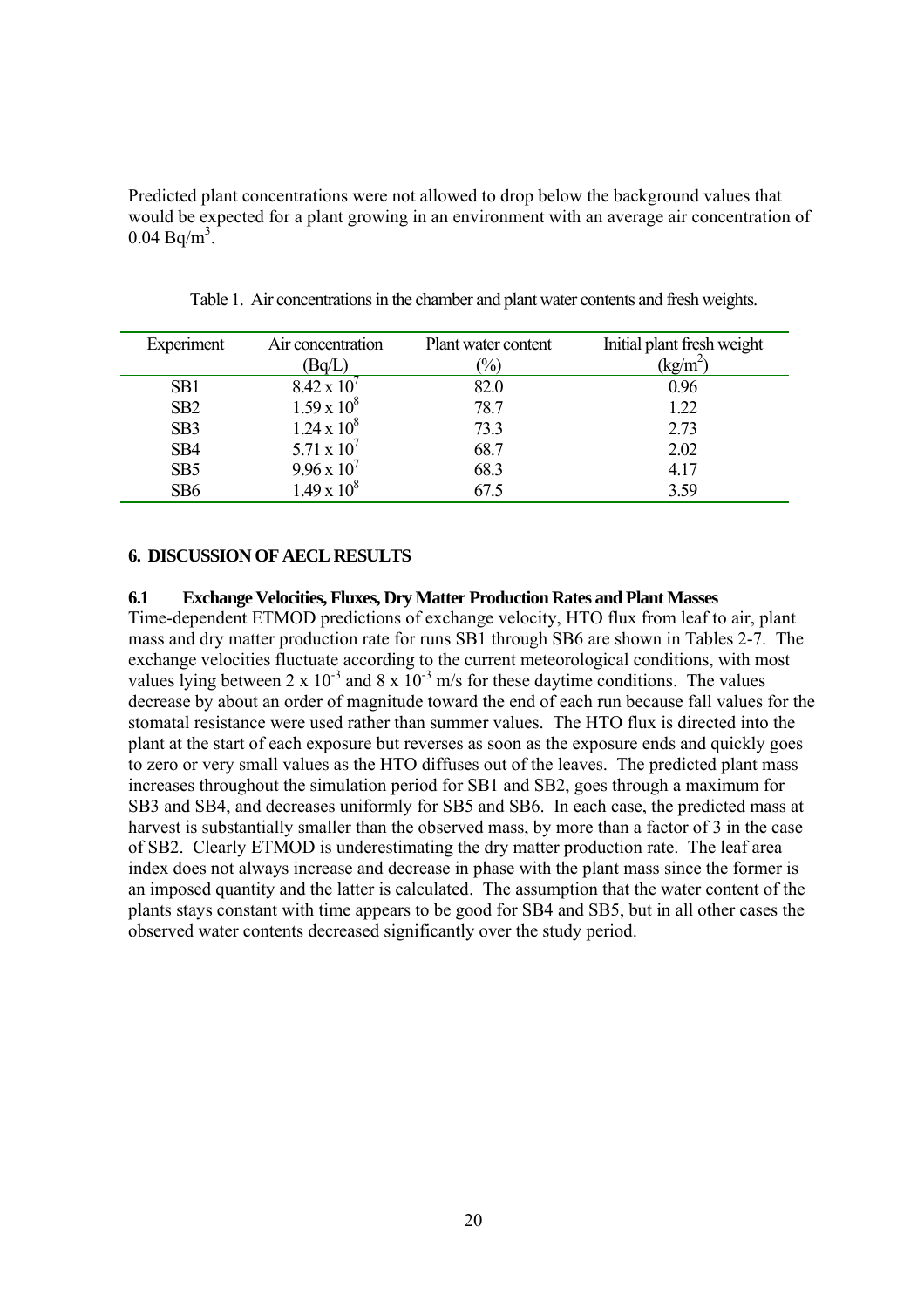Predicted plant concentrations were not allowed to drop below the background values that would be expected for a plant growing in an environment with an average air concentration of 0.04 Bq/m$^3$.

Table 1. Air concentrations in the chamber and plant water contents and fresh weights.

| Experiment | Air concentration (Bq/L) | Plant water content (%) | Initial plant fresh weight (kg/m$^2$) |
|---|---|---|---|
| SB1 | $8.42 \times 10^7$ | 82.0 | 0.96 |
| SB2 | $1.59 \times 10^8$ | 78.7 | 1.22 |
| SB3 | $1.24 \times 10^8$ | 73.3 | 2.73 |
| SB4 | $5.71 \times 10^7$ | 68.7 | 2.02 |
| SB5 | $9.96 \times 10^7$ | 68.3 | 4.17 |
| SB6 | $1.49 \times 10^8$ | 67.5 | 3.59 |

## 6. DISCUSSION OF AECL RESULTS

### 6.1 Exchange Velocities, Fluxes, Dry Matter Production Rates and Plant Masses

Time-dependent ETMOD predictions of exchange velocity, HTO flux from leaf to air, plant mass and dry matter production rate for runs SB1 through SB6 are shown in Tables 2-7. The exchange velocities fluctuate according to the current meteorological conditions, with most values lying between $2 \times 10^{-3}$ and $8 \times 10^{-3}$ m/s for these daytime conditions. The values decrease by about an order of magnitude toward the end of each run because fall values for the stomatal resistance were used rather than summer values. The HTO flux is directed into the plant at the start of each exposure but reverses as soon as the exposure ends and quickly goes to zero or very small values as the HTO diffuses out of the leaves. The predicted plant mass increases throughout the simulation period for SB1 and SB2, goes through a maximum for SB3 and SB4, and decreases uniformly for SB5 and SB6. In each case, the predicted mass at harvest is substantially smaller than the observed mass, by more than a factor of 3 in the case of SB2. Clearly ETMOD is underestimating the dry matter production rate. The leaf area index does not always increase and decrease in phase with the plant mass since the former is an imposed quantity and the latter is calculated. The assumption that the water content of the plants stays constant with time appears to be good for SB4 and SB5, but in all other cases the observed water contents decreased significantly over the study period.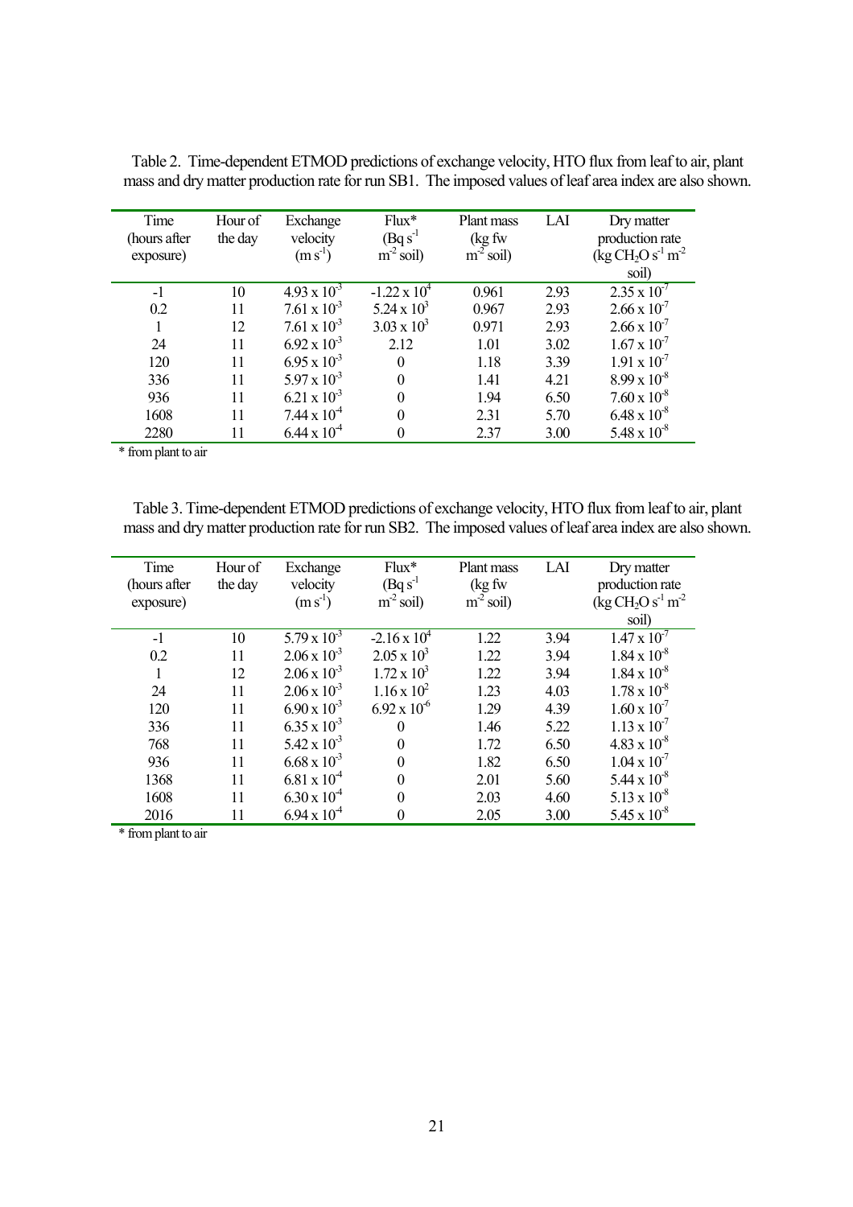Table 2. Time-dependent ETMOD predictions of exchange velocity, HTO flux from leaf to air, plant mass and dry matter production rate for run SB1. The imposed values of leaf area index are also shown.

| Time (hours after exposure) | Hour of the day | Exchange velocity ($m\ s^{-1}$) | Flux* ($Bq\ s^{-1}\ m^{-2}$ soil) | Plant mass (kg fw $m^{-2}$ soil) | LAI | Dry matter production rate (kg $CH_2O\ s^{-1}\ m^{-2}$ soil) |
|---|---|---|---|---|---|---|
| -1 | 10 | $4.93 \times 10^{-3}$ | $-1.22 \times 10^{4}$ | 0.961 | 2.93 | $2.35 \times 10^{-7}$ |
| 0.2 | 11 | $7.61 \times 10^{-3}$ | $5.24 \times 10^{3}$ | 0.967 | 2.93 | $2.66 \times 10^{-7}$ |
| 1 | 12 | $7.61 \times 10^{-3}$ | $3.03 \times 10^{3}$ | 0.971 | 2.93 | $2.66 \times 10^{-7}$ |
| 24 | 11 | $6.92 \times 10^{-3}$ | 2.12 | 1.01 | 3.02 | $1.67 \times 10^{-7}$ |
| 120 | 11 | $6.95 \times 10^{-3}$ | 0 | 1.18 | 3.39 | $1.91 \times 10^{-7}$ |
| 336 | 11 | $5.97 \times 10^{-3}$ | 0 | 1.41 | 4.21 | $8.99 \times 10^{-8}$ |
| 936 | 11 | $6.21 \times 10^{-3}$ | 0 | 1.94 | 6.50 | $7.60 \times 10^{-8}$ |
| 1608 | 11 | $7.44 \times 10^{-4}$ | 0 | 2.31 | 5.70 | $6.48 \times 10^{-8}$ |
| 2280 | 11 | $6.44 \times 10^{-4}$ | 0 | 2.37 | 3.00 | $5.48 \times 10^{-8}$ |

\* from plant to air

Table 3. Time-dependent ETMOD predictions of exchange velocity, HTO flux from leaf to air, plant mass and dry matter production rate for run SB2. The imposed values of leaf area index are also shown.

| Time (hours after exposure) | Hour of the day | Exchange velocity ($m\ s^{-1}$) | Flux* ($Bq\ s^{-1}\ m^{-2}$ soil) | Plant mass (kg fw $m^{-2}$ soil) | LAI | Dry matter production rate (kg $CH_2O\ s^{-1}\ m^{-2}$ soil) |
|---|---|---|---|---|---|---|
| -1 | 10 | $5.79 \times 10^{-3}$ | $-2.16 \times 10^{4}$ | 1.22 | 3.94 | $1.47 \times 10^{-7}$ |
| 0.2 | 11 | $2.06 \times 10^{-3}$ | $2.05 \times 10^{3}$ | 1.22 | 3.94 | $1.84 \times 10^{-8}$ |
| 1 | 12 | $2.06 \times 10^{-3}$ | $1.72 \times 10^{3}$ | 1.22 | 3.94 | $1.84 \times 10^{-8}$ |
| 24 | 11 | $2.06 \times 10^{-3}$ | $1.16 \times 10^{2}$ | 1.23 | 4.03 | $1.78 \times 10^{-8}$ |
| 120 | 11 | $6.90 \times 10^{-3}$ | $6.92 \times 10^{-6}$ | 1.29 | 4.39 | $1.60 \times 10^{-7}$ |
| 336 | 11 | $6.35 \times 10^{-3}$ | 0 | 1.46 | 5.22 | $1.13 \times 10^{-7}$ |
| 768 | 11 | $5.42 \times 10^{-3}$ | 0 | 1.72 | 6.50 | $4.83 \times 10^{-8}$ |
| 936 | 11 | $6.68 \times 10^{-3}$ | 0 | 1.82 | 6.50 | $1.04 \times 10^{-7}$ |
| 1368 | 11 | $6.81 \times 10^{-4}$ | 0 | 2.01 | 5.60 | $5.44 \times 10^{-8}$ |
| 1608 | 11 | $6.30 \times 10^{-4}$ | 0 | 2.03 | 4.60 | $5.13 \times 10^{-8}$ |
| 2016 | 11 | $6.94 \times 10^{-4}$ | 0 | 2.05 | 3.00 | $5.45 \times 10^{-8}$ |

\* from plant to air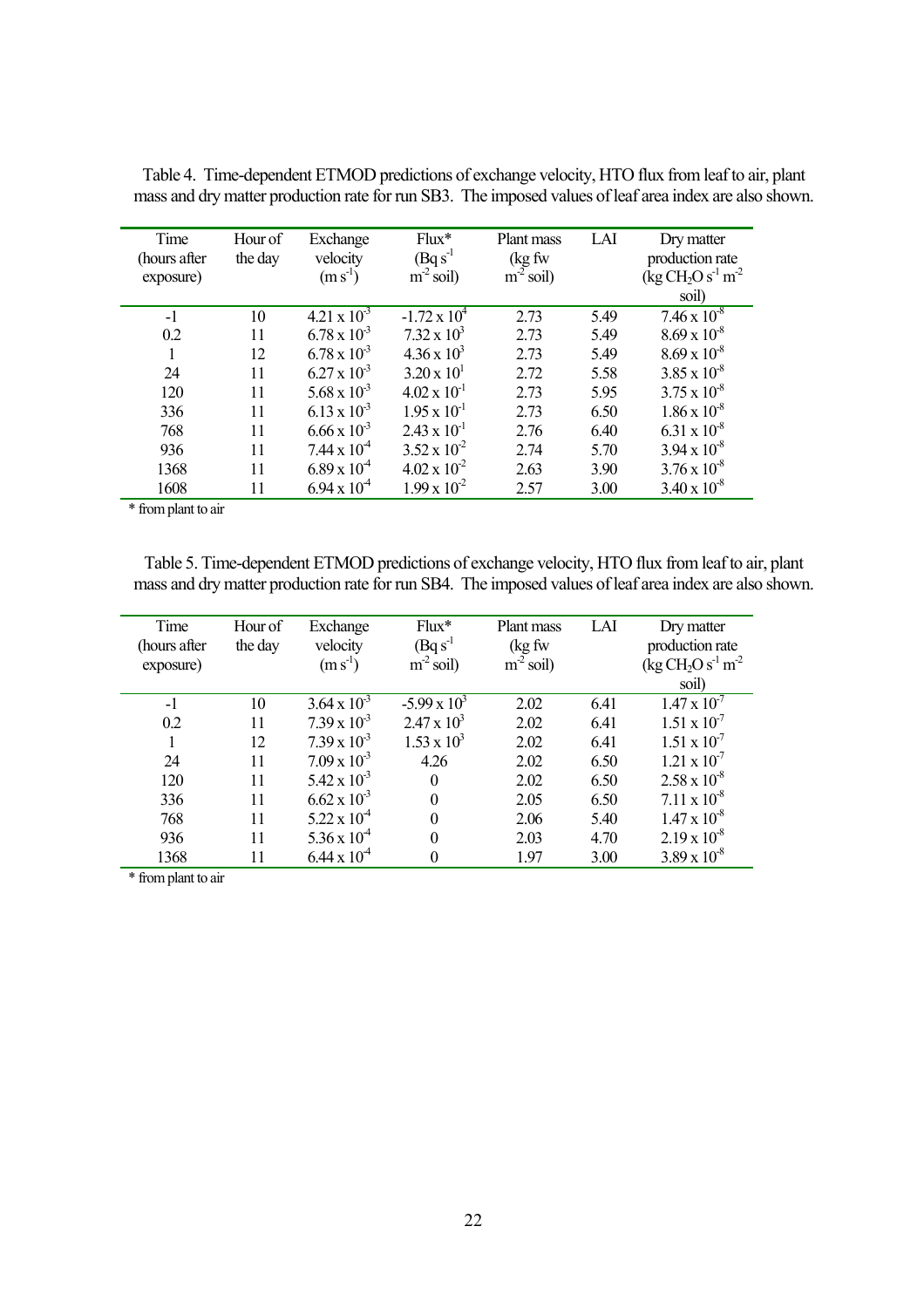Table 4. Time-dependent ETMOD predictions of exchange velocity, HTO flux from leaf to air, plant mass and dry matter production rate for run SB3. The imposed values of leaf area index are also shown.

| Time (hours after exposure) | Hour of the day | Exchange velocity ($m\ s^{-1}$) | Flux* ($Bq\ s^{-1}\ m^{-2}$ soil) | Plant mass (kg fw $m^{-2}$ soil) | LAI | Dry matter production rate (kg $CH_2O\ s^{-1}\ m^{-2}$ soil) |
|---|---|---|---|---|---|---|
| -1 | 10 | $4.21 \times 10^{-3}$ | $-1.72 \times 10^{4}$ | 2.73 | 5.49 | $7.46 \times 10^{-8}$ |
| 0.2 | 11 | $6.78 \times 10^{-3}$ | $7.32 \times 10^{3}$ | 2.73 | 5.49 | $8.69 \times 10^{-8}$ |
| 1 | 12 | $6.78 \times 10^{-3}$ | $4.36 \times 10^{3}$ | 2.73 | 5.49 | $8.69 \times 10^{-8}$ |
| 24 | 11 | $6.27 \times 10^{-3}$ | $3.20 \times 10^{1}$ | 2.72 | 5.58 | $3.85 \times 10^{-8}$ |
| 120 | 11 | $5.68 \times 10^{-3}$ | $4.02 \times 10^{-1}$ | 2.73 | 5.95 | $3.75 \times 10^{-8}$ |
| 336 | 11 | $6.13 \times 10^{-3}$ | $1.95 \times 10^{-1}$ | 2.73 | 6.50 | $1.86 \times 10^{-8}$ |
| 768 | 11 | $6.66 \times 10^{-3}$ | $2.43 \times 10^{-1}$ | 2.76 | 6.40 | $6.31 \times 10^{-8}$ |
| 936 | 11 | $7.44 \times 10^{-4}$ | $3.52 \times 10^{-2}$ | 2.74 | 5.70 | $3.94 \times 10^{-8}$ |
| 1368 | 11 | $6.89 \times 10^{-4}$ | $4.02 \times 10^{-2}$ | 2.63 | 3.90 | $3.76 \times 10^{-8}$ |
| 1608 | 11 | $6.94 \times 10^{-4}$ | $1.99 \times 10^{-2}$ | 2.57 | 3.00 | $3.40 \times 10^{-8}$ |

* from plant to air

Table 5. Time-dependent ETMOD predictions of exchange velocity, HTO flux from leaf to air, plant mass and dry matter production rate for run SB4. The imposed values of leaf area index are also shown.

| Time (hours after exposure) | Hour of the day | Exchange velocity ($m\ s^{-1}$) | Flux* ($Bq\ s^{-1}\ m^{-2}$ soil) | Plant mass (kg fw $m^{-2}$ soil) | LAI | Dry matter production rate (kg $CH_2O\ s^{-1}\ m^{-2}$ soil) |
|---|---|---|---|---|---|---|
| -1 | 10 | $3.64 \times 10^{-3}$ | $-5.99 \times 10^{3}$ | 2.02 | 6.41 | $1.47 \times 10^{-7}$ |
| 0.2 | 11 | $7.39 \times 10^{-3}$ | $2.47 \times 10^{3}$ | 2.02 | 6.41 | $1.51 \times 10^{-7}$ |
| 1 | 12 | $7.39 \times 10^{-3}$ | $1.53 \times 10^{3}$ | 2.02 | 6.41 | $1.51 \times 10^{-7}$ |
| 24 | 11 | $7.09 \times 10^{-3}$ | 4.26 | 2.02 | 6.50 | $1.21 \times 10^{-7}$ |
| 120 | 11 | $5.42 \times 10^{-3}$ | 0 | 2.02 | 6.50 | $2.58 \times 10^{-8}$ |
| 336 | 11 | $6.62 \times 10^{-3}$ | 0 | 2.05 | 6.50 | $7.11 \times 10^{-8}$ |
| 768 | 11 | $5.22 \times 10^{-4}$ | 0 | 2.06 | 5.40 | $1.47 \times 10^{-8}$ |
| 936 | 11 | $5.36 \times 10^{-4}$ | 0 | 2.03 | 4.70 | $2.19 \times 10^{-8}$ |
| 1368 | 11 | $6.44 \times 10^{-4}$ | 0 | 1.97 | 3.00 | $3.89 \times 10^{-8}$ |

* from plant to air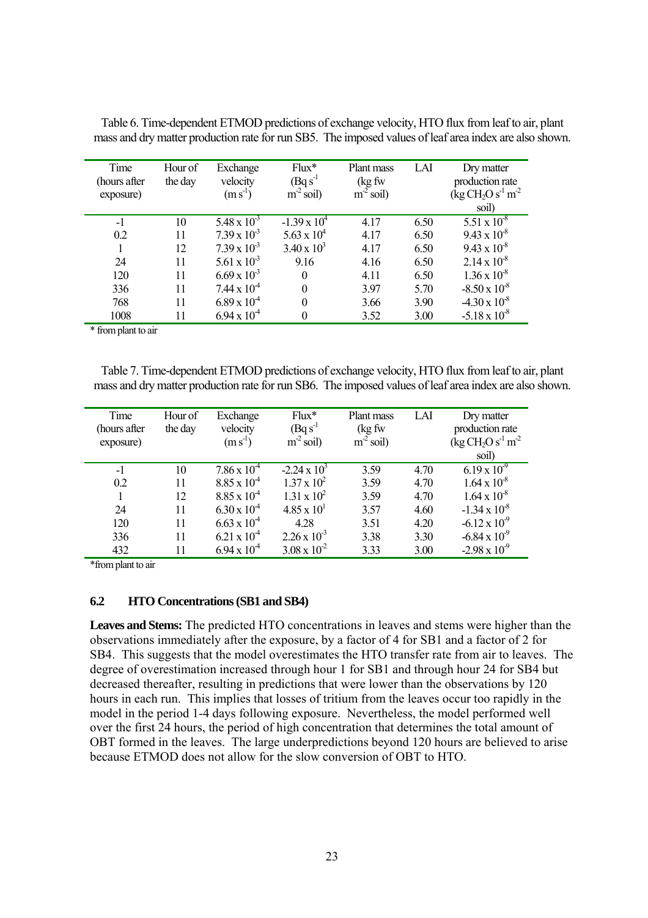Table 6. Time-dependent ETMOD predictions of exchange velocity, HTO flux from leaf to air, plant mass and dry matter production rate for run SB5. The imposed values of leaf area index are also shown.

| Time (hours after exposure) | Hour of the day | Exchange velocity ($m\ s^{-1}$) | Flux* ($Bq\ s^{-1}\ m^{-2}$ soil) | Plant mass (kg fw $m^{-2}$ soil) | LAI | Dry matter production rate ($kg\ CH_2O\ s^{-1}\ m^{-2}$ soil) |
|---|---|---|---|---|---|---|
| -1 | 10 | $5.48 \times 10^{-3}$ | $-1.39 \times 10^{4}$ | 4.17 | 6.50 | $5.51 \times 10^{-8}$ |
| 0.2 | 11 | $7.39 \times 10^{-3}$ | $5.63 \times 10^{4}$ | 4.17 | 6.50 | $9.43 \times 10^{-8}$ |
| 1 | 12 | $7.39 \times 10^{-3}$ | $3.40 \times 10^{3}$ | 4.17 | 6.50 | $9.43 \times 10^{-8}$ |
| 24 | 11 | $5.61 \times 10^{-3}$ | 9.16 | 4.16 | 6.50 | $2.14 \times 10^{-8}$ |
| 120 | 11 | $6.69 \times 10^{-3}$ | 0 | 4.11 | 6.50 | $1.36 \times 10^{-8}$ |
| 336 | 11 | $7.44 \times 10^{-4}$ | 0 | 3.97 | 5.70 | $-8.50 \times 10^{-8}$ |
| 768 | 11 | $6.89 \times 10^{-4}$ | 0 | 3.66 | 3.90 | $-4.30 \times 10^{-8}$ |
| 1008 | 11 | $6.94 \times 10^{-4}$ | 0 | 3.52 | 3.00 | $-5.18 \times 10^{-8}$ |

* from plant to air

Table 7. Time-dependent ETMOD predictions of exchange velocity, HTO flux from leaf to air, plant mass and dry matter production rate for run SB6. The imposed values of leaf area index are also shown.

| Time (hours after exposure) | Hour of the day | Exchange velocity ($m\ s^{-1}$) | Flux* ($Bq\ s^{-1}\ m^{-2}$ soil) | Plant mass (kg fw $m^{-2}$ soil) | LAI | Dry matter production rate ($kg\ CH_2O\ s^{-1}\ m^{-2}$ soil) |
|---|---|---|---|---|---|---|
| -1 | 10 | $7.86 \times 10^{-4}$ | $-2.24 \times 10^{3}$ | 3.59 | 4.70 | $6.19 \times 10^{-9}$ |
| 0.2 | 11 | $8.85 \times 10^{-4}$ | $1.37 \times 10^{2}$ | 3.59 | 4.70 | $1.64 \times 10^{-8}$ |
| 1 | 12 | $8.85 \times 10^{-4}$ | $1.31 \times 10^{2}$ | 3.59 | 4.70 | $1.64 \times 10^{-8}$ |
| 24 | 11 | $6.30 \times 10^{-4}$ | $4.85 \times 10^{1}$ | 3.57 | 4.60 | $-1.34 \times 10^{-8}$ |
| 120 | 11 | $6.63 \times 10^{-4}$ | 4.28 | 3.51 | 4.20 | $-6.12 \times 10^{-9}$ |
| 336 | 11 | $6.21 \times 10^{-4}$ | $2.26 \times 10^{-3}$ | 3.38 | 3.30 | $-6.84 \times 10^{-9}$ |
| 432 | 11 | $6.94 \times 10^{-4}$ | $3.08 \times 10^{-2}$ | 3.33 | 3.00 | $-2.98 \times 10^{-9}$ |

*from plant to air

### 6.2 HTO Concentrations (SB1 and SB4)

**Leaves and Stems:** The predicted HTO concentrations in leaves and stems were higher than the observations immediately after the exposure, by a factor of 4 for SB1 and a factor of 2 for SB4. This suggests that the model overestimates the HTO transfer rate from air to leaves. The degree of overestimation increased through hour 1 for SB1 and through hour 24 for SB4 but decreased thereafter, resulting in predictions that were lower than the observations by 120 hours in each run. This implies that losses of tritium from the leaves occur too rapidly in the model in the period 1-4 days following exposure. Nevertheless, the model performed well over the first 24 hours, the period of high concentration that determines the total amount of OBT formed in the leaves. The large underpredictions beyond 120 hours are believed to arise because ETMOD does not allow for the slow conversion of OBT to HTO.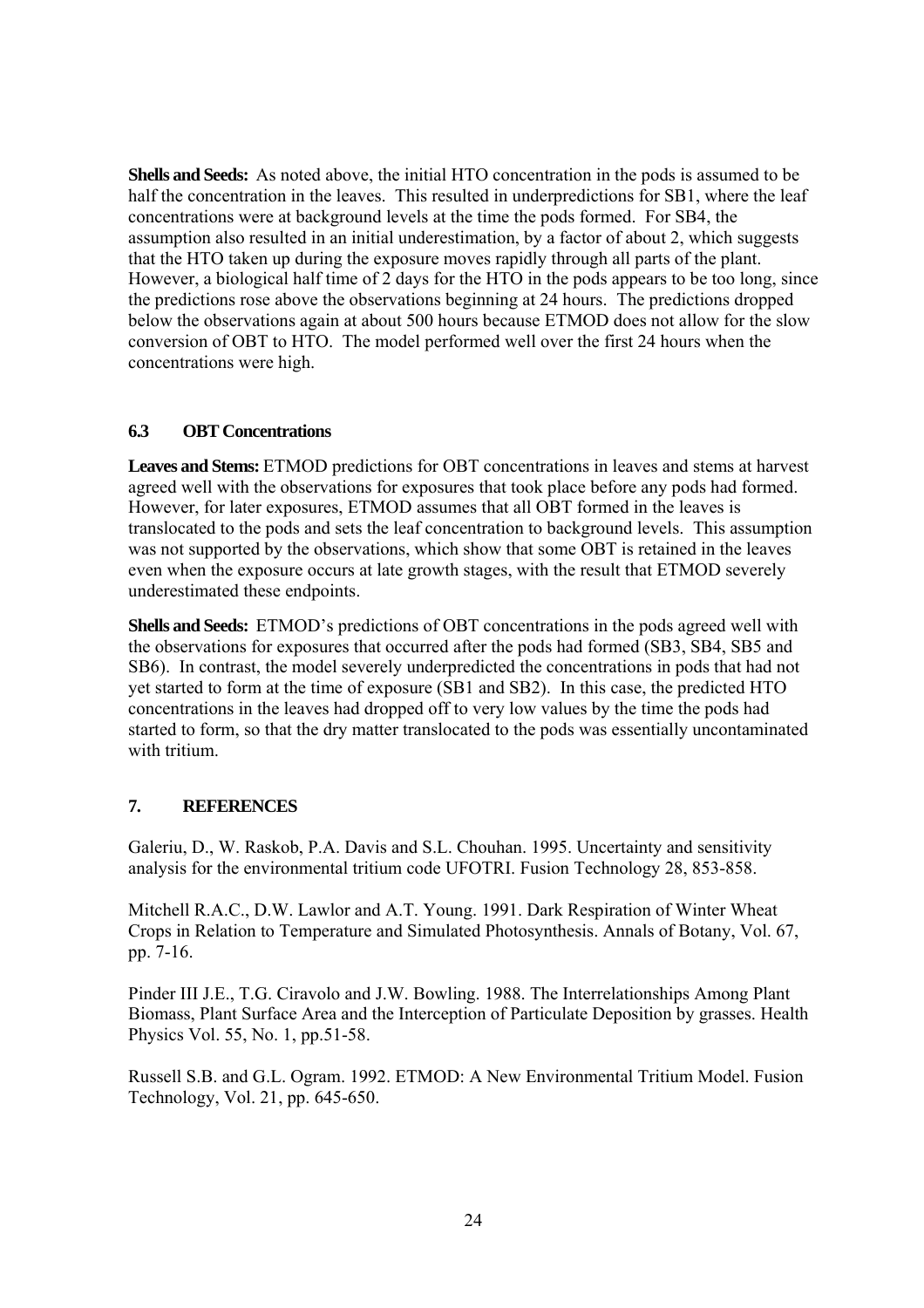**Shells and Seeds:** As noted above, the initial HTO concentration in the pods is assumed to be half the concentration in the leaves. This resulted in underpredictions for SB1, where the leaf concentrations were at background levels at the time the pods formed. For SB4, the assumption also resulted in an initial underestimation, by a factor of about 2, which suggests that the HTO taken up during the exposure moves rapidly through all parts of the plant. However, a biological half time of 2 days for the HTO in the pods appears to be too long, since the predictions rose above the observations beginning at 24 hours. The predictions dropped below the observations again at about 500 hours because ETMOD does not allow for the slow conversion of OBT to HTO. The model performed well over the first 24 hours when the concentrations were high.

### 6.3 OBT Concentrations

**Leaves and Stems:** ETMOD predictions for OBT concentrations in leaves and stems at harvest agreed well with the observations for exposures that took place before any pods had formed. However, for later exposures, ETMOD assumes that all OBT formed in the leaves is translocated to the pods and sets the leaf concentration to background levels. This assumption was not supported by the observations, which show that some OBT is retained in the leaves even when the exposure occurs at late growth stages, with the result that ETMOD severely underestimated these endpoints.

**Shells and Seeds:** ETMOD's predictions of OBT concentrations in the pods agreed well with the observations for exposures that occurred after the pods had formed (SB3, SB4, SB5 and SB6). In contrast, the model severely underpredicted the concentrations in pods that had not yet started to form at the time of exposure (SB1 and SB2). In this case, the predicted HTO concentrations in the leaves had dropped off to very low values by the time the pods had started to form, so that the dry matter translocated to the pods was essentially uncontaminated with tritium.

## 7. REFERENCES

Galeriu, D., W. Raskob, P.A. Davis and S.L. Chouhan. 1995. Uncertainty and sensitivity analysis for the environmental tritium code UFOTRI. Fusion Technology 28, 853-858.

Mitchell R.A.C., D.W. Lawlor and A.T. Young. 1991. Dark Respiration of Winter Wheat Crops in Relation to Temperature and Simulated Photosynthesis. Annals of Botany, Vol. 67, pp. 7-16.

Pinder III J.E., T.G. Ciravolo and J.W. Bowling. 1988. The Interrelationships Among Plant Biomass, Plant Surface Area and the Interception of Particulate Deposition by grasses. Health Physics Vol. 55, No. 1, pp.51-58.

Russell S.B. and G.L. Ogram. 1992. ETMOD: A New Environmental Tritium Model. Fusion Technology, Vol. 21, pp. 645-650.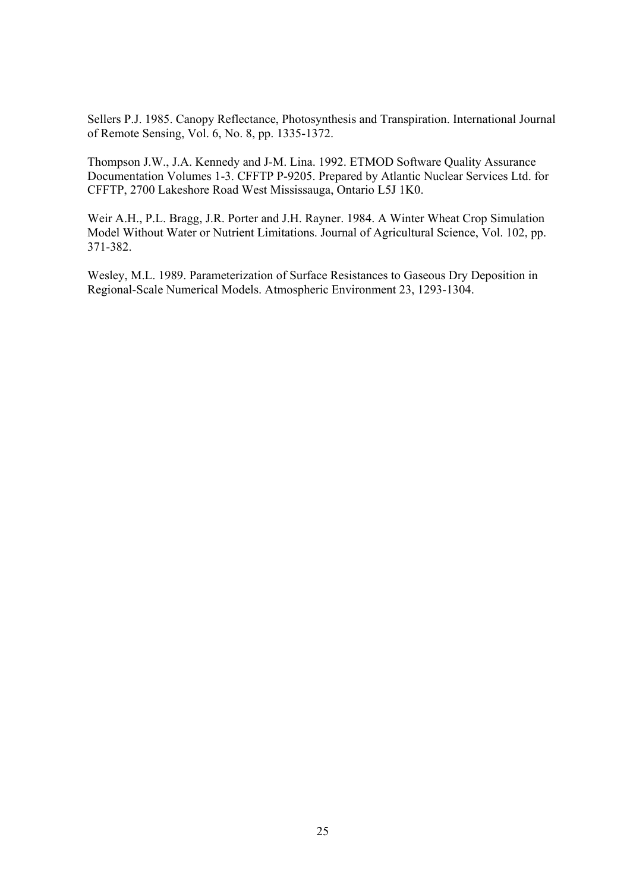Sellers P.J. 1985. Canopy Reflectance, Photosynthesis and Transpiration. International Journal of Remote Sensing, Vol. 6, No. 8, pp. 1335-1372.

Thompson J.W., J.A. Kennedy and J-M. Lina. 1992. ETMOD Software Quality Assurance Documentation Volumes 1-3. CFFTP P-9205. Prepared by Atlantic Nuclear Services Ltd. for CFFTP, 2700 Lakeshore Road West Mississauga, Ontario L5J 1K0.

Weir A.H., P.L. Bragg, J.R. Porter and J.H. Rayner. 1984. A Winter Wheat Crop Simulation Model Without Water or Nutrient Limitations. Journal of Agricultural Science, Vol. 102, pp. 371-382.

Wesley, M.L. 1989. Parameterization of Surface Resistances to Gaseous Dry Deposition in Regional-Scale Numerical Models. Atmospheric Environment 23, 1293-1304.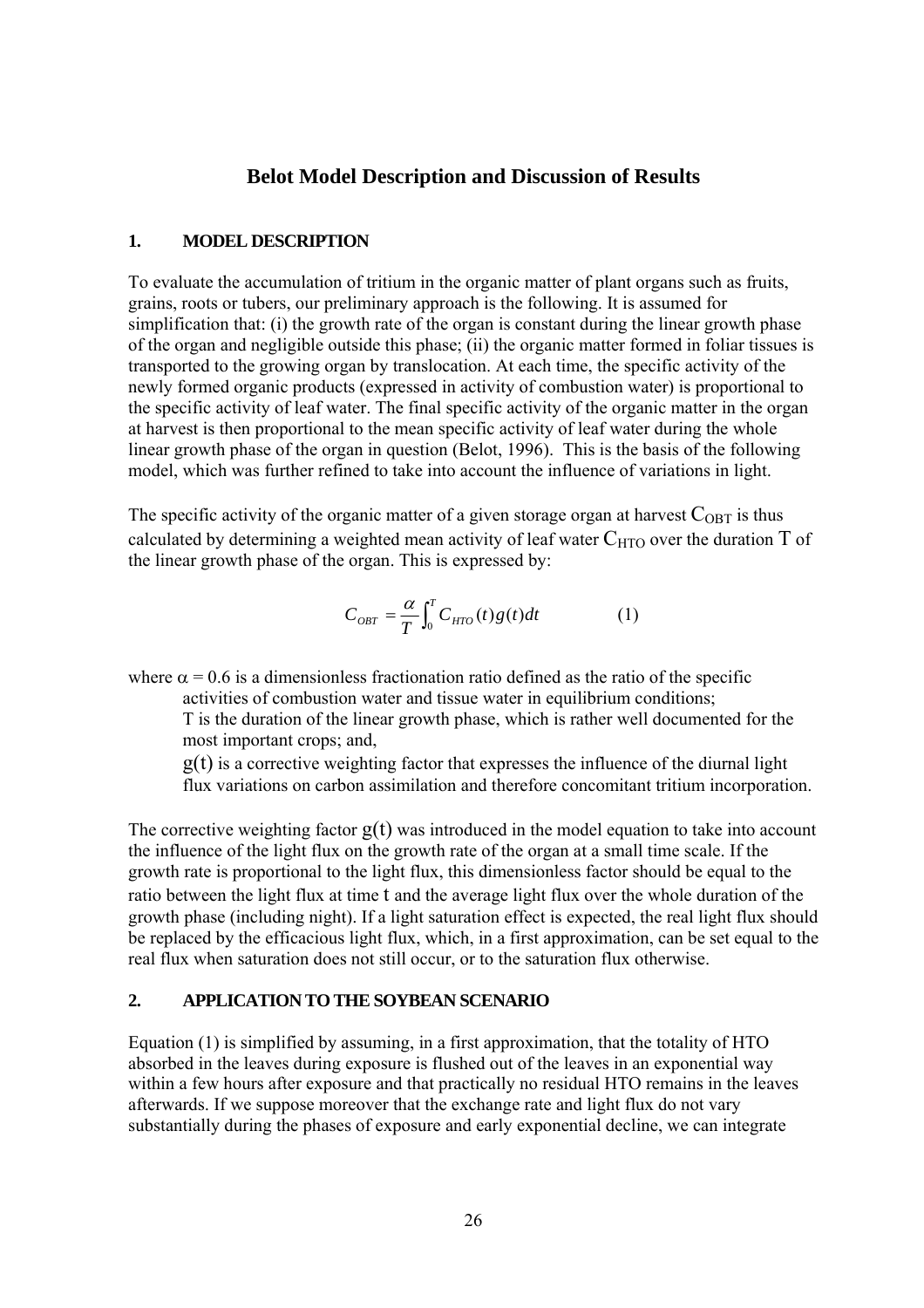# Belot Model Description and Discussion of Results

## 1. MODEL DESCRIPTION

To evaluate the accumulation of tritium in the organic matter of plant organs such as fruits, grains, roots or tubers, our preliminary approach is the following. It is assumed for simplification that: (i) the growth rate of the organ is constant during the linear growth phase of the organ and negligible outside this phase; (ii) the organic matter formed in foliar tissues is transported to the growing organ by translocation. At each time, the specific activity of the newly formed organic products (expressed in activity of combustion water) is proportional to the specific activity of leaf water. The final specific activity of the organic matter in the organ at harvest is then proportional to the mean specific activity of leaf water during the whole linear growth phase of the organ in question (Belot, 1996). This is the basis of the following model, which was further refined to take into account the influence of variations in light.

The specific activity of the organic matter of a given storage organ at harvest $C_{OBT}$ is thus calculated by determining a weighted mean activity of leaf water $C_{HTO}$ over the duration $T$ of the linear growth phase of the organ. This is expressed by:

$$C_{OBT} = \frac{\alpha}{T}\int_0^T C_{HTO}(t)g(t)dt \qquad (1)$$

where $\alpha = 0.6$ is a dimensionless fractionation ratio defined as the ratio of the specific activities of combustion water and tissue water in equilibrium conditions;
T is the duration of the linear growth phase, which is rather well documented for the most important crops; and,
$g(t)$ is a corrective weighting factor that expresses the influence of the diurnal light flux variations on carbon assimilation and therefore concomitant tritium incorporation.

The corrective weighting factor $g(t)$ was introduced in the model equation to take into account the influence of the light flux on the growth rate of the organ at a small time scale. If the growth rate is proportional to the light flux, this dimensionless factor should be equal to the ratio between the light flux at time $t$ and the average light flux over the whole duration of the growth phase (including night). If a light saturation effect is expected, the real light flux should be replaced by the efficacious light flux, which, in a first approximation, can be set equal to the real flux when saturation does not still occur, or to the saturation flux otherwise.

## 2. APPLICATION TO THE SOYBEAN SCENARIO

Equation (1) is simplified by assuming, in a first approximation, that the totality of HTO absorbed in the leaves during exposure is flushed out of the leaves in an exponential way within a few hours after exposure and that practically no residual HTO remains in the leaves afterwards. If we suppose moreover that the exchange rate and light flux do not vary substantially during the phases of exposure and early exponential decline, we can integrate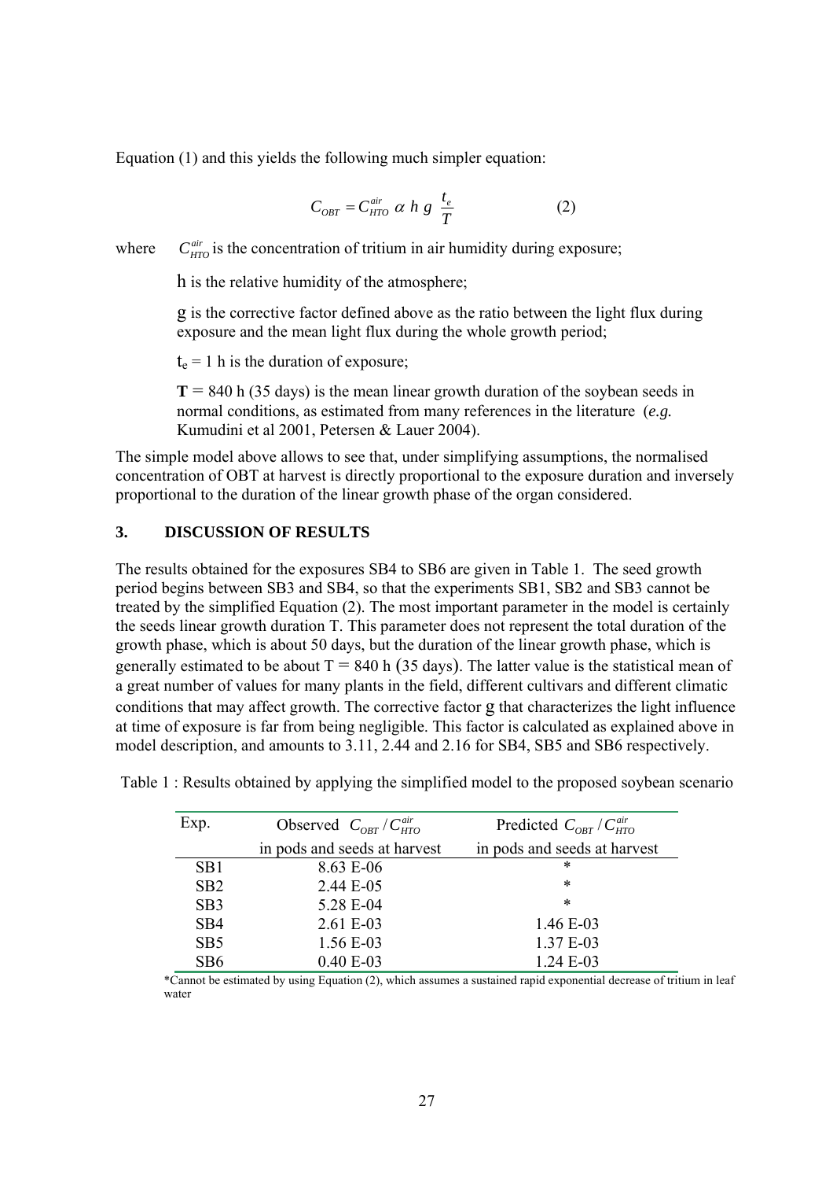Equation (1) and this yields the following much simpler equation:

$$C_{OBT} = C_{HTO}^{air} \; \alpha \; h \; g \; \frac{t_e}{T} \qquad (2)$$

where $C_{HTO}^{air}$ is the concentration of tritium in air humidity during exposure;

h is the relative humidity of the atmosphere;

g is the corrective factor defined above as the ratio between the light flux during exposure and the mean light flux during the whole growth period;

$t_e$ = 1 h is the duration of exposure;

**T** = 840 h (35 days) is the mean linear growth duration of the soybean seeds in normal conditions, as estimated from many references in the literature (*e.g.* Kumudini et al 2001, Petersen & Lauer 2004).

The simple model above allows to see that, under simplifying assumptions, the normalised concentration of OBT at harvest is directly proportional to the exposure duration and inversely proportional to the duration of the linear growth phase of the organ considered.

## 3. DISCUSSION OF RESULTS

The results obtained for the exposures SB4 to SB6 are given in Table 1. The seed growth period begins between SB3 and SB4, so that the experiments SB1, SB2 and SB3 cannot be treated by the simplified Equation (2). The most important parameter in the model is certainly the seeds linear growth duration T. This parameter does not represent the total duration of the growth phase, which is about 50 days, but the duration of the linear growth phase, which is generally estimated to be about T = 840 h (35 days). The latter value is the statistical mean of a great number of values for many plants in the field, different cultivars and different climatic conditions that may affect growth. The corrective factor g that characterizes the light influence at time of exposure is far from being negligible. This factor is calculated as explained above in model description, and amounts to 3.11, 2.44 and 2.16 for SB4, SB5 and SB6 respectively.

Table 1 : Results obtained by applying the simplified model to the proposed soybean scenario

| Exp. | Observed $C_{OBT} / C_{HTO}^{air}$ in pods and seeds at harvest | Predicted $C_{OBT} / C_{HTO}^{air}$ in pods and seeds at harvest |
|---|---|---|
| SB1 | 8.63 E-06 | * |
| SB2 | 2.44 E-05 | * |
| SB3 | 5.28 E-04 | * |
| SB4 | 2.61 E-03 | 1.46 E-03 |
| SB5 | 1.56 E-03 | 1.37 E-03 |
| SB6 | 0.40 E-03 | 1.24 E-03 |

*Cannot be estimated by using Equation (2), which assumes a sustained rapid exponential decrease of tritium in leaf water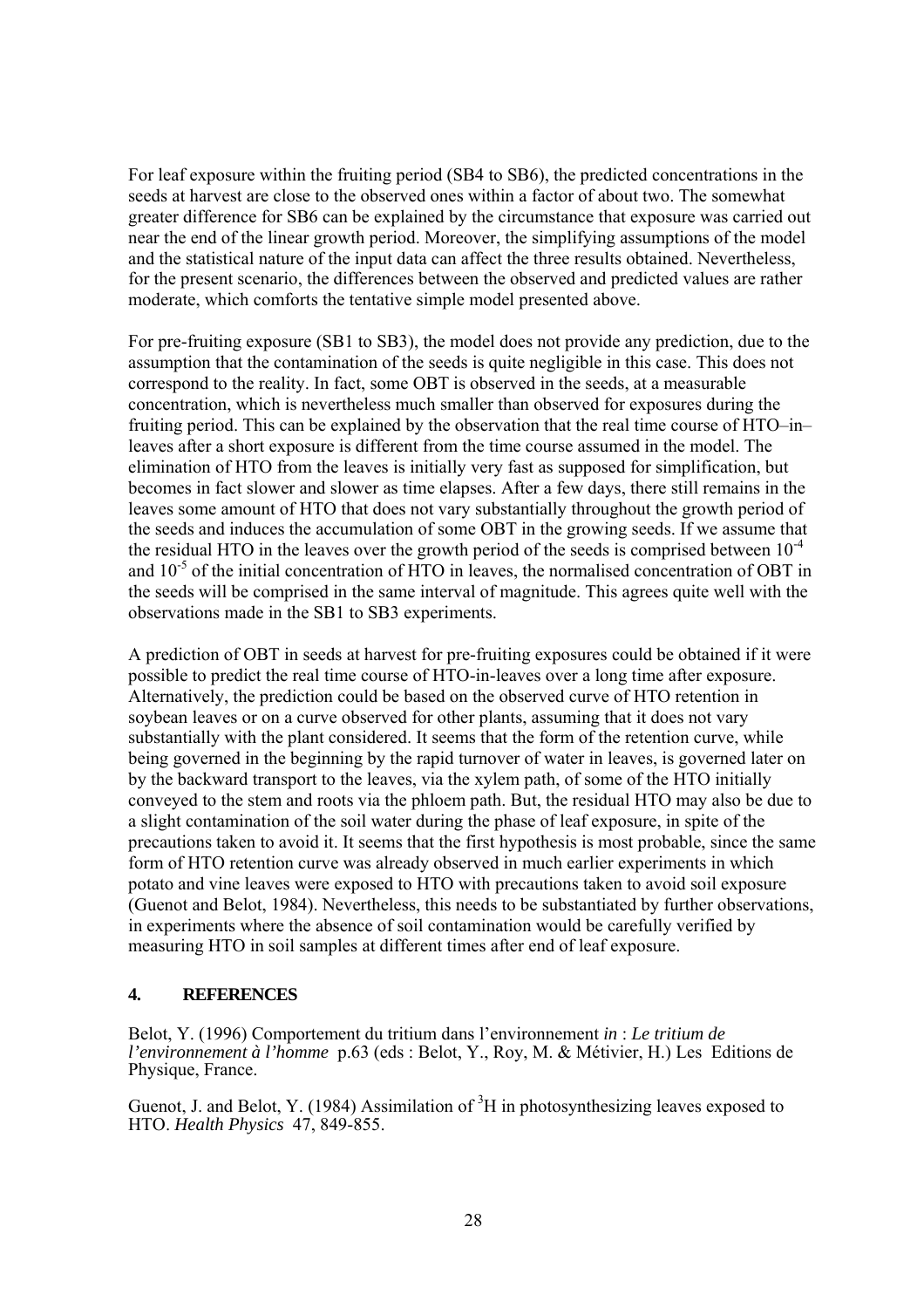For leaf exposure within the fruiting period (SB4 to SB6), the predicted concentrations in the seeds at harvest are close to the observed ones within a factor of about two. The somewhat greater difference for SB6 can be explained by the circumstance that exposure was carried out near the end of the linear growth period. Moreover, the simplifying assumptions of the model and the statistical nature of the input data can affect the three results obtained. Nevertheless, for the present scenario, the differences between the observed and predicted values are rather moderate, which comforts the tentative simple model presented above.

For pre-fruiting exposure (SB1 to SB3), the model does not provide any prediction, due to the assumption that the contamination of the seeds is quite negligible in this case. This does not correspond to the reality. In fact, some OBT is observed in the seeds, at a measurable concentration, which is nevertheless much smaller than observed for exposures during the fruiting period. This can be explained by the observation that the real time course of HTO–in–leaves after a short exposure is different from the time course assumed in the model. The elimination of HTO from the leaves is initially very fast as supposed for simplification, but becomes in fact slower and slower as time elapses. After a few days, there still remains in the leaves some amount of HTO that does not vary substantially throughout the growth period of the seeds and induces the accumulation of some OBT in the growing seeds. If we assume that the residual HTO in the leaves over the growth period of the seeds is comprised between $10^{-4}$ and $10^{-5}$ of the initial concentration of HTO in leaves, the normalised concentration of OBT in the seeds will be comprised in the same interval of magnitude. This agrees quite well with the observations made in the SB1 to SB3 experiments.

A prediction of OBT in seeds at harvest for pre-fruiting exposures could be obtained if it were possible to predict the real time course of HTO-in-leaves over a long time after exposure. Alternatively, the prediction could be based on the observed curve of HTO retention in soybean leaves or on a curve observed for other plants, assuming that it does not vary substantially with the plant considered. It seems that the form of the retention curve, while being governed in the beginning by the rapid turnover of water in leaves, is governed later on by the backward transport to the leaves, via the xylem path, of some of the HTO initially conveyed to the stem and roots via the phloem path. But, the residual HTO may also be due to a slight contamination of the soil water during the phase of leaf exposure, in spite of the precautions taken to avoid it. It seems that the first hypothesis is most probable, since the same form of HTO retention curve was already observed in much earlier experiments in which potato and vine leaves were exposed to HTO with precautions taken to avoid soil exposure (Guenot and Belot, 1984). Nevertheless, this needs to be substantiated by further observations, in experiments where the absence of soil contamination would be carefully verified by measuring HTO in soil samples at different times after end of leaf exposure.

## 4. REFERENCES

Belot, Y. (1996) Comportement du tritium dans l'environnement *in* : *Le tritium de l'environnement à l'homme* p.63 (eds : Belot, Y., Roy, M. & Métivier, H.) Les Editions de Physique, France.

Guenot, J. and Belot, Y. (1984) Assimilation of $^{3}H$ in photosynthesizing leaves exposed to HTO. *Health Physics* 47, 849-855.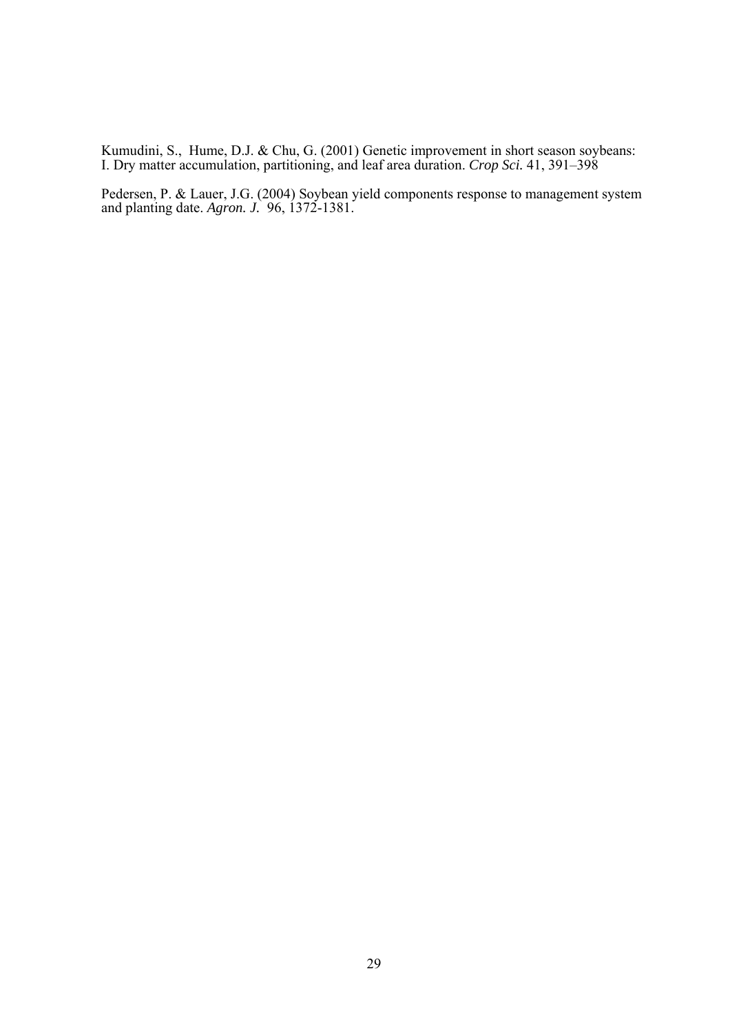Kumudini, S., Hume, D.J. & Chu, G. (2001) Genetic improvement in short season soybeans: I. Dry matter accumulation, partitioning, and leaf area duration. *Crop Sci.* 41, 391–398

Pedersen, P. & Lauer, J.G. (2004) Soybean yield components response to management system and planting date. *Agron. J.* 96, 1372-1381.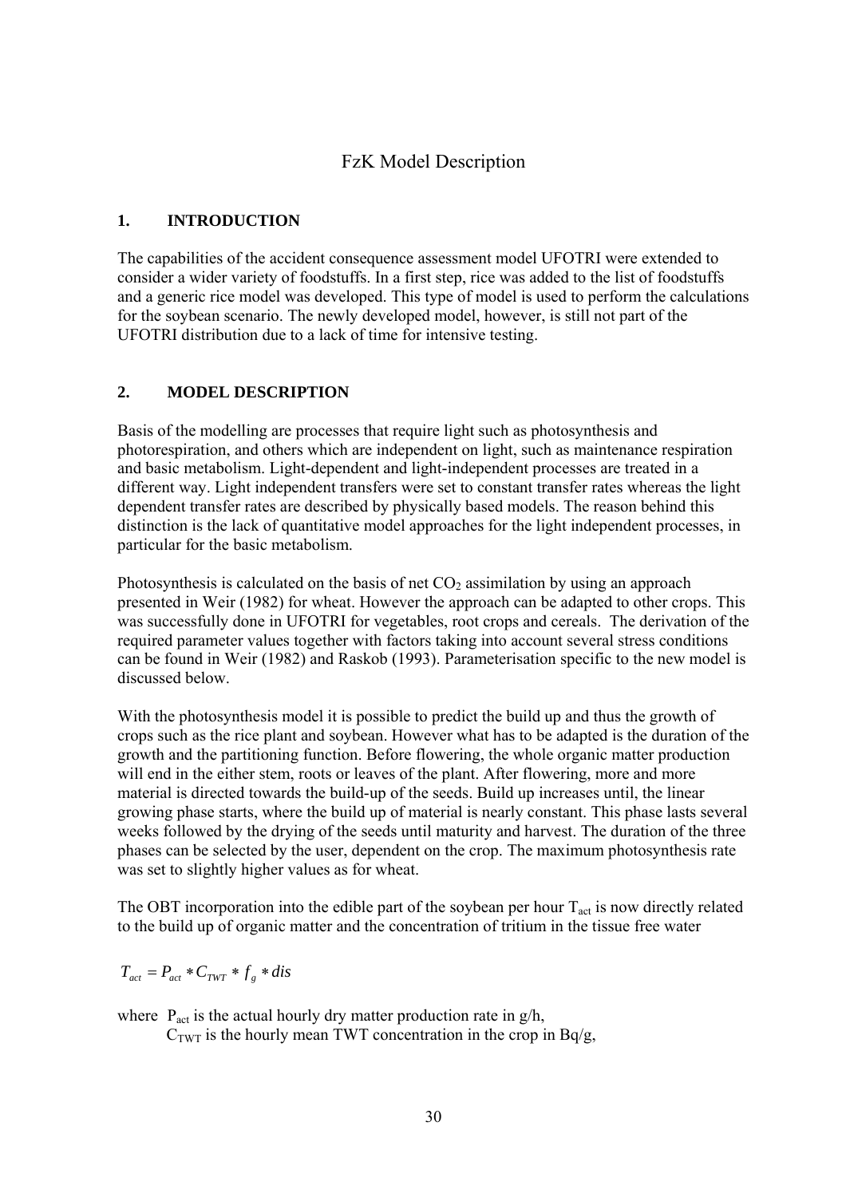# FzK Model Description

## 1. INTRODUCTION

The capabilities of the accident consequence assessment model UFOTRI were extended to consider a wider variety of foodstuffs. In a first step, rice was added to the list of foodstuffs and a generic rice model was developed. This type of model is used to perform the calculations for the soybean scenario. The newly developed model, however, is still not part of the UFOTRI distribution due to a lack of time for intensive testing.

## 2. MODEL DESCRIPTION

Basis of the modelling are processes that require light such as photosynthesis and photorespiration, and others which are independent on light, such as maintenance respiration and basic metabolism. Light-dependent and light-independent processes are treated in a different way. Light independent transfers were set to constant transfer rates whereas the light dependent transfer rates are described by physically based models. The reason behind this distinction is the lack of quantitative model approaches for the light independent processes, in particular for the basic metabolism.

Photosynthesis is calculated on the basis of net $CO_2$ assimilation by using an approach presented in Weir (1982) for wheat. However the approach can be adapted to other crops. This was successfully done in UFOTRI for vegetables, root crops and cereals. The derivation of the required parameter values together with factors taking into account several stress conditions can be found in Weir (1982) and Raskob (1993). Parameterisation specific to the new model is discussed below.

With the photosynthesis model it is possible to predict the build up and thus the growth of crops such as the rice plant and soybean. However what has to be adapted is the duration of the growth and the partitioning function. Before flowering, the whole organic matter production will end in the either stem, roots or leaves of the plant. After flowering, more and more material is directed towards the build-up of the seeds. Build up increases until, the linear growing phase starts, where the build up of material is nearly constant. This phase lasts several weeks followed by the drying of the seeds until maturity and harvest. The duration of the three phases can be selected by the user, dependent on the crop. The maximum photosynthesis rate was set to slightly higher values as for wheat.

The OBT incorporation into the edible part of the soybean per hour $T_{act}$ is now directly related to the build up of organic matter and the concentration of tritium in the tissue free water

$$T_{act} = P_{act} * C_{TWT} * f_g * dis$$

where $P_{act}$ is the actual hourly dry matter production rate in g/h,
$C_{TWT}$ is the hourly mean TWT concentration in the crop in Bq/g,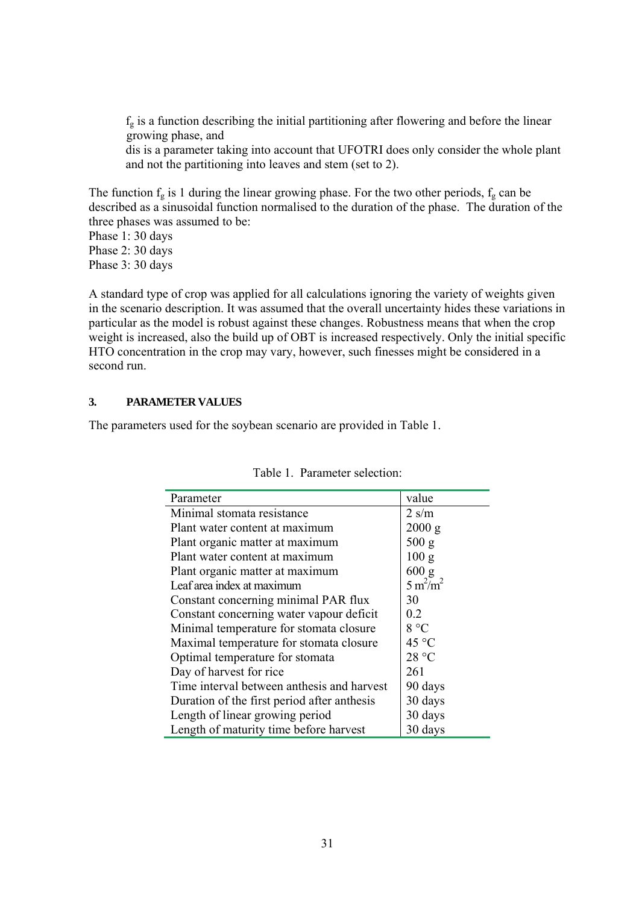$f_g$ is a function describing the initial partitioning after flowering and before the linear growing phase, and

dis is a parameter taking into account that UFOTRI does only consider the whole plant and not the partitioning into leaves and stem (set to 2).

The function $f_g$ is 1 during the linear growing phase. For the two other periods, $f_g$ can be described as a sinusoidal function normalised to the duration of the phase. The duration of the three phases was assumed to be:

Phase 1: 30 days
Phase 2: 30 days
Phase 3: 30 days

A standard type of crop was applied for all calculations ignoring the variety of weights given in the scenario description. It was assumed that the overall uncertainty hides these variations in particular as the model is robust against these changes. Robustness means that when the crop weight is increased, also the build up of OBT is increased respectively. Only the initial specific HTO concentration in the crop may vary, however, such finesses might be considered in a second run.

### 3. PARAMETER VALUES

The parameters used for the soybean scenario are provided in Table 1.

Table 1. Parameter selection:

| Parameter | value |
|---|---|
| Minimal stomata resistance | 2 s/m |
| Plant water content at maximum | 2000 g |
| Plant organic matter at maximum | 500 g |
| Plant water content at maximum | 100 g |
| Plant organic matter at maximum | 600 g |
| Leaf area index at maximum | 5 $m^2/m^2$ |
| Constant concerning minimal PAR flux | 30 |
| Constant concerning water vapour deficit | 0.2 |
| Minimal temperature for stomata closure | 8 °C |
| Maximal temperature for stomata closure | 45 °C |
| Optimal temperature for stomata | 28 °C |
| Day of harvest for rice | 261 |
| Time interval between anthesis and harvest | 90 days |
| Duration of the first period after anthesis | 30 days |
| Length of linear growing period | 30 days |
| Length of maturity time before harvest | 30 days |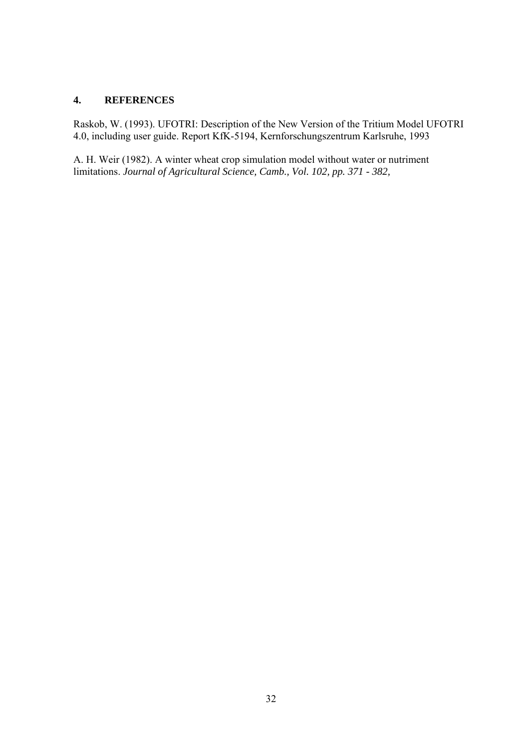# 4. REFERENCES

Raskob, W. (1993). UFOTRI: Description of the New Version of the Tritium Model UFOTRI 4.0, including user guide. Report KfK-5194, Kernforschungszentrum Karlsruhe, 1993

A. H. Weir (1982). A winter wheat crop simulation model without water or nutriment limitations. *Journal of Agricultural Science, Camb., Vol. 102, pp. 371 - 382,*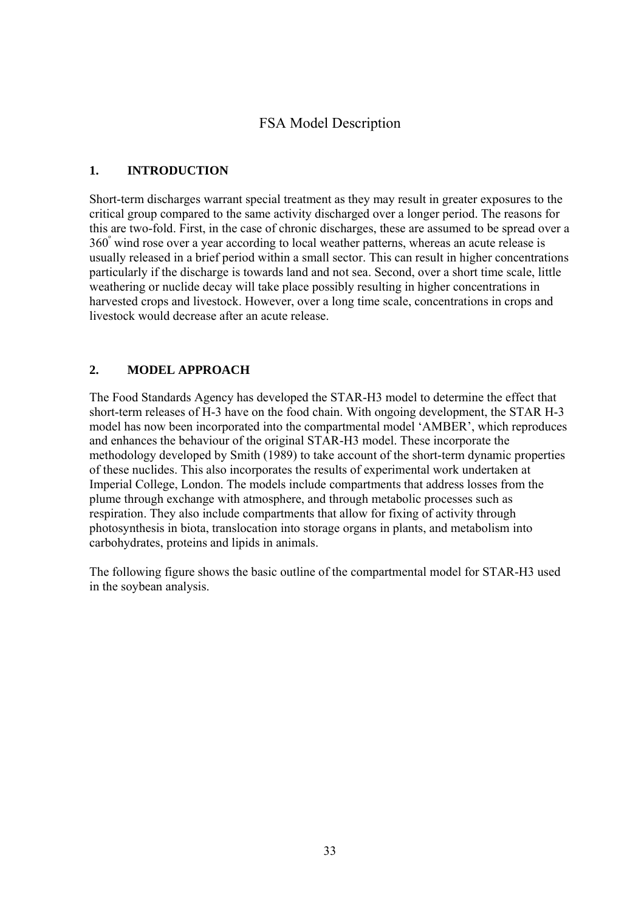# FSA Model Description

## 1. INTRODUCTION

Short-term discharges warrant special treatment as they may result in greater exposures to the critical group compared to the same activity discharged over a longer period. The reasons for this are two-fold. First, in the case of chronic discharges, these are assumed to be spread over a $360^{\circ}$ wind rose over a year according to local weather patterns, whereas an acute release is usually released in a brief period within a small sector. This can result in higher concentrations particularly if the discharge is towards land and not sea. Second, over a short time scale, little weathering or nuclide decay will take place possibly resulting in higher concentrations in harvested crops and livestock. However, over a long time scale, concentrations in crops and livestock would decrease after an acute release.

## 2. MODEL APPROACH

The Food Standards Agency has developed the STAR-H3 model to determine the effect that short-term releases of H-3 have on the food chain. With ongoing development, the STAR H-3 model has now been incorporated into the compartmental model 'AMBER', which reproduces and enhances the behaviour of the original STAR-H3 model. These incorporate the methodology developed by Smith (1989) to take account of the short-term dynamic properties of these nuclides. This also incorporates the results of experimental work undertaken at Imperial College, London. The models include compartments that address losses from the plume through exchange with atmosphere, and through metabolic processes such as respiration. They also include compartments that allow for fixing of activity through photosynthesis in biota, translocation into storage organs in plants, and metabolism into carbohydrates, proteins and lipids in animals.

The following figure shows the basic outline of the compartmental model for STAR-H3 used in the soybean analysis.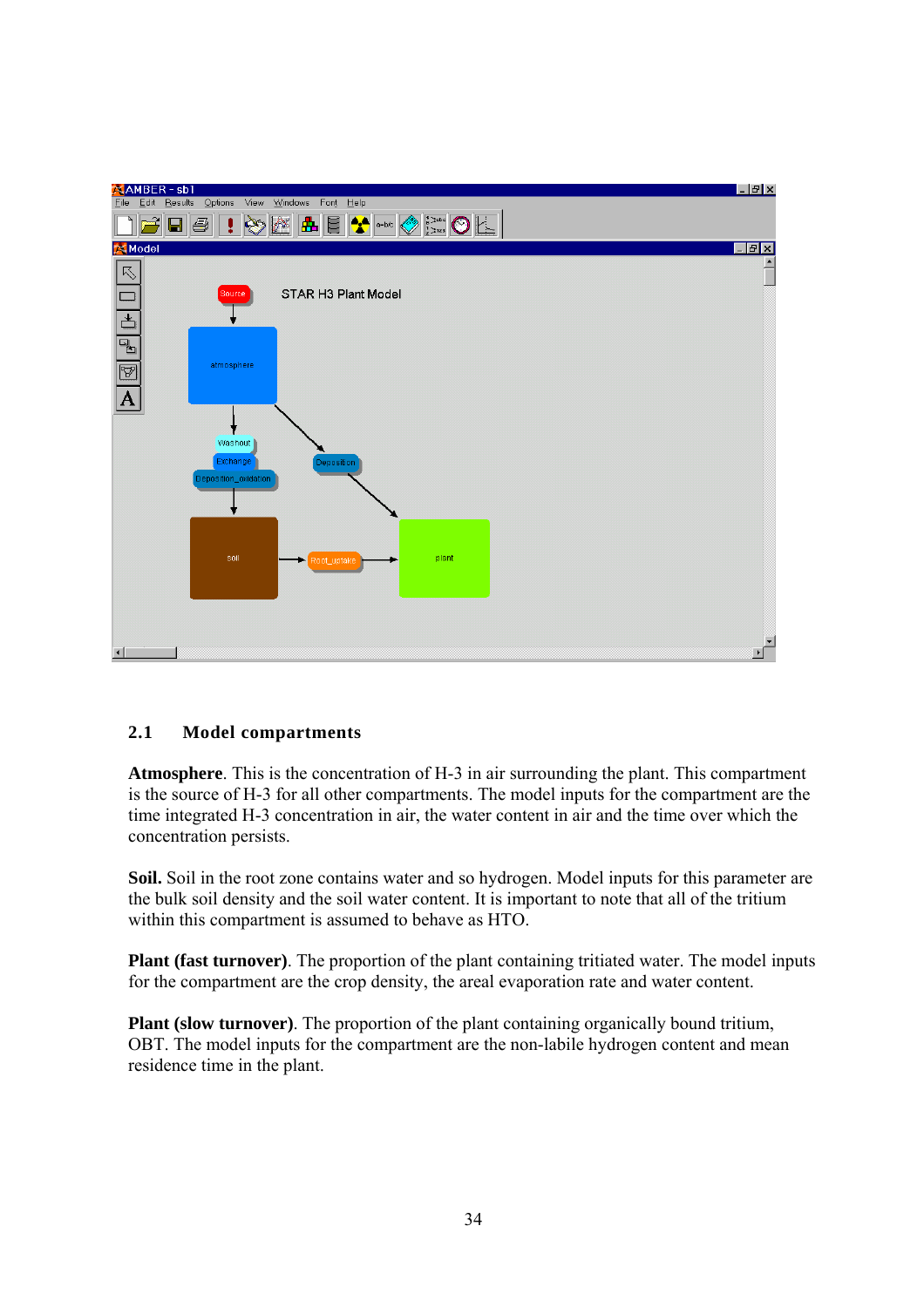## 2.1 Model compartments

**Atmosphere**. This is the concentration of H-3 in air surrounding the plant. This compartment is the source of H-3 for all other compartments. The model inputs for the compartment are the time integrated H-3 concentration in air, the water content in air and the time over which the concentration persists.

**Soil.** Soil in the root zone contains water and so hydrogen. Model inputs for this parameter are the bulk soil density and the soil water content. It is important to note that all of the tritium within this compartment is assumed to behave as HTO.

**Plant (fast turnover)**. The proportion of the plant containing tritiated water. The model inputs for the compartment are the crop density, the areal evaporation rate and water content.

**Plant (slow turnover)**. The proportion of the plant containing organically bound tritium, OBT. The model inputs for the compartment are the non-labile hydrogen content and mean residence time in the plant.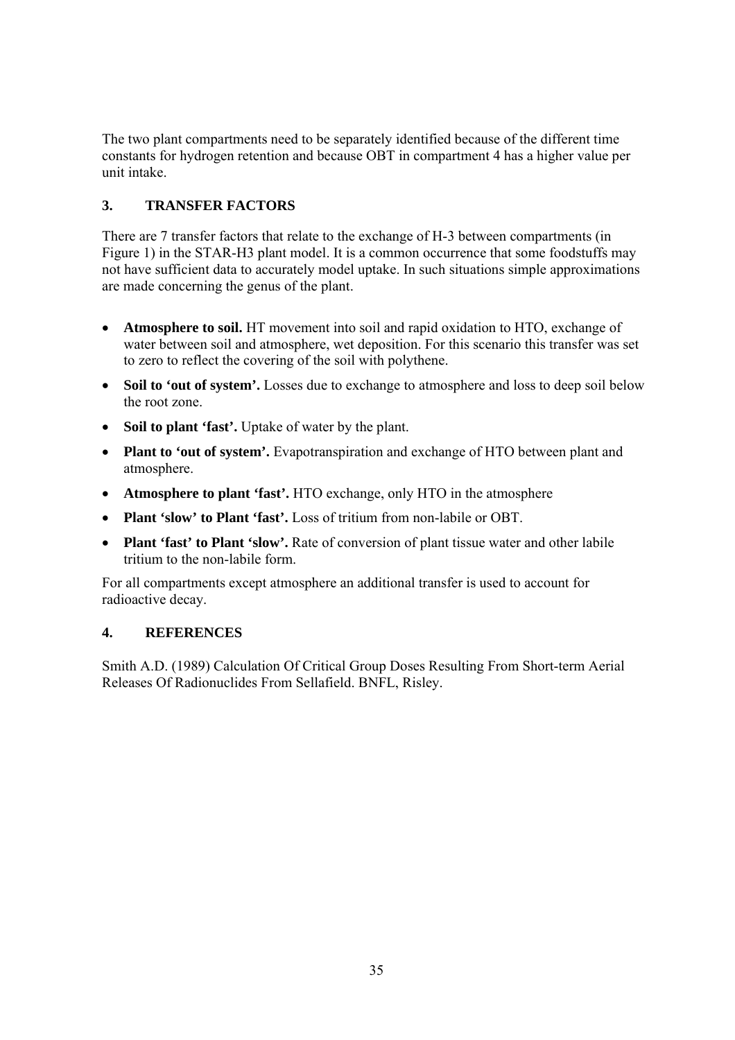The two plant compartments need to be separately identified because of the different time constants for hydrogen retention and because OBT in compartment 4 has a higher value per unit intake.

## 3. TRANSFER FACTORS

There are 7 transfer factors that relate to the exchange of H-3 between compartments (in Figure 1) in the STAR-H3 plant model. It is a common occurrence that some foodstuffs may not have sufficient data to accurately model uptake. In such situations simple approximations are made concerning the genus of the plant.

- **Atmosphere to soil.** HT movement into soil and rapid oxidation to HTO, exchange of water between soil and atmosphere, wet deposition. For this scenario this transfer was set to zero to reflect the covering of the soil with polythene.
- **Soil to 'out of system'.** Losses due to exchange to atmosphere and loss to deep soil below the root zone.
- **Soil to plant 'fast'.** Uptake of water by the plant.
- **Plant to 'out of system'.** Evapotranspiration and exchange of HTO between plant and atmosphere.
- **Atmosphere to plant 'fast'.** HTO exchange, only HTO in the atmosphere
- **Plant 'slow' to Plant 'fast'.** Loss of tritium from non-labile or OBT.
- **Plant 'fast' to Plant 'slow'.** Rate of conversion of plant tissue water and other labile tritium to the non-labile form.

For all compartments except atmosphere an additional transfer is used to account for radioactive decay.

## 4. REFERENCES

Smith A.D. (1989) Calculation Of Critical Group Doses Resulting From Short-term Aerial Releases Of Radionuclides From Sellafield. BNFL, Risley.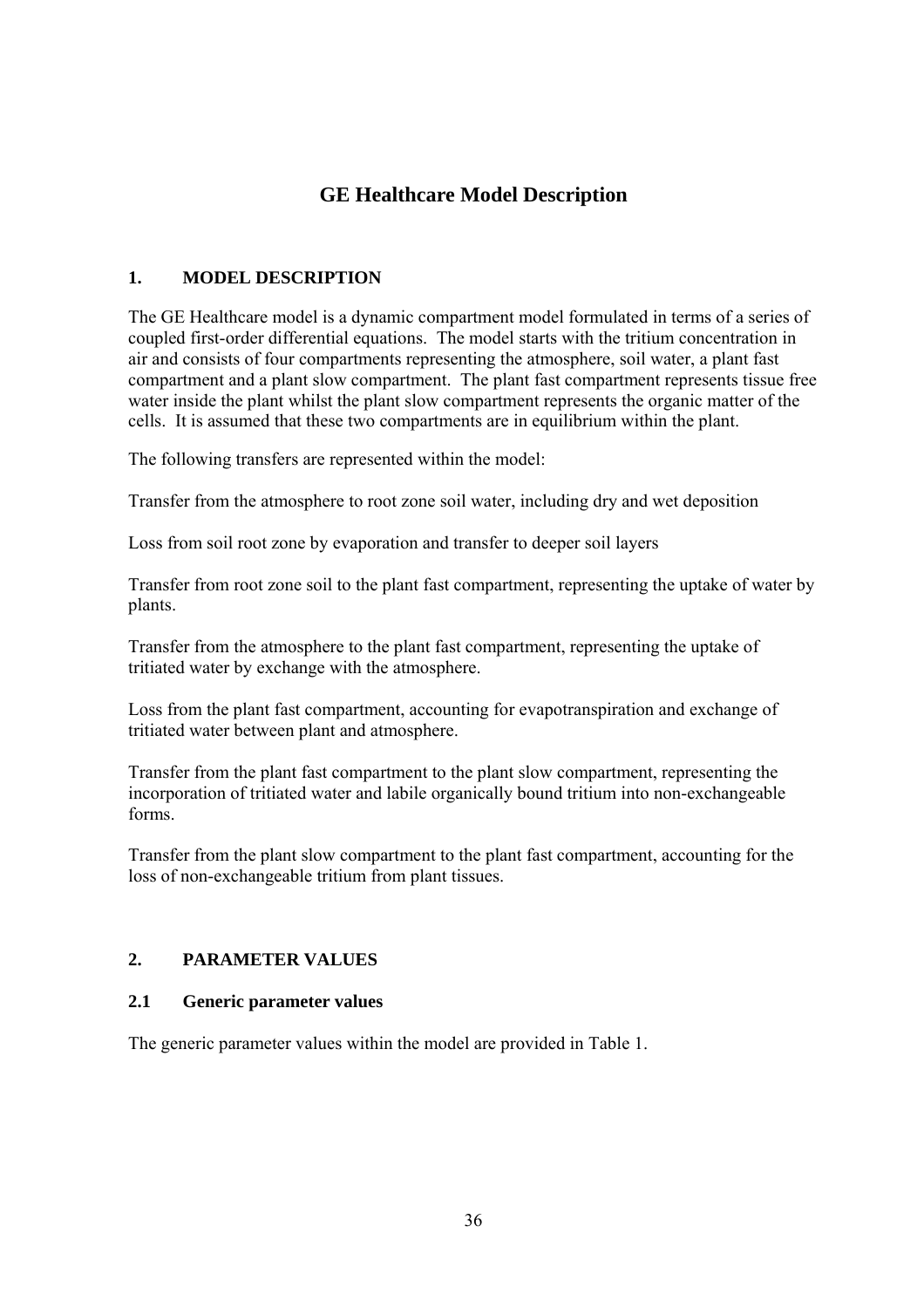# GE Healthcare Model Description

## 1. MODEL DESCRIPTION

The GE Healthcare model is a dynamic compartment model formulated in terms of a series of coupled first-order differential equations. The model starts with the tritium concentration in air and consists of four compartments representing the atmosphere, soil water, a plant fast compartment and a plant slow compartment. The plant fast compartment represents tissue free water inside the plant whilst the plant slow compartment represents the organic matter of the cells. It is assumed that these two compartments are in equilibrium within the plant.

The following transfers are represented within the model:

Transfer from the atmosphere to root zone soil water, including dry and wet deposition

Loss from soil root zone by evaporation and transfer to deeper soil layers

Transfer from root zone soil to the plant fast compartment, representing the uptake of water by plants.

Transfer from the atmosphere to the plant fast compartment, representing the uptake of tritiated water by exchange with the atmosphere.

Loss from the plant fast compartment, accounting for evapotranspiration and exchange of tritiated water between plant and atmosphere.

Transfer from the plant fast compartment to the plant slow compartment, representing the incorporation of tritiated water and labile organically bound tritium into non-exchangeable forms.

Transfer from the plant slow compartment to the plant fast compartment, accounting for the loss of non-exchangeable tritium from plant tissues.

## 2. PARAMETER VALUES

### 2.1 Generic parameter values

The generic parameter values within the model are provided in Table 1.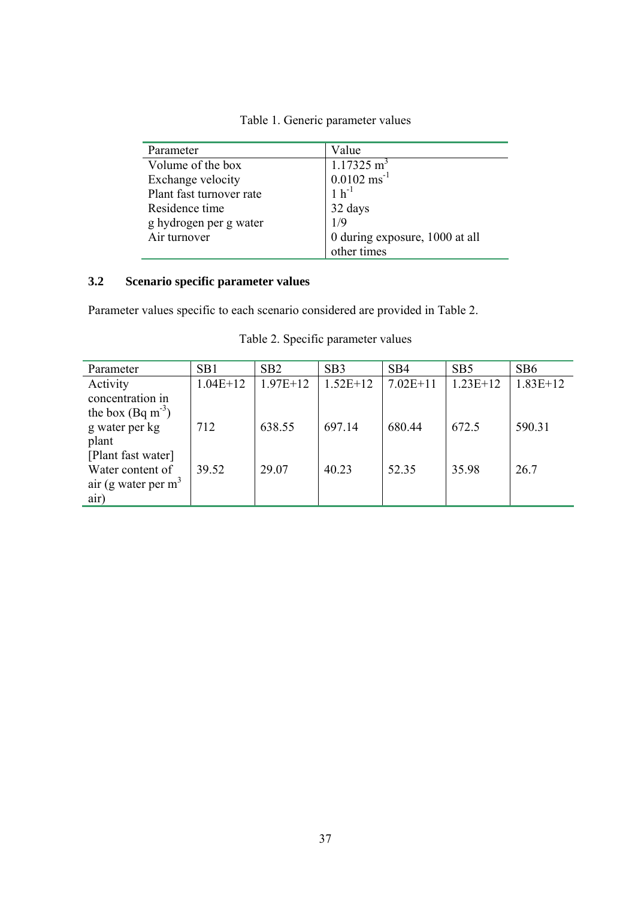Table 1. Generic parameter values

| Parameter | Value |
|---|---|
| Volume of the box | 1.17325 $m^3$ |
| Exchange velocity | 0.0102 $ms^{-1}$ |
| Plant fast turnover rate | 1 $h^{-1}$ |
| Residence time | 32 days |
| g hydrogen per g water | 1/9 |
| Air turnover | 0 during exposure, 1000 at all other times |

### 3.2 Scenario specific parameter values

Parameter values specific to each scenario considered are provided in Table 2.

Table 2. Specific parameter values

| Parameter | SB1 | SB2 | SB3 | SB4 | SB5 | SB6 |
|---|---|---|---|---|---|---|
| Activity concentration in the box (Bq $m^{-3}$) | 1.04E+12 | 1.97E+12 | 1.52E+12 | 7.02E+11 | 1.23E+12 | 1.83E+12 |
| g water per kg plant [Plant fast water] | 712 | 638.55 | 697.14 | 680.44 | 672.5 | 590.31 |
| Water content of air (g water per $m^3$ air) | 39.52 | 29.07 | 40.23 | 52.35 | 35.98 | 26.7 |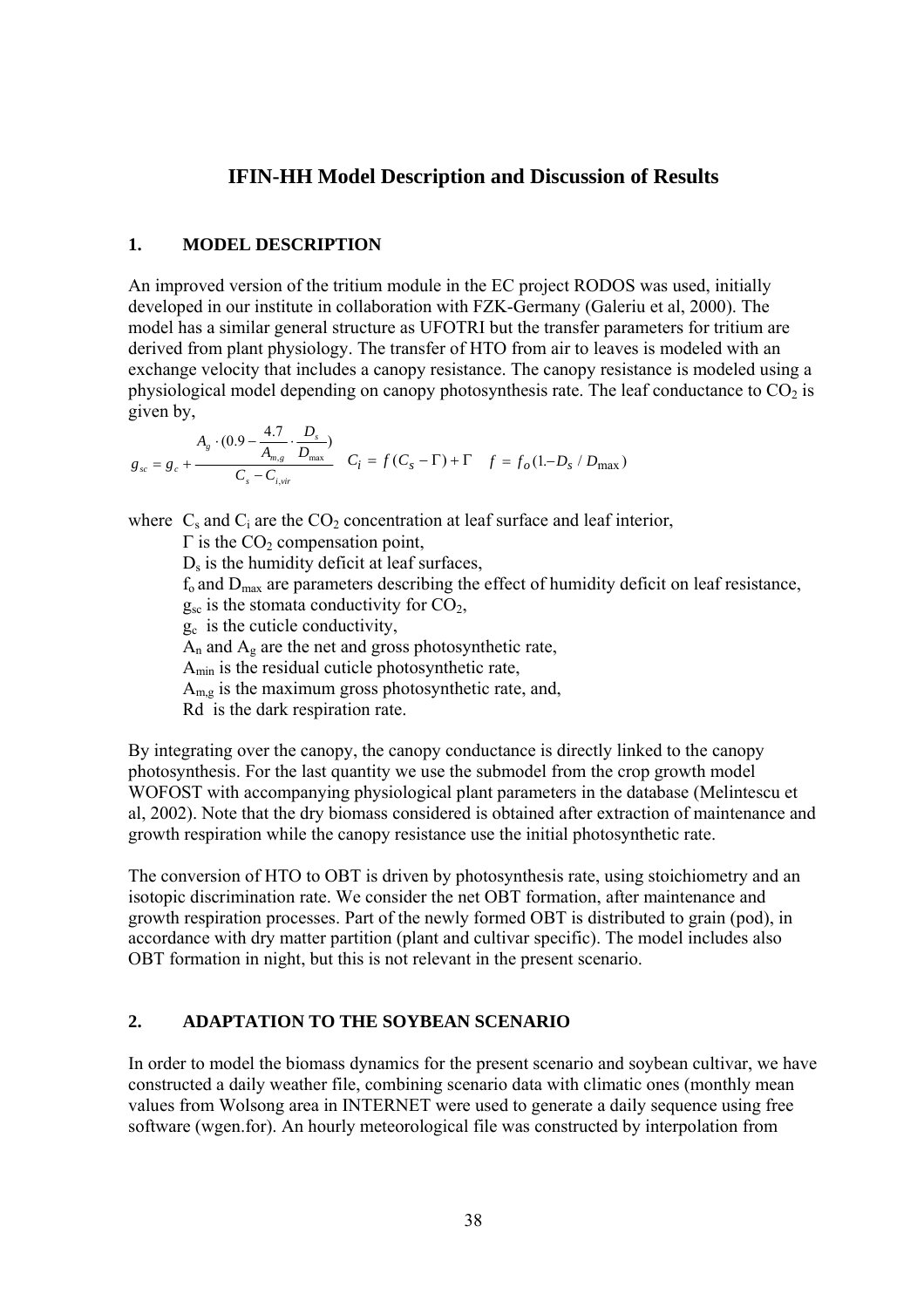# IFIN-HH Model Description and Discussion of Results

## 1. MODEL DESCRIPTION

An improved version of the tritium module in the EC project RODOS was used, initially developed in our institute in collaboration with FZK-Germany (Galeriu et al, 2000). The model has a similar general structure as UFOTRI but the transfer parameters for tritium are derived from plant physiology. The transfer of HTO from air to leaves is modeled with an exchange velocity that includes a canopy resistance. The canopy resistance is modeled using a physiological model depending on canopy photosynthesis rate. The leaf conductance to $CO_2$ is given by,

$$g_{sc} = g_c + \frac{A_g \cdot (0.9 - \frac{4.7}{A_{m,g}} \cdot \frac{D_s}{D_{max}})}{C_s - C_{i,vir}} \quad C_i = f(C_s - \Gamma) + \Gamma \quad f = f_o(1. - D_s / D_{max})$$

where $C_s$ and $C_i$ are the $CO_2$ concentration at leaf surface and leaf interior,
- $\Gamma$ is the $CO_2$ compensation point,
- $D_s$ is the humidity deficit at leaf surfaces,
- $f_o$ and $D_{max}$ are parameters describing the effect of humidity deficit on leaf resistance,
- $g_{sc}$ is the stomata conductivity for $CO_2$,
- $g_c$ is the cuticle conductivity,
- $A_n$ and $A_g$ are the net and gross photosynthetic rate,
- $A_{min}$ is the residual cuticle photosynthetic rate,
- $A_{m,g}$ is the maximum gross photosynthetic rate, and,
- Rd is the dark respiration rate.

By integrating over the canopy, the canopy conductance is directly linked to the canopy photosynthesis. For the last quantity we use the submodel from the crop growth model WOFOST with accompanying physiological plant parameters in the database (Melintescu et al, 2002). Note that the dry biomass considered is obtained after extraction of maintenance and growth respiration while the canopy resistance use the initial photosynthetic rate.

The conversion of HTO to OBT is driven by photosynthesis rate, using stoichiometry and an isotopic discrimination rate. We consider the net OBT formation, after maintenance and growth respiration processes. Part of the newly formed OBT is distributed to grain (pod), in accordance with dry matter partition (plant and cultivar specific). The model includes also OBT formation in night, but this is not relevant in the present scenario.

## 2. ADAPTATION TO THE SOYBEAN SCENARIO

In order to model the biomass dynamics for the present scenario and soybean cultivar, we have constructed a daily weather file, combining scenario data with climatic ones (monthly mean values from Wolsong area in INTERNET were used to generate a daily sequence using free software (wgen.for). An hourly meteorological file was constructed by interpolation from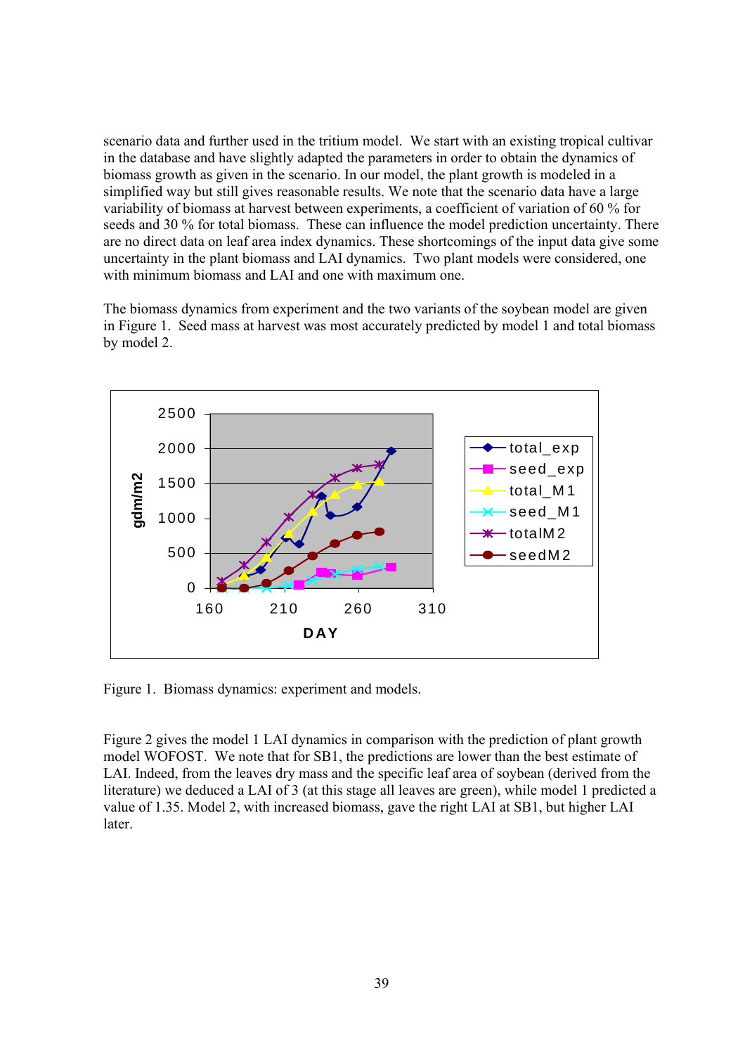scenario data and further used in the tritium model. We start with an existing tropical cultivar in the database and have slightly adapted the parameters in order to obtain the dynamics of biomass growth as given in the scenario. In our model, the plant growth is modeled in a simplified way but still gives reasonable results. We note that the scenario data have a large variability of biomass at harvest between experiments, a coefficient of variation of 60 % for seeds and 30 % for total biomass. These can influence the model prediction uncertainty. There are no direct data on leaf area index dynamics. These shortcomings of the input data give some uncertainty in the plant biomass and LAI dynamics. Two plant models were considered, one with minimum biomass and LAI and one with maximum one.

The biomass dynamics from experiment and the two variants of the soybean model are given in Figure 1. Seed mass at harvest was most accurately predicted by model 1 and total biomass by model 2.

Figure 1. Biomass dynamics: experiment and models.

Figure 2 gives the model 1 LAI dynamics in comparison with the prediction of plant growth model WOFOST. We note that for SB1, the predictions are lower than the best estimate of LAI. Indeed, from the leaves dry mass and the specific leaf area of soybean (derived from the literature) we deduced a LAI of 3 (at this stage all leaves are green), while model 1 predicted a value of 1.35. Model 2, with increased biomass, gave the right LAI at SB1, but higher LAI later.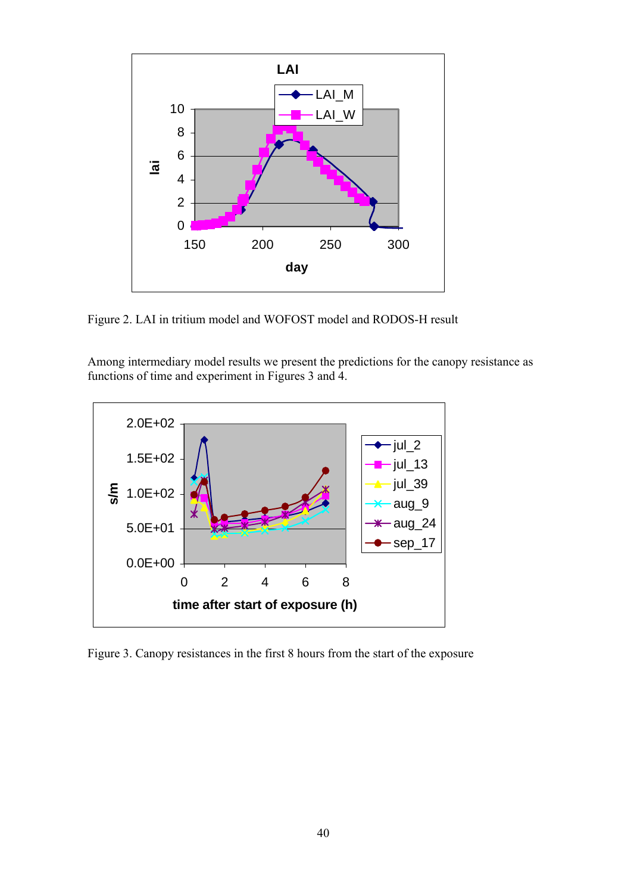Figure 2. LAI in tritium model and WOFOST model and RODOS-H result

Among intermediary model results we present the predictions for the canopy resistance as functions of time and experiment in Figures 3 and 4.

Figure 3. Canopy resistances in the first 8 hours from the start of the exposure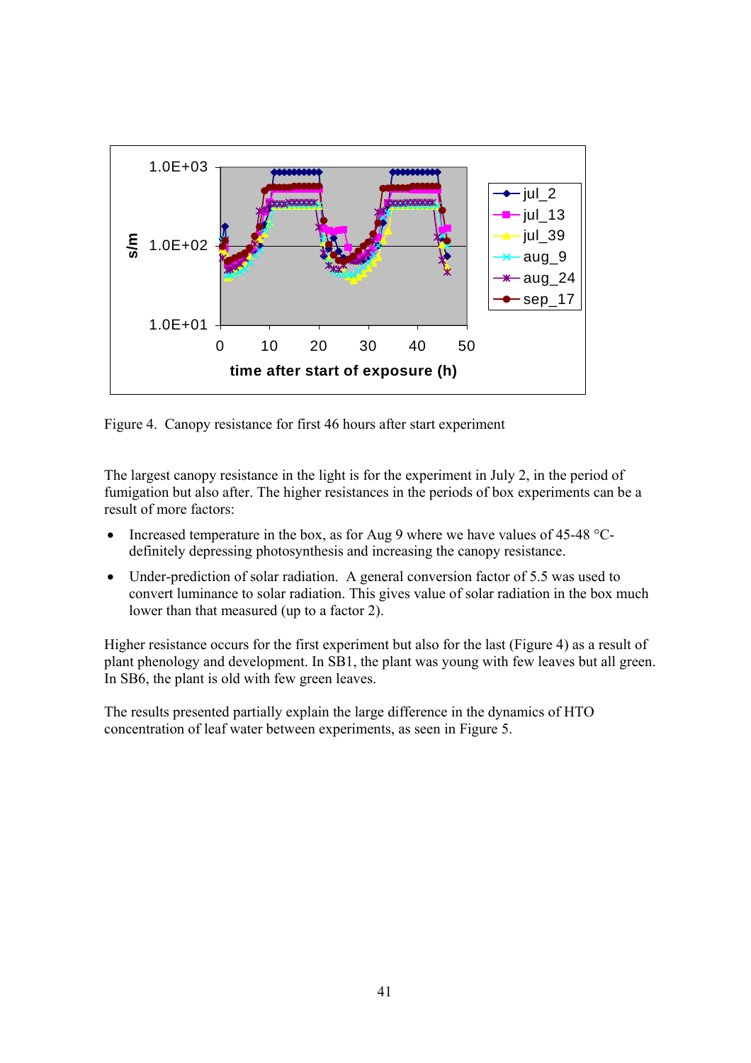Figure 4. Canopy resistance for first 46 hours after start experiment

The largest canopy resistance in the light is for the experiment in July 2, in the period of fumigation but also after. The higher resistances in the periods of box experiments can be a result of more factors:

- Increased temperature in the box, as for Aug 9 where we have values of 45-48 °C- definitely depressing photosynthesis and increasing the canopy resistance.
- Under-prediction of solar radiation. A general conversion factor of 5.5 was used to convert luminance to solar radiation. This gives value of solar radiation in the box much lower than that measured (up to a factor 2).

Higher resistance occurs for the first experiment but also for the last (Figure 4) as a result of plant phenology and development. In SB1, the plant was young with few leaves but all green. In SB6, the plant is old with few green leaves.

The results presented partially explain the large difference in the dynamics of HTO concentration of leaf water between experiments, as seen in Figure 5.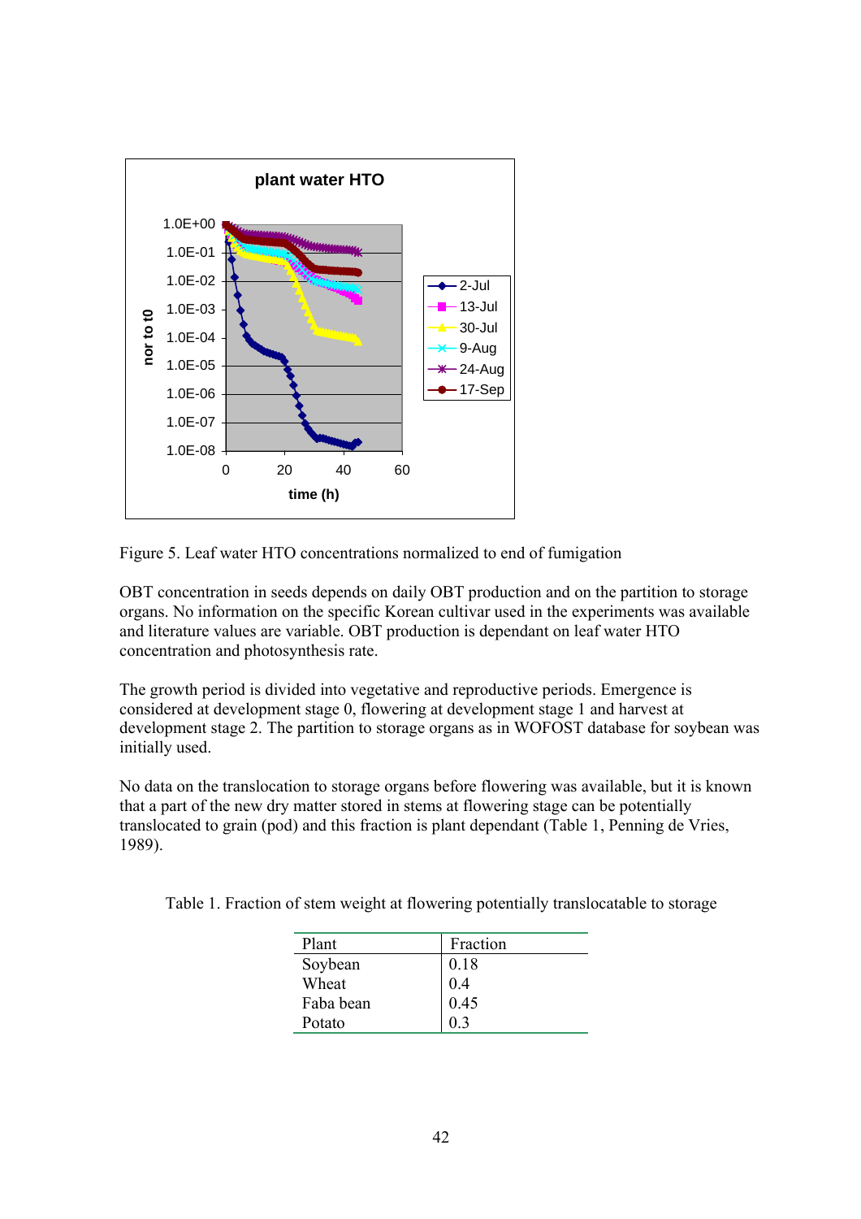Figure 5. Leaf water HTO concentrations normalized to end of fumigation

OBT concentration in seeds depends on daily OBT production and on the partition to storage organs. No information on the specific Korean cultivar used in the experiments was available and literature values are variable. OBT production is dependant on leaf water HTO concentration and photosynthesis rate.

The growth period is divided into vegetative and reproductive periods. Emergence is considered at development stage 0, flowering at development stage 1 and harvest at development stage 2. The partition to storage organs as in WOFOST database for soybean was initially used.

No data on the translocation to storage organs before flowering was available, but it is known that a part of the new dry matter stored in stems at flowering stage can be potentially translocated to grain (pod) and this fraction is plant dependant (Table 1, Penning de Vries, 1989).

Table 1. Fraction of stem weight at flowering potentially translocatable to storage

| Plant | Fraction |
|---|---|
| Soybean | 0.18 |
| Wheat | 0.4 |
| Faba bean | 0.45 |
| Potato | 0.3 |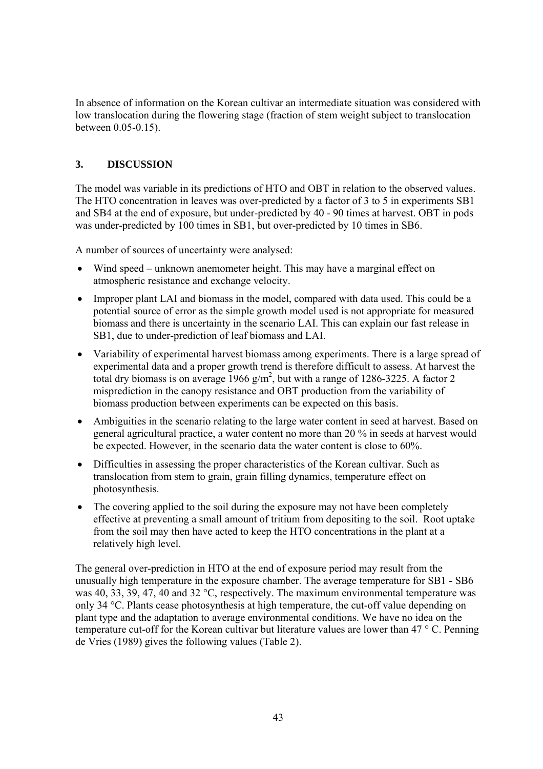In absence of information on the Korean cultivar an intermediate situation was considered with low translocation during the flowering stage (fraction of stem weight subject to translocation between 0.05-0.15).

## 3. DISCUSSION

The model was variable in its predictions of HTO and OBT in relation to the observed values. The HTO concentration in leaves was over-predicted by a factor of 3 to 5 in experiments SB1 and SB4 at the end of exposure, but under-predicted by 40 - 90 times at harvest. OBT in pods was under-predicted by 100 times in SB1, but over-predicted by 10 times in SB6.

A number of sources of uncertainty were analysed:

- Wind speed – unknown anemometer height. This may have a marginal effect on atmospheric resistance and exchange velocity.
- Improper plant LAI and biomass in the model, compared with data used. This could be a potential source of error as the simple growth model used is not appropriate for measured biomass and there is uncertainty in the scenario LAI. This can explain our fast release in SB1, due to under-prediction of leaf biomass and LAI.
- Variability of experimental harvest biomass among experiments. There is a large spread of experimental data and a proper growth trend is therefore difficult to assess. At harvest the total dry biomass is on average 1966 g/m$^2$, but with a range of 1286-3225. A factor 2 misprediction in the canopy resistance and OBT production from the variability of biomass production between experiments can be expected on this basis.
- Ambiguities in the scenario relating to the large water content in seed at harvest. Based on general agricultural practice, a water content no more than 20 % in seeds at harvest would be expected. However, in the scenario data the water content is close to 60%.
- Difficulties in assessing the proper characteristics of the Korean cultivar. Such as translocation from stem to grain, grain filling dynamics, temperature effect on photosynthesis.
- The covering applied to the soil during the exposure may not have been completely effective at preventing a small amount of tritium from depositing to the soil. Root uptake from the soil may then have acted to keep the HTO concentrations in the plant at a relatively high level.

The general over-prediction in HTO at the end of exposure period may result from the unusually high temperature in the exposure chamber. The average temperature for SB1 - SB6 was 40, 33, 39, 47, 40 and 32 °C, respectively. The maximum environmental temperature was only 34 °C. Plants cease photosynthesis at high temperature, the cut-off value depending on plant type and the adaptation to average environmental conditions. We have no idea on the temperature cut-off for the Korean cultivar but literature values are lower than 47 ° C. Penning de Vries (1989) gives the following values (Table 2).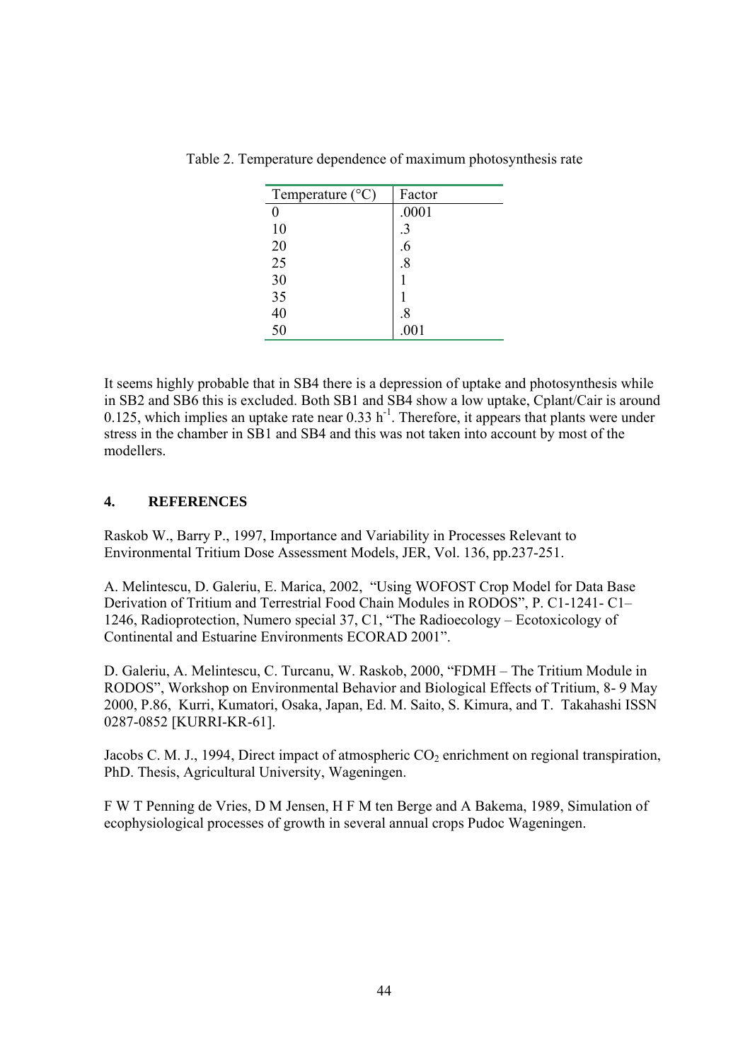Table 2. Temperature dependence of maximum photosynthesis rate

| Temperature (°C) | Factor |
|---|---|
| 0 | .0001 |
| 10 | .3 |
| 20 | .6 |
| 25 | .8 |
| 30 | 1 |
| 35 | 1 |
| 40 | .8 |
| 50 | .001 |

It seems highly probable that in SB4 there is a depression of uptake and photosynthesis while in SB2 and SB6 this is excluded. Both SB1 and SB4 show a low uptake, Cplant/Cair is around 0.125, which implies an uptake rate near 0.33 $h^{-1}$. Therefore, it appears that plants were under stress in the chamber in SB1 and SB4 and this was not taken into account by most of the modellers.

## 4. REFERENCES

Raskob W., Barry P., 1997, Importance and Variability in Processes Relevant to Environmental Tritium Dose Assessment Models, JER, Vol. 136, pp.237-251.

A. Melintescu, D. Galeriu, E. Marica, 2002, "Using WOFOST Crop Model for Data Base Derivation of Tritium and Terrestrial Food Chain Modules in RODOS", P. C1-1241- C1–1246, Radioprotection, Numero special 37, C1, "The Radioecology – Ecotoxicology of Continental and Estuarine Environments ECORAD 2001".

D. Galeriu, A. Melintescu, C. Turcanu, W. Raskob, 2000, "FDMH – The Tritium Module in RODOS", Workshop on Environmental Behavior and Biological Effects of Tritium, 8- 9 May 2000, P.86, Kurri, Kumatori, Osaka, Japan, Ed. M. Saito, S. Kimura, and T. Takahashi ISSN 0287-0852 [KURRI-KR-61].

Jacobs C. M. J., 1994, Direct impact of atmospheric $CO_2$ enrichment on regional transpiration, PhD. Thesis, Agricultural University, Wageningen.

F W T Penning de Vries, D M Jensen, H F M ten Berge and A Bakema, 1989, Simulation of ecophysiological processes of growth in several annual crops Pudoc Wageningen.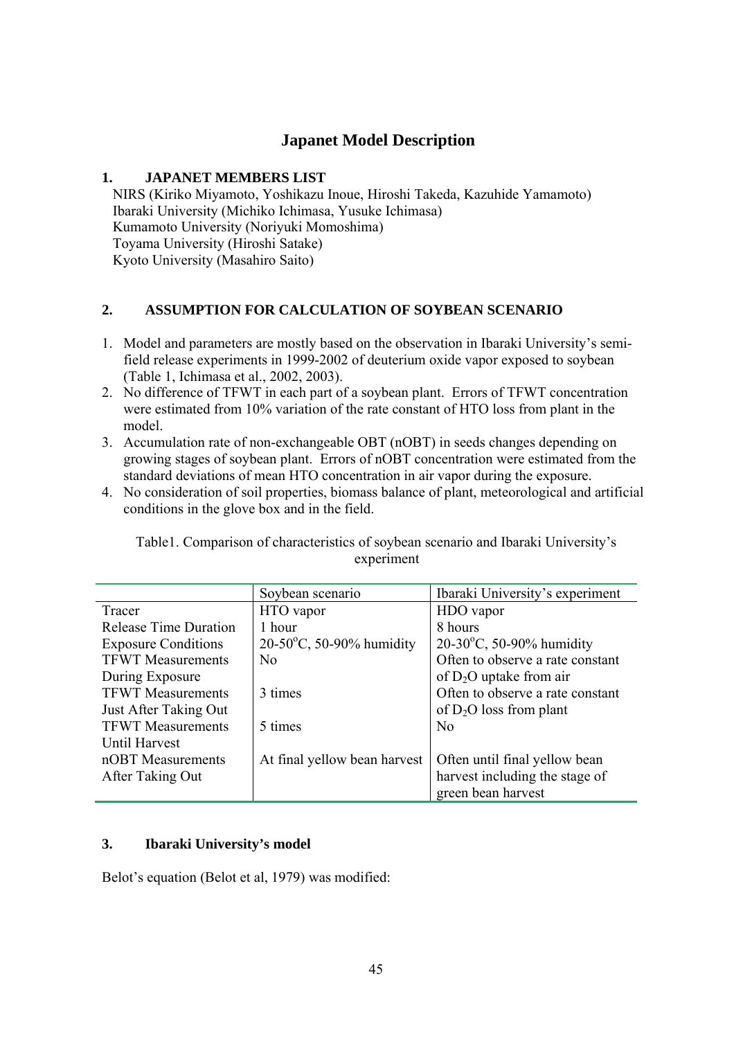# Japanet Model Description

## 1. JAPANET MEMBERS LIST

NIRS (Kiriko Miyamoto, Yoshikazu Inoue, Hiroshi Takeda, Kazuhide Yamamoto)
Ibaraki University (Michiko Ichimasa, Yusuke Ichimasa)
Kumamoto University (Noriyuki Momoshima)
Toyama University (Hiroshi Satake)
Kyoto University (Masahiro Saito)

## 2. ASSUMPTION FOR CALCULATION OF SOYBEAN SCENARIO

1. Model and parameters are mostly based on the observation in Ibaraki University's semi-field release experiments in 1999-2002 of deuterium oxide vapor exposed to soybean (Table 1, Ichimasa et al., 2002, 2003).
2. No difference of TFWT in each part of a soybean plant. Errors of TFWT concentration were estimated from 10% variation of the rate constant of HTO loss from plant in the model.
3. Accumulation rate of non-exchangeable OBT (nOBT) in seeds changes depending on growing stages of soybean plant. Errors of nOBT concentration were estimated from the standard deviations of mean HTO concentration in air vapor during the exposure.
4. No consideration of soil properties, biomass balance of plant, meteorological and artificial conditions in the glove box and in the field.

Table1. Comparison of characteristics of soybean scenario and Ibaraki University's experiment

| | Soybean scenario | Ibaraki University's experiment |
|---|---|---|
| Tracer | HTO vapor | HDO vapor |
| Release Time Duration | 1 hour | 8 hours |
| Exposure Conditions | 20-50$^{o}$C, 50-90% humidity | 20-30$^{o}$C, 50-90% humidity |
| TFWT Measurements During Exposure | No | Often to observe a rate constant of $D_2O$ uptake from air |
| TFWT Measurements Just After Taking Out | 3 times | Often to observe a rate constant of $D_2O$ loss from plant |
| TFWT Measurements Until Harvest | 5 times | No |
| nOBT Measurements After Taking Out | At final yellow bean harvest | Often until final yellow bean harvest including the stage of green bean harvest |

## 3. Ibaraki University's model

Belot's equation (Belot et al, 1979) was modified: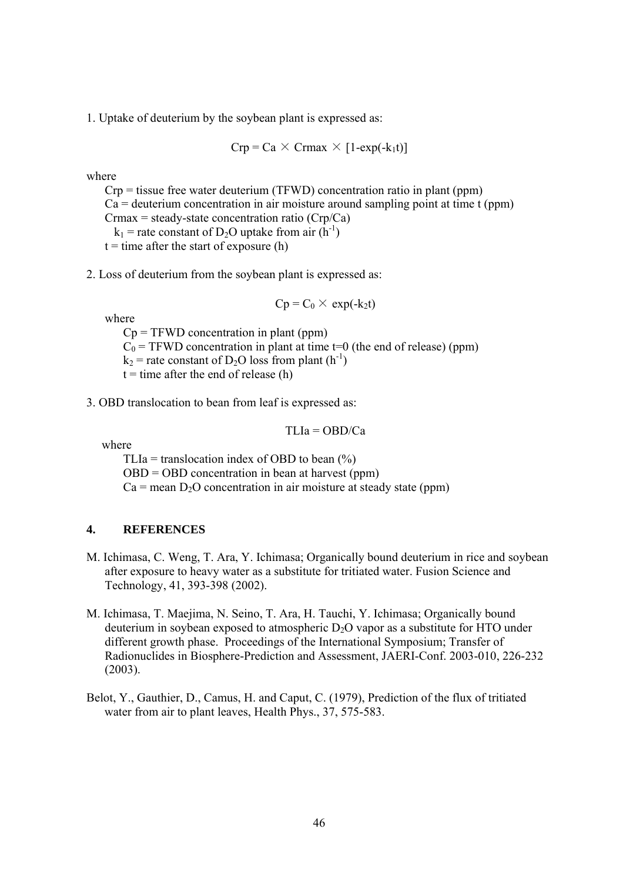1. Uptake of deuterium by the soybean plant is expressed as:

$$Crp = Ca \times Crmax \times [1-\exp(-k_1t)]$$

where

Crp = tissue free water deuterium (TFWD) concentration ratio in plant (ppm)
Ca = deuterium concentration in air moisture around sampling point at time t (ppm)
Crmax = steady-state concentration ratio (Crp/Ca)
$k_1$ = rate constant of $D_2O$ uptake from air ($h^{-1}$)
t = time after the start of exposure (h)

2. Loss of deuterium from the soybean plant is expressed as:

$$Cp = C_0 \times \exp(-k_2t)$$

where

Cp = TFWD concentration in plant (ppm)
$C_0$ = TFWD concentration in plant at time t=0 (the end of release) (ppm)
$k_2$ = rate constant of $D_2O$ loss from plant ($h^{-1}$)
t = time after the end of release (h)

3. OBD translocation to bean from leaf is expressed as:

$$TLIa = OBD/Ca$$

where

TLIa = translocation index of OBD to bean (%)
OBD = OBD concentration in bean at harvest (ppm)
Ca = mean $D_2O$ concentration in air moisture at steady state (ppm)

## 4. REFERENCES

M. Ichimasa, C. Weng, T. Ara, Y. Ichimasa; Organically bound deuterium in rice and soybean after exposure to heavy water as a substitute for tritiated water. Fusion Science and Technology, 41, 393-398 (2002).

M. Ichimasa, T. Maejima, N. Seino, T. Ara, H. Tauchi, Y. Ichimasa; Organically bound deuterium in soybean exposed to atmospheric $D_2O$ vapor as a substitute for HTO under different growth phase. Proceedings of the International Symposium; Transfer of Radionuclides in Biosphere-Prediction and Assessment, JAERI-Conf. 2003-010, 226-232 (2003).

Belot, Y., Gauthier, D., Camus, H. and Caput, C. (1979), Prediction of the flux of tritiated water from air to plant leaves, Health Phys., 37, 575-583.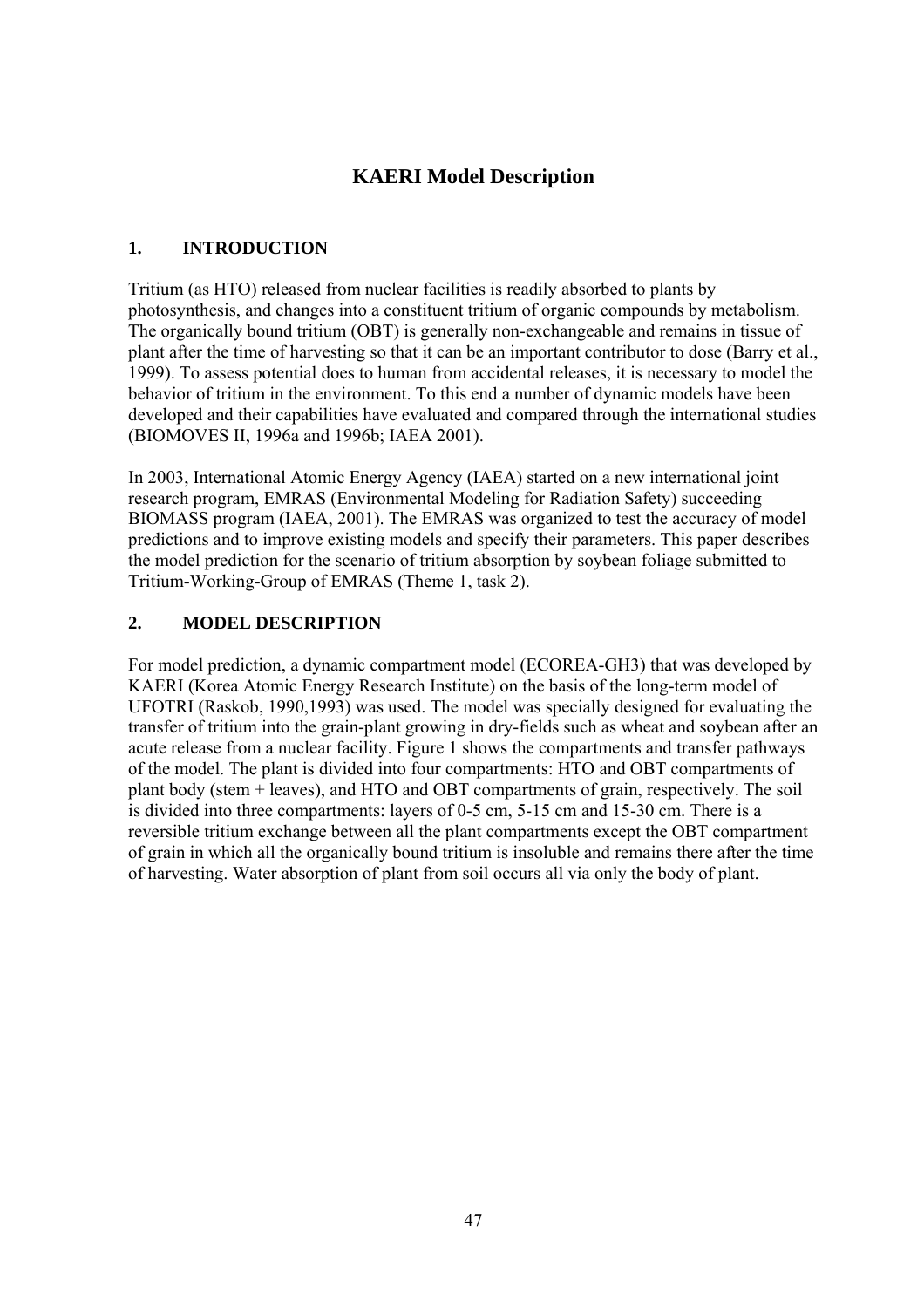# KAERI Model Description

## 1. INTRODUCTION

Tritium (as HTO) released from nuclear facilities is readily absorbed to plants by photosynthesis, and changes into a constituent tritium of organic compounds by metabolism. The organically bound tritium (OBT) is generally non-exchangeable and remains in tissue of plant after the time of harvesting so that it can be an important contributor to dose (Barry et al., 1999). To assess potential does to human from accidental releases, it is necessary to model the behavior of tritium in the environment. To this end a number of dynamic models have been developed and their capabilities have evaluated and compared through the international studies (BIOMOVES II, 1996a and 1996b; IAEA 2001).

In 2003, International Atomic Energy Agency (IAEA) started on a new international joint research program, EMRAS (Environmental Modeling for Radiation Safety) succeeding BIOMASS program (IAEA, 2001). The EMRAS was organized to test the accuracy of model predictions and to improve existing models and specify their parameters. This paper describes the model prediction for the scenario of tritium absorption by soybean foliage submitted to Tritium-Working-Group of EMRAS (Theme 1, task 2).

## 2. MODEL DESCRIPTION

For model prediction, a dynamic compartment model (ECOREA-GH3) that was developed by KAERI (Korea Atomic Energy Research Institute) on the basis of the long-term model of UFOTRI (Raskob, 1990,1993) was used. The model was specially designed for evaluating the transfer of tritium into the grain-plant growing in dry-fields such as wheat and soybean after an acute release from a nuclear facility. Figure 1 shows the compartments and transfer pathways of the model. The plant is divided into four compartments: HTO and OBT compartments of plant body (stem + leaves), and HTO and OBT compartments of grain, respectively. The soil is divided into three compartments: layers of 0-5 cm, 5-15 cm and 15-30 cm. There is a reversible tritium exchange between all the plant compartments except the OBT compartment of grain in which all the organically bound tritium is insoluble and remains there after the time of harvesting. Water absorption of plant from soil occurs all via only the body of plant.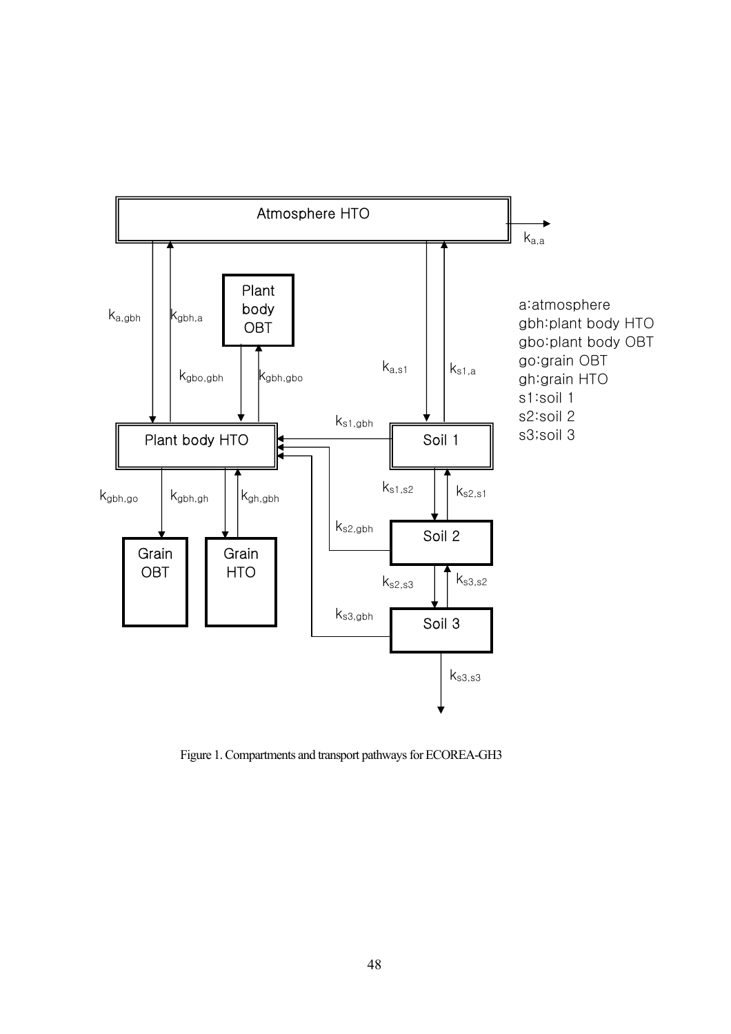Figure 1. Compartments and transport pathways for ECOREA-GH3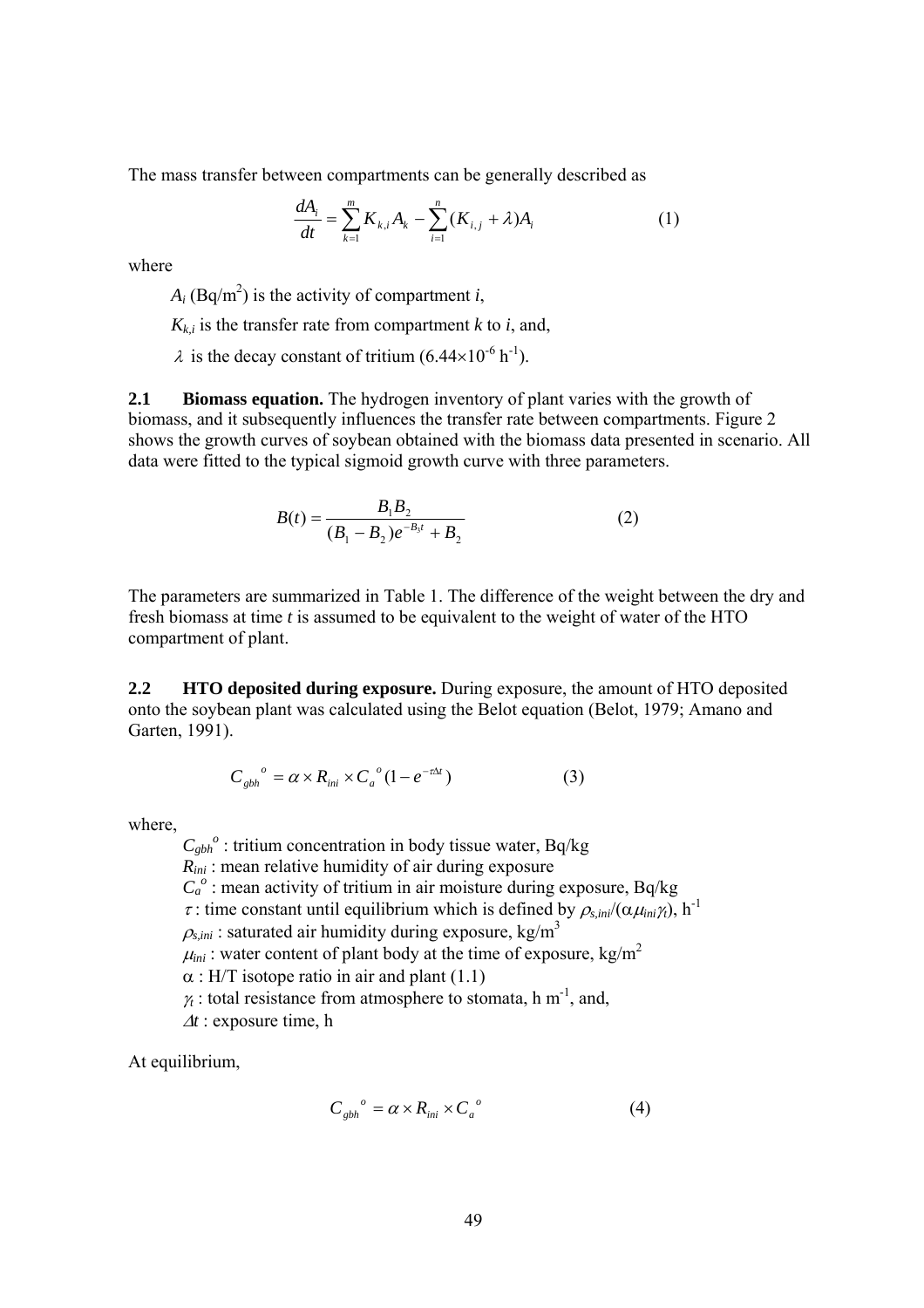The mass transfer between compartments can be generally described as

$$\frac{dA_i}{dt} = \sum_{k=1}^{m} K_{k,i} A_k - \sum_{i=1}^{n} (K_{i,j} + \lambda) A_i \qquad (1)$$

where

$A_i$ (Bq/m$^2$) is the activity of compartment *i*,

$K_{k,i}$ is the transfer rate from compartment *k* to *i*, and,

$\lambda$ is the decay constant of tritium ($6.44 \times 10^{-6}$ h$^{-1}$).

**2.1 Biomass equation.** The hydrogen inventory of plant varies with the growth of biomass, and it subsequently influences the transfer rate between compartments. Figure 2 shows the growth curves of soybean obtained with the biomass data presented in scenario. All data were fitted to the typical sigmoid growth curve with three parameters.

$$B(t) = \frac{B_1 B_2}{(B_1 - B_2)e^{-B_3 t} + B_2} \qquad (2)$$

The parameters are summarized in Table 1. The difference of the weight between the dry and fresh biomass at time *t* is assumed to be equivalent to the weight of water of the HTO compartment of plant.

**2.2 HTO deposited during exposure.** During exposure, the amount of HTO deposited onto the soybean plant was calculated using the Belot equation (Belot, 1979; Amano and Garten, 1991).

$$C_{gbh}{}^{o} = \alpha \times R_{ini} \times C_a{}^{o}(1 - e^{-\tau \Delta t}) \qquad (3)$$

where,

$C_{gbh}{}^{o}$ : tritium concentration in body tissue water, Bq/kg
$R_{ini}$ : mean relative humidity of air during exposure
$C_a{}^{o}$ : mean activity of tritium in air moisture during exposure, Bq/kg
$\tau$ : time constant until equilibrium which is defined by $\rho_{s,ini}/(\alpha \mu_{ini} \gamma_t)$, h$^{-1}$
$\rho_{s,ini}$ : saturated air humidity during exposure, kg/m$^3$
$\mu_{ini}$ : water content of plant body at the time of exposure, kg/m$^2$
$\alpha$ : H/T isotope ratio in air and plant (1.1)
$\gamma_t$ : total resistance from atmosphere to stomata, h m$^{-1}$, and,
$\Delta t$ : exposure time, h

At equilibrium,

$$C_{gbh}{}^{o} = \alpha \times R_{ini} \times C_a{}^{o} \qquad (4)$$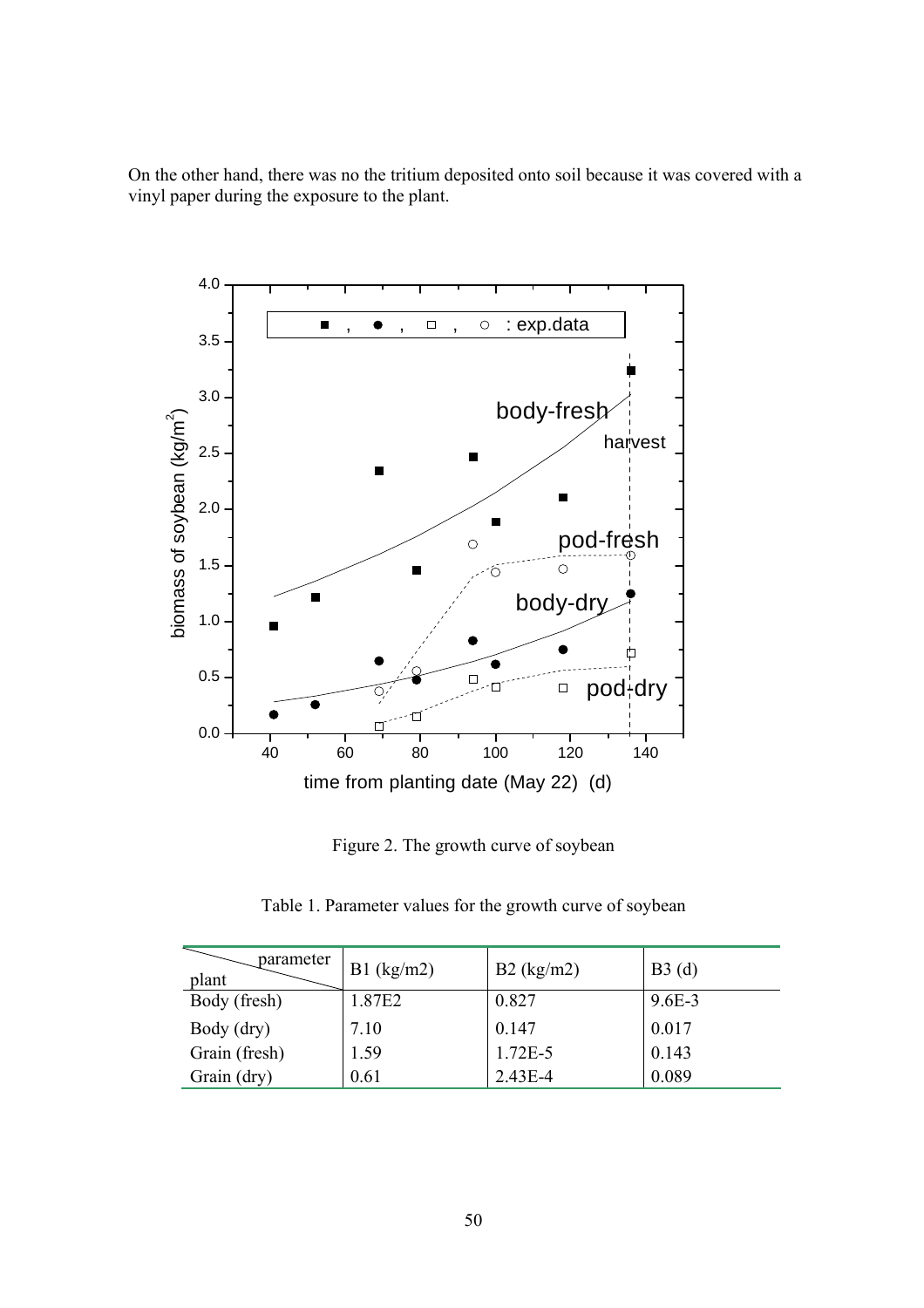On the other hand, there was no the tritium deposited onto soil because it was covered with a vinyl paper during the exposure to the plant.

Figure 2. The growth curve of soybean

Table 1. Parameter values for the growth curve of soybean

| plant \ parameter | B1 (kg/m2) | B2 (kg/m2) | B3 (d) |
|---|---|---|---|
| Body (fresh) | 1.87E2 | 0.827 | 9.6E-3 |
| Body (dry) | 7.10 | 0.147 | 0.017 |
| Grain (fresh) | 1.59 | 1.72E-5 | 0.143 |
| Grain (dry) | 0.61 | 2.43E-4 | 0.089 |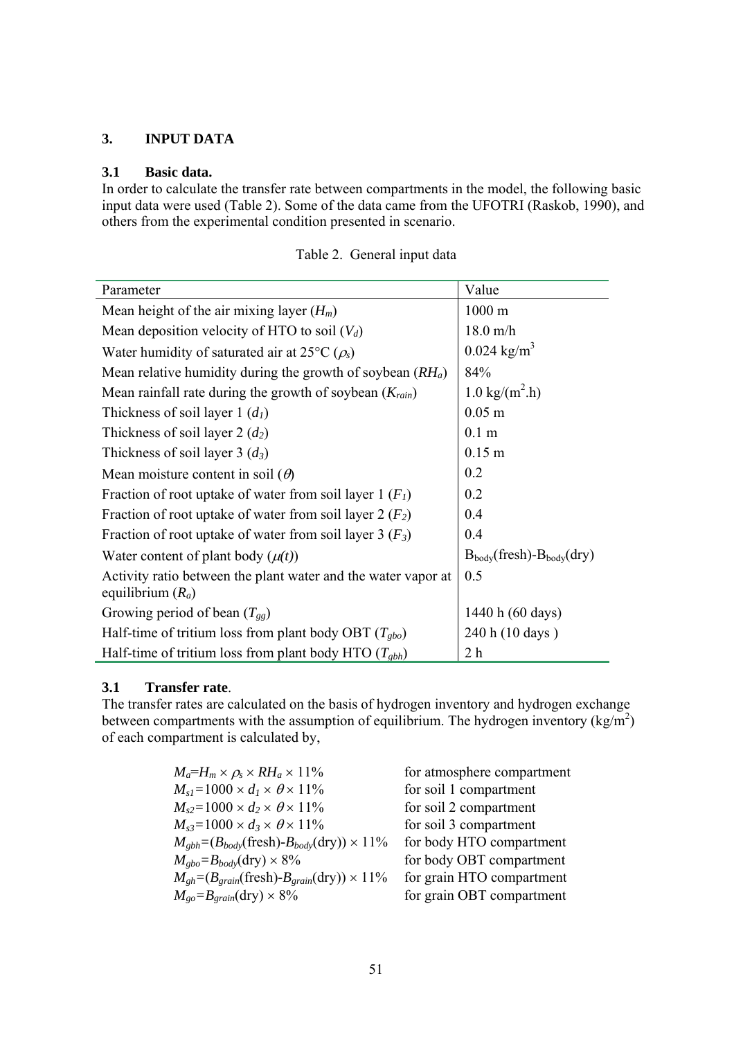## 3. INPUT DATA

### 3.1 Basic data.

In order to calculate the transfer rate between compartments in the model, the following basic input data were used (Table 2). Some of the data came from the UFOTRI (Raskob, 1990), and others from the experimental condition presented in scenario.

Table 2. General input data

| Parameter | Value |
|---|---|
| Mean height of the air mixing layer ($H_m$) | 1000 m |
| Mean deposition velocity of HTO to soil ($V_d$) | 18.0 m/h |
| Water humidity of saturated air at 25°C ($\rho_s$) | 0.024 kg/m$^3$ |
| Mean relative humidity during the growth of soybean ($RH_a$) | 84% |
| Mean rainfall rate during the growth of soybean ($K_{rain}$) | 1.0 kg/(m$^2$.h) |
| Thickness of soil layer 1 ($d_1$) | 0.05 m |
| Thickness of soil layer 2 ($d_2$) | 0.1 m |
| Thickness of soil layer 3 ($d_3$) | 0.15 m |
| Mean moisture content in soil ($\theta$) | 0.2 |
| Fraction of root uptake of water from soil layer 1 ($F_1$) | 0.2 |
| Fraction of root uptake of water from soil layer 2 ($F_2$) | 0.4 |
| Fraction of root uptake of water from soil layer 3 ($F_3$) | 0.4 |
| Water content of plant body ($\mu(t)$) | $B_{body}$(fresh)-$B_{body}$(dry) |
| Activity ratio between the plant water and the water vapor at equilibrium ($R_a$) | 0.5 |
| Growing period of bean ($T_{gg}$) | 1440 h (60 days) |
| Half-time of tritium loss from plant body OBT ($T_{gbo}$) | 240 h (10 days ) |
| Half-time of tritium loss from plant body HTO ($T_{gbh}$) | 2 h |

### 3.1 Transfer rate.

The transfer rates are calculated on the basis of hydrogen inventory and hydrogen exchange between compartments with the assumption of equilibrium. The hydrogen inventory (kg/m$^2$) of each compartment is calculated by,

$M_a = H_m \times \rho_s \times RH_a \times 11\%$ for atmosphere compartment

$M_{s1} = 1000 \times d_1 \times \theta \times 11\%$ for soil 1 compartment

$M_{s2} = 1000 \times d_2 \times \theta \times 11\%$ for soil 2 compartment

$M_{s3} = 1000 \times d_3 \times \theta \times 11\%$ for soil 3 compartment

$M_{gbh} = (B_{body}(\text{fresh}) - B_{body}(\text{dry})) \times 11\%$ for body HTO compartment

$M_{gbo} = B_{body}(\text{dry}) \times 8\%$ for body OBT compartment

$M_{gh} = (B_{grain}(\text{fresh}) - B_{grain}(\text{dry})) \times 11\%$ for grain HTO compartment

$M_{go} = B_{grain}(\text{dry}) \times 8\%$ for grain OBT compartment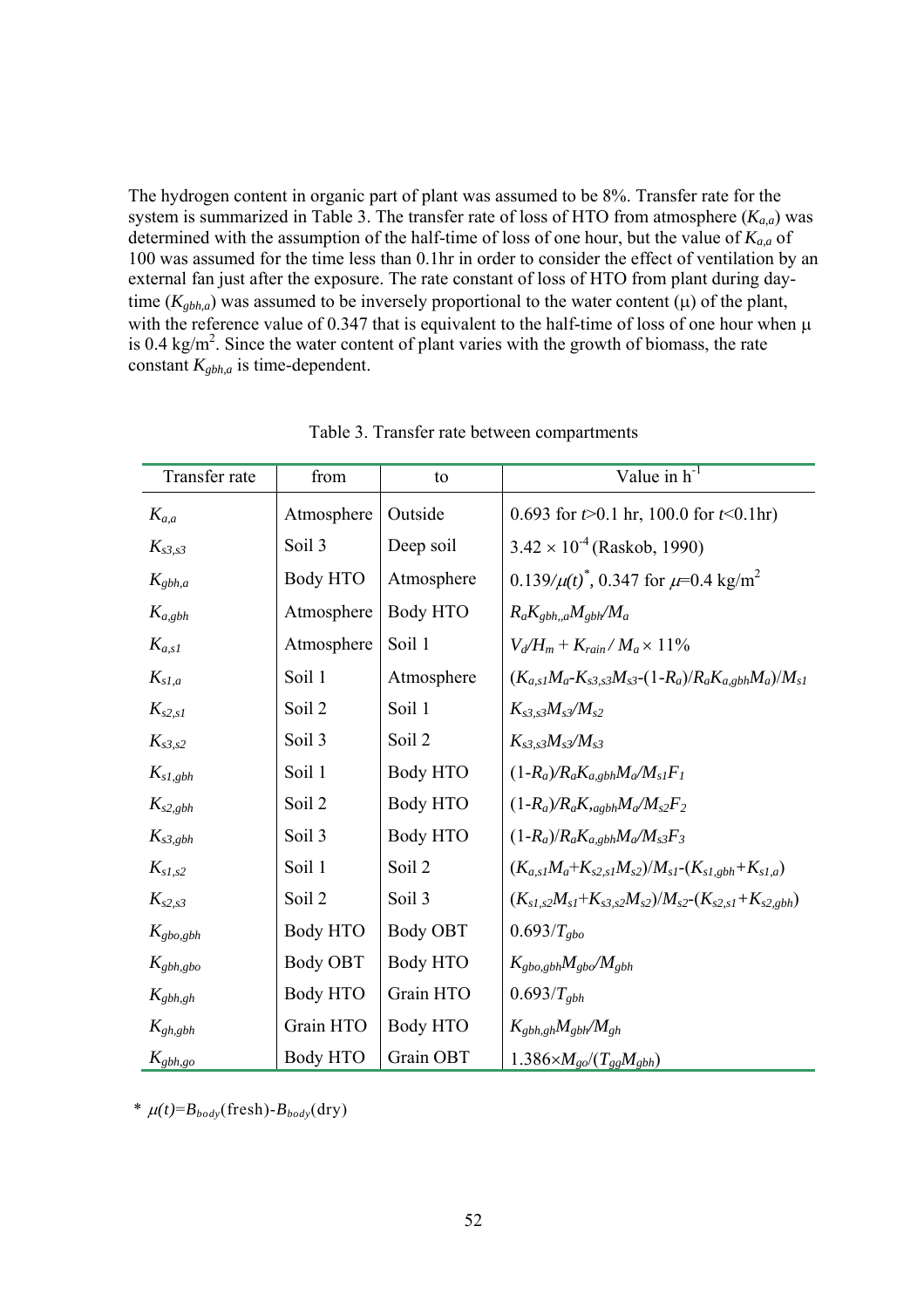The hydrogen content in organic part of plant was assumed to be 8%. Transfer rate for the system is summarized in Table 3. The transfer rate of loss of HTO from atmosphere ($K_{a,a}$) was determined with the assumption of the half-time of loss of one hour, but the value of $K_{a,a}$ of 100 was assumed for the time less than 0.1hr in order to consider the effect of ventilation by an external fan just after the exposure. The rate constant of loss of HTO from plant during day-time ($K_{gbh,a}$) was assumed to be inversely proportional to the water content ($\mu$) of the plant, with the reference value of 0.347 that is equivalent to the half-time of loss of one hour when $\mu$ is 0.4 kg/m$^2$. Since the water content of plant varies with the growth of biomass, the rate constant $K_{gbh,a}$ is time-dependent.

Table 3. Transfer rate between compartments

| Transfer rate | from | to | Value in h$^{-1}$ |
|---|---|---|---|
| $K_{a,a}$ | Atmosphere | Outside | 0.693 for $t$>0.1 hr, 100.0 for $t$<0.1hr) |
| $K_{s3,s3}$ | Soil 3 | Deep soil | $3.42 \times 10^{-4}$ (Raskob, 1990) |
| $K_{gbh,a}$ | Body HTO | Atmosphere | $0.139/\mu(t)^{*}$, 0.347 for $\mu$=0.4 kg/m$^2$ |
| $K_{a,gbh}$ | Atmosphere | Body HTO | $R_a K_{gbh,,a} M_{gbh}/M_a$ |
| $K_{a,s1}$ | Atmosphere | Soil 1 | $V_d/H_m + K_{rain}/M_a \times 11\%$ |
| $K_{s1,a}$ | Soil 1 | Atmosphere | $(K_{a,s1}M_a\text{-}K_{s3,s3}M_{s3}\text{-}(1\text{-}R_a)/R_a K_{a,gbh}M_a)/M_{s1}$ |
| $K_{s2,s1}$ | Soil 2 | Soil 1 | $K_{s3,s3}M_{s3}/M_{s2}$ |
| $K_{s3,s2}$ | Soil 3 | Soil 2 | $K_{s3,s3}M_{s3}/M_{s3}$ |
| $K_{s1,gbh}$ | Soil 1 | Body HTO | $(1\text{-}R_a)/R_a K_{a,gbh}M_a/M_{s1}F_1$ |
| $K_{s2,gbh}$ | Soil 2 | Body HTO | $(1\text{-}R_a)/R_a K_{,agbh}M_a/M_{s2}F_2$ |
| $K_{s3,gbh}$ | Soil 3 | Body HTO | $(1\text{-}R_a)/R_a K_{a,gbh}M_a/M_{s3}F_3$ |
| $K_{s1,s2}$ | Soil 1 | Soil 2 | $(K_{a,s1}M_a+K_{s2,s1}M_{s2})/M_{s1}\text{-}(K_{s1,gbh}+K_{s1,a})$ |
| $K_{s2,s3}$ | Soil 2 | Soil 3 | $(K_{s1,s2}M_{s1}+K_{s3,s2}M_{s2})/M_{s2}\text{-}(K_{s2,s1}+K_{s2,gbh})$ |
| $K_{gbo,gbh}$ | Body HTO | Body OBT | $0.693/T_{gbo}$ |
| $K_{gbh,gbo}$ | Body OBT | Body HTO | $K_{gbo,gbh}M_{gbo}/M_{gbh}$ |
| $K_{gbh,gh}$ | Body HTO | Grain HTO | $0.693/T_{gbh}$ |
| $K_{gh,gbh}$ | Grain HTO | Body HTO | $K_{gbh,gh}M_{gbh}/M_{gh}$ |
| $K_{gbh,go}$ | Body HTO | Grain OBT | $1.386 \times M_{go}/(T_{gg}M_{gbh})$ |

\* $\mu(t)=B_{body}(\text{fresh})\text{-}B_{body}(\text{dry})$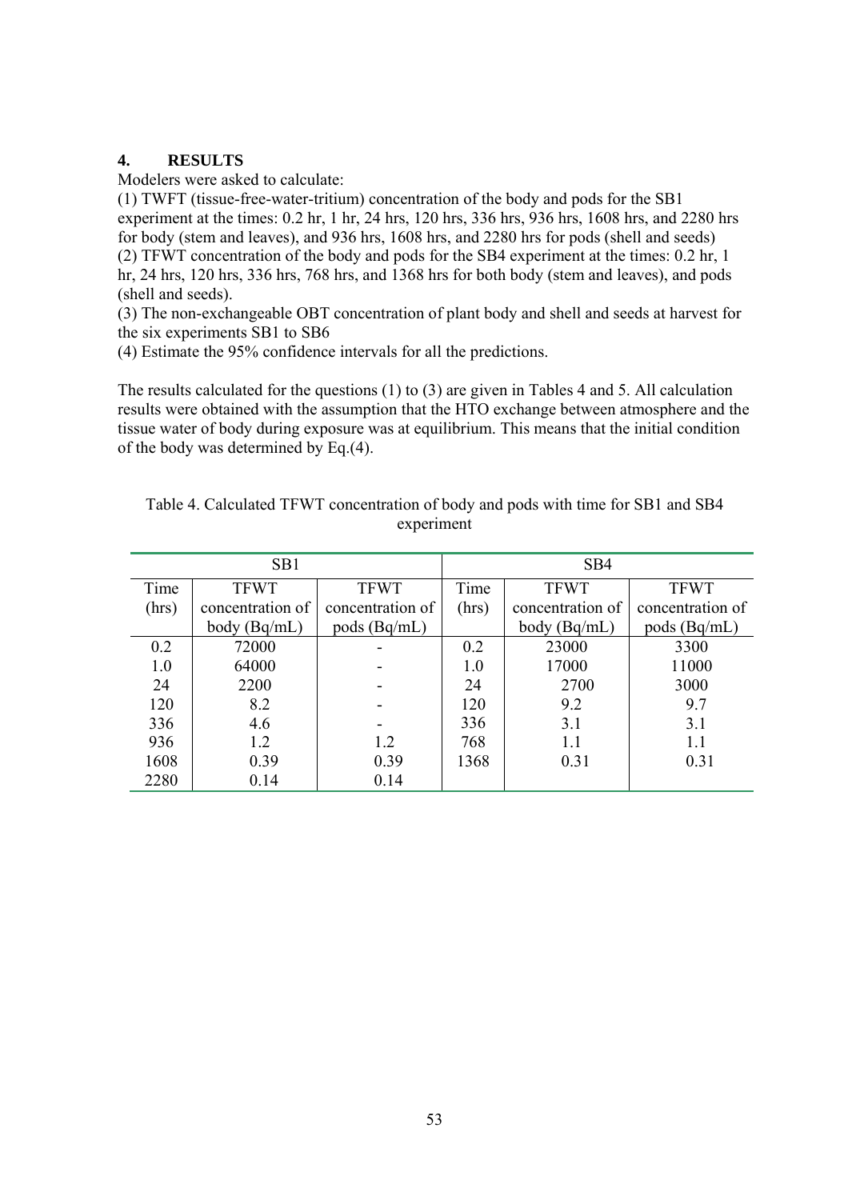## 4. RESULTS

Modelers were asked to calculate:

(1) TWFT (tissue-free-water-tritium) concentration of the body and pods for the SB1 experiment at the times: 0.2 hr, 1 hr, 24 hrs, 120 hrs, 336 hrs, 936 hrs, 1608 hrs, and 2280 hrs for body (stem and leaves), and 936 hrs, 1608 hrs, and 2280 hrs for pods (shell and seeds)

(2) TFWT concentration of the body and pods for the SB4 experiment at the times: 0.2 hr, 1 hr, 24 hrs, 120 hrs, 336 hrs, 768 hrs, and 1368 hrs for both body (stem and leaves), and pods (shell and seeds).

(3) The non-exchangeable OBT concentration of plant body and shell and seeds at harvest for the six experiments SB1 to SB6

(4) Estimate the 95% confidence intervals for all the predictions.

The results calculated for the questions (1) to (3) are given in Tables 4 and 5. All calculation results were obtained with the assumption that the HTO exchange between atmosphere and the tissue water of body during exposure was at equilibrium. This means that the initial condition of the body was determined by Eq.(4).

Table 4. Calculated TFWT concentration of body and pods with time for SB1 and SB4 experiment

| SB1 | | | SB4 | | |
|---|---|---|---|---|---|
| Time (hrs) | TFWT concentration of body (Bq/mL) | TFWT concentration of pods (Bq/mL) | Time (hrs) | TFWT concentration of body (Bq/mL) | TFWT concentration of pods (Bq/mL) |
| 0.2 | 72000 | - | 0.2 | 23000 | 3300 |
| 1.0 | 64000 | - | 1.0 | 17000 | 11000 |
| 24 | 2200 | - | 24 | 2700 | 3000 |
| 120 | 8.2 | - | 120 | 9.2 | 9.7 |
| 336 | 4.6 | - | 336 | 3.1 | 3.1 |
| 936 | 1.2 | 1.2 | 768 | 1.1 | 1.1 |
| 1608 | 0.39 | 0.39 | 1368 | 0.31 | 0.31 |
| 2280 | 0.14 | 0.14 | | | |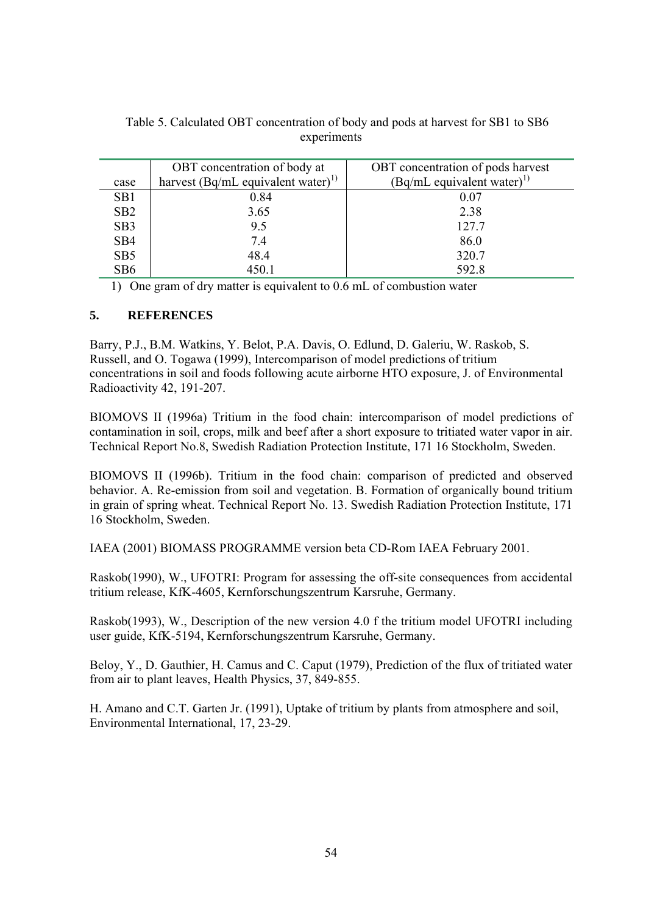Table 5. Calculated OBT concentration of body and pods at harvest for SB1 to SB6 experiments

| case | OBT concentration of body at harvest (Bq/mL equivalent water)[1)] | OBT concentration of pods harvest (Bq/mL equivalent water)[1)] |
|---|---|---|
| SB1 | 0.84 | 0.07 |
| SB2 | 3.65 | 2.38 |
| SB3 | 9.5 | 127.7 |
| SB4 | 7.4 | 86.0 |
| SB5 | 48.4 | 320.7 |
| SB6 | 450.1 | 592.8 |

1) One gram of dry matter is equivalent to 0.6 mL of combustion water

## 5. REFERENCES

Barry, P.J., B.M. Watkins, Y. Belot, P.A. Davis, O. Edlund, D. Galeriu, W. Raskob, S. Russell, and O. Togawa (1999), Intercomparison of model predictions of tritium concentrations in soil and foods following acute airborne HTO exposure, J. of Environmental Radioactivity 42, 191-207.

BIOMOVS II (1996a) Tritium in the food chain: intercomparison of model predictions of contamination in soil, crops, milk and beef after a short exposure to tritiated water vapor in air. Technical Report No.8, Swedish Radiation Protection Institute, 171 16 Stockholm, Sweden.

BIOMOVS II (1996b). Tritium in the food chain: comparison of predicted and observed behavior. A. Re-emission from soil and vegetation. B. Formation of organically bound tritium in grain of spring wheat. Technical Report No. 13. Swedish Radiation Protection Institute, 171 16 Stockholm, Sweden.

IAEA (2001) BIOMASS PROGRAMME version beta CD-Rom IAEA February 2001.

Raskob(1990), W., UFOTRI: Program for assessing the off-site consequences from accidental tritium release, KfK-4605, Kernforschungszentrum Karsruhe, Germany.

Raskob(1993), W., Description of the new version 4.0 f the tritium model UFOTRI including user guide, KfK-5194, Kernforschungszentrum Karsruhe, Germany.

Beloy, Y., D. Gauthier, H. Camus and C. Caput (1979), Prediction of the flux of tritiated water from air to plant leaves, Health Physics, 37, 849-855.

H. Amano and C.T. Garten Jr. (1991), Uptake of tritium by plants from atmosphere and soil, Environmental International, 17, 23-29.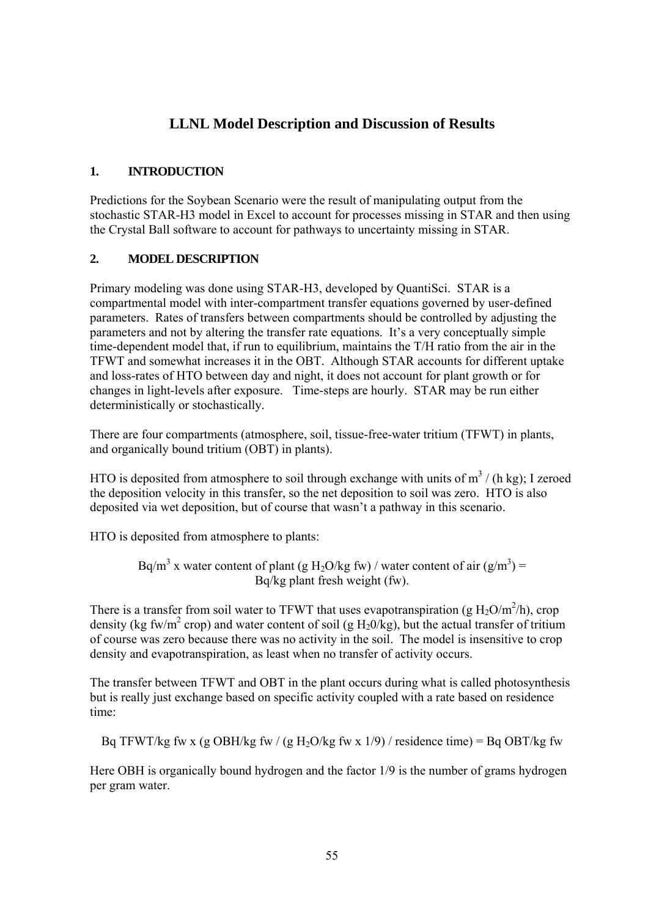# LLNL Model Description and Discussion of Results

## 1. INTRODUCTION

Predictions for the Soybean Scenario were the result of manipulating output from the stochastic STAR-H3 model in Excel to account for processes missing in STAR and then using the Crystal Ball software to account for pathways to uncertainty missing in STAR.

## 2. MODEL DESCRIPTION

Primary modeling was done using STAR-H3, developed by QuantiSci. STAR is a compartmental model with inter-compartment transfer equations governed by user-defined parameters. Rates of transfers between compartments should be controlled by adjusting the parameters and not by altering the transfer rate equations. It's a very conceptually simple time-dependent model that, if run to equilibrium, maintains the T/H ratio from the air in the TFWT and somewhat increases it in the OBT. Although STAR accounts for different uptake and loss-rates of HTO between day and night, it does not account for plant growth or for changes in light-levels after exposure. Time-steps are hourly. STAR may be run either deterministically or stochastically.

There are four compartments (atmosphere, soil, tissue-free-water tritium (TFWT) in plants, and organically bound tritium (OBT) in plants).

HTO is deposited from atmosphere to soil through exchange with units of $m^3$ / (h kg); I zeroed the deposition velocity in this transfer, so the net deposition to soil was zero. HTO is also deposited via wet deposition, but of course that wasn't a pathway in this scenario.

HTO is deposited from atmosphere to plants:

$$\text{Bq/m}^3 \text{ x water content of plant (g } H_2O\text{/kg fw) / water content of air (g/m}^3\text{) = Bq/kg plant fresh weight (fw).}$$

There is a transfer from soil water to TFWT that uses evapotranspiration (g $H_2O/m^2/h$), crop density (kg fw/$m^2$ crop) and water content of soil (g $H_20$/kg), but the actual transfer of tritium of course was zero because there was no activity in the soil. The model is insensitive to crop density and evapotranspiration, as least when no transfer of activity occurs.

The transfer between TFWT and OBT in the plant occurs during what is called photosynthesis but is really just exchange based on specific activity coupled with a rate based on residence time:

$$\text{Bq TFWT/kg fw x (g OBH/kg fw / (g } H_2O\text{/kg fw x 1/9) / residence time) = Bq OBT/kg fw}$$

Here OBH is organically bound hydrogen and the factor 1/9 is the number of grams hydrogen per gram water.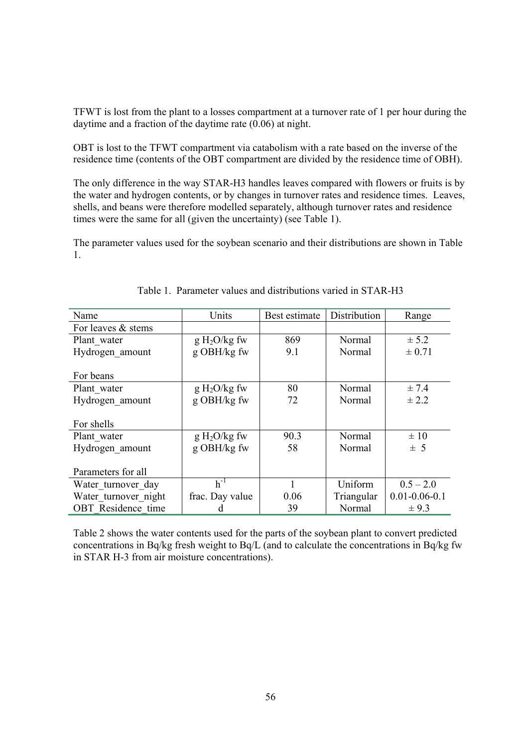TFWT is lost from the plant to a losses compartment at a turnover rate of 1 per hour during the daytime and a fraction of the daytime rate (0.06) at night.

OBT is lost to the TFWT compartment via catabolism with a rate based on the inverse of the residence time (contents of the OBT compartment are divided by the residence time of OBH).

The only difference in the way STAR-H3 handles leaves compared with flowers or fruits is by the water and hydrogen contents, or by changes in turnover rates and residence times. Leaves, shells, and beans were therefore modelled separately, although turnover rates and residence times were the same for all (given the uncertainty) (see Table 1).

The parameter values used for the soybean scenario and their distributions are shown in Table 1.

Table 1. Parameter values and distributions varied in STAR-H3

| Name | Units | Best estimate | Distribution | Range |
|---|---|---|---|---|
| For leaves & stems | | | | |
| Plant_water | g $H_2O$/kg fw | 869 | Normal | ± 5.2 |
| Hydrogen_amount | g OBH/kg fw | 9.1 | Normal | ± 0.71 |
| For beans | | | | |
| Plant_water | g $H_2O$/kg fw | 80 | Normal | ± 7.4 |
| Hydrogen_amount | g OBH/kg fw | 72 | Normal | ± 2.2 |
| For shells | | | | |
| Plant_water | g $H_2O$/kg fw | 90.3 | Normal | ± 10 |
| Hydrogen_amount | g OBH/kg fw | 58 | Normal | ± 5 |
| Parameters for all | | | | |
| Water_turnover_day | $h^{-1}$ | 1 | Uniform | 0.5 – 2.0 |
| Water_turnover_night | frac. Day value | 0.06 | Triangular | 0.01-0.06-0.1 |
| OBT_Residence_time | d | 39 | Normal | ± 9.3 |

Table 2 shows the water contents used for the parts of the soybean plant to convert predicted concentrations in Bq/kg fresh weight to Bq/L (and to calculate the concentrations in Bq/kg fw in STAR H-3 from air moisture concentrations).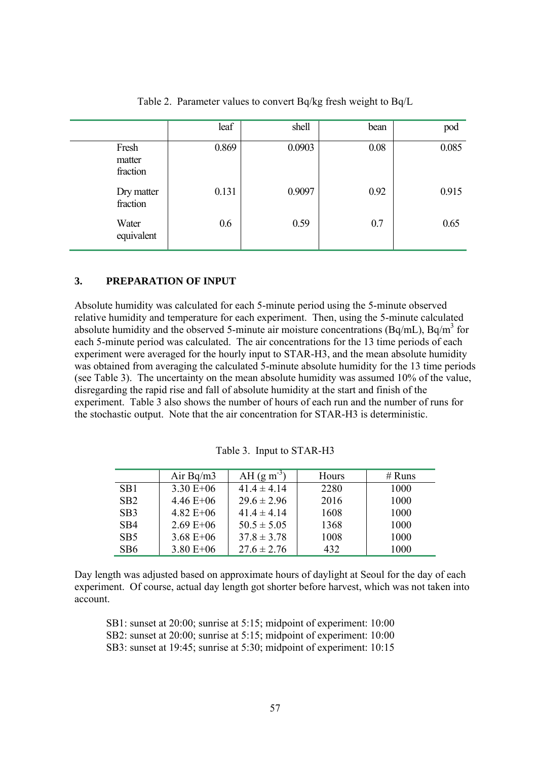Table 2. Parameter values to convert Bq/kg fresh weight to Bq/L

| | leaf | shell | bean | pod |
|---|---|---|---|---|
| Fresh matter fraction | 0.869 | 0.0903 | 0.08 | 0.085 |
| Dry matter fraction | 0.131 | 0.9097 | 0.92 | 0.915 |
| Water equivalent | 0.6 | 0.59 | 0.7 | 0.65 |

## 3. PREPARATION OF INPUT

Absolute humidity was calculated for each 5-minute period using the 5-minute observed relative humidity and temperature for each experiment. Then, using the 5-minute calculated absolute humidity and the observed 5-minute air moisture concentrations (Bq/mL), Bq/m$^3$ for each 5-minute period was calculated. The air concentrations for the 13 time periods of each experiment were averaged for the hourly input to STAR-H3, and the mean absolute humidity was obtained from averaging the calculated 5-minute absolute humidity for the 13 time periods (see Table 3). The uncertainty on the mean absolute humidity was assumed 10% of the value, disregarding the rapid rise and fall of absolute humidity at the start and finish of the experiment. Table 3 also shows the number of hours of each run and the number of runs for the stochastic output. Note that the air concentration for STAR-H3 is deterministic.

Table 3. Input to STAR-H3

| | Air Bq/m3 | AH (g m$^{-3}$) | Hours | # Runs |
|---|---|---|---|---|
| SB1 | 3.30 E+06 | 41.4 ± 4.14 | 2280 | 1000 |
| SB2 | 4.46 E+06 | 29.6 ± 2.96 | 2016 | 1000 |
| SB3 | 4.82 E+06 | 41.4 ± 4.14 | 1608 | 1000 |
| SB4 | 2.69 E+06 | 50.5 ± 5.05 | 1368 | 1000 |
| SB5 | 3.68 E+06 | 37.8 ± 3.78 | 1008 | 1000 |
| SB6 | 3.80 E+06 | 27.6 ± 2.76 | 432 | 1000 |

Day length was adjusted based on approximate hours of daylight at Seoul for the day of each experiment. Of course, actual day length got shorter before harvest, which was not taken into account.

SB1: sunset at 20:00; sunrise at 5:15; midpoint of experiment: 10:00
SB2: sunset at 20:00; sunrise at 5:15; midpoint of experiment: 10:00
SB3: sunset at 19:45; sunrise at 5:30; midpoint of experiment: 10:15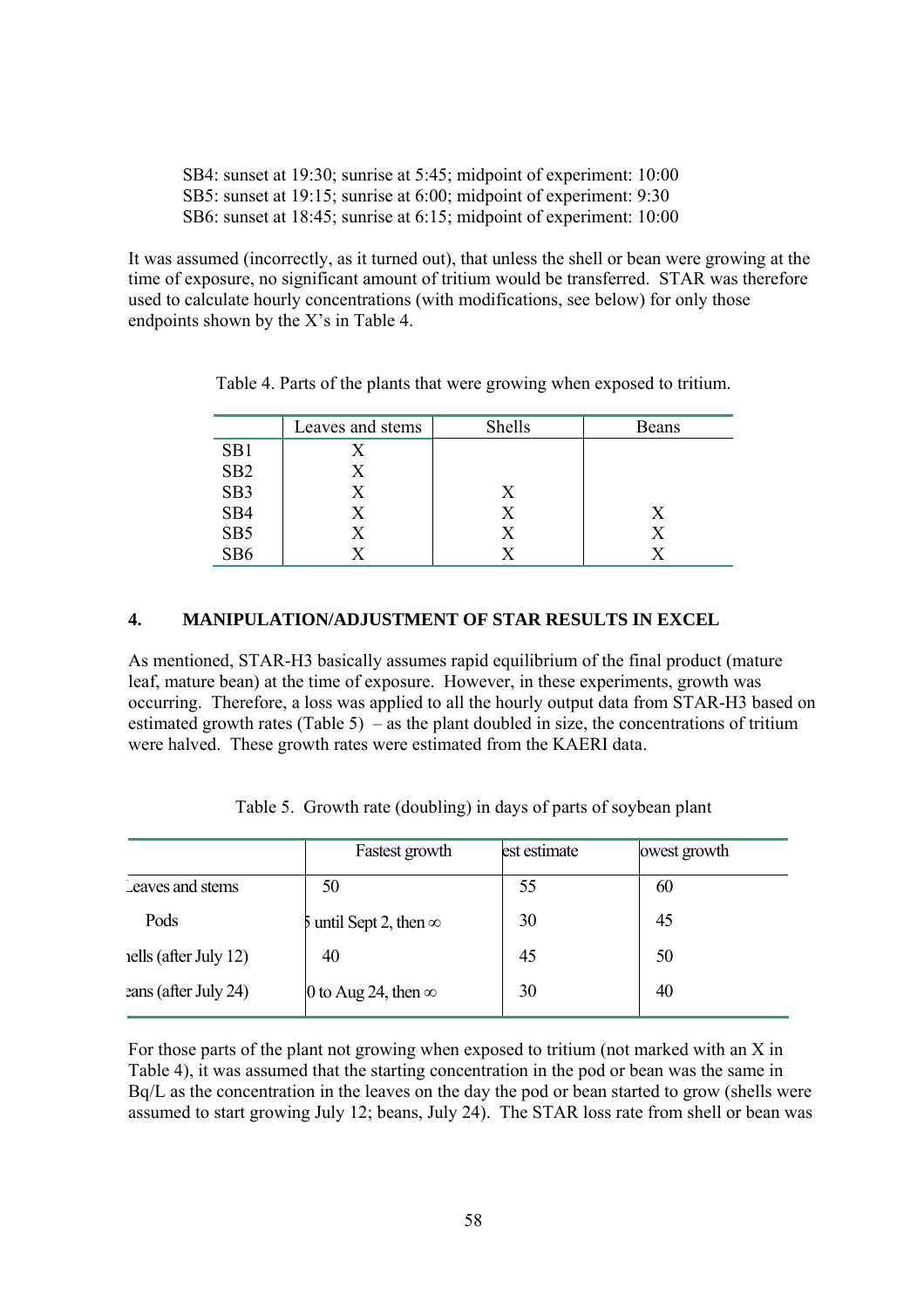SB4: sunset at 19:30; sunrise at 5:45; midpoint of experiment: 10:00
SB5: sunset at 19:15; sunrise at 6:00; midpoint of experiment: 9:30
SB6: sunset at 18:45; sunrise at 6:15; midpoint of experiment: 10:00

It was assumed (incorrectly, as it turned out), that unless the shell or bean were growing at the time of exposure, no significant amount of tritium would be transferred. STAR was therefore used to calculate hourly concentrations (with modifications, see below) for only those endpoints shown by the X's in Table 4.

Table 4. Parts of the plants that were growing when exposed to tritium.

| | Leaves and stems | Shells | Beans |
|---|---|---|---|
| SB1 | X | | |
| SB2 | X | | |
| SB3 | X | X | |
| SB4 | X | X | X |
| SB5 | X | X | X |
| SB6 | X | X | X |

## 4. MANIPULATION/ADJUSTMENT OF STAR RESULTS IN EXCEL

As mentioned, STAR-H3 basically assumes rapid equilibrium of the final product (mature leaf, mature bean) at the time of exposure. However, in these experiments, growth was occurring. Therefore, a loss was applied to all the hourly output data from STAR-H3 based on estimated growth rates (Table 5) – as the plant doubled in size, the concentrations of tritium were halved. These growth rates were estimated from the KAERI data.

Table 5. Growth rate (doubling) in days of parts of soybean plant

| | Fastest growth | est estimate | owest growth |
|---|---|---|---|
| ̲eaves and stems | 50 | 55 | 60 |
| Pods | 5 until Sept 2, then ∞ | 30 | 45 |
| ıells (after July 12) | 40 | 45 | 50 |
| eans (after July 24) | 0 to Aug 24, then ∞ | 30 | 40 |

For those parts of the plant not growing when exposed to tritium (not marked with an X in Table 4), it was assumed that the starting concentration in the pod or bean was the same in Bq/L as the concentration in the leaves on the day the pod or bean started to grow (shells were assumed to start growing July 12; beans, July 24). The STAR loss rate from shell or bean was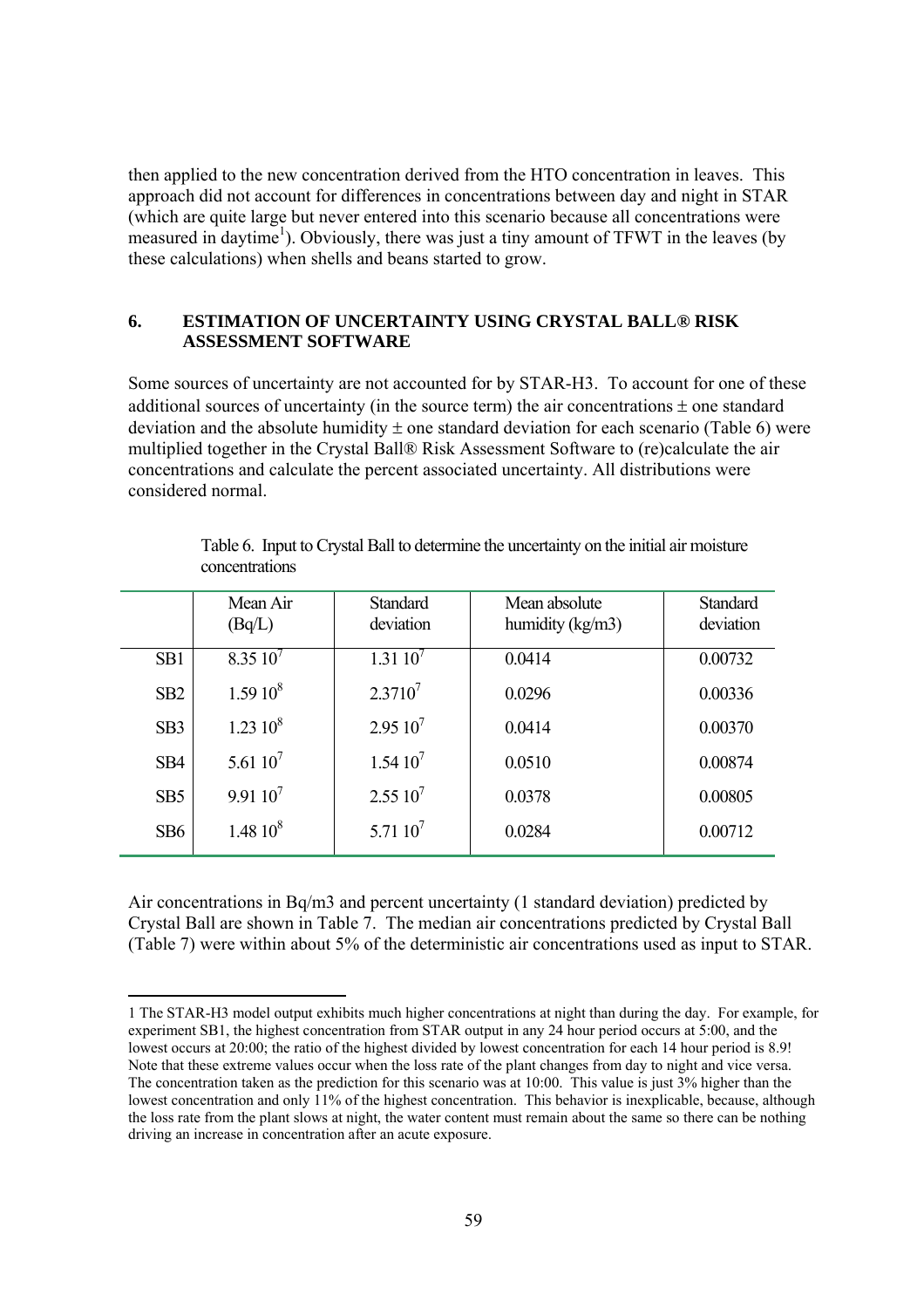then applied to the new concentration derived from the HTO concentration in leaves. This approach did not account for differences in concentrations between day and night in STAR (which are quite large but never entered into this scenario because all concentrations were measured in daytime[1]). Obviously, there was just a tiny amount of TFWT in the leaves (by these calculations) when shells and beans started to grow.

## 6. ESTIMATION OF UNCERTAINTY USING CRYSTAL BALL® RISK ASSESSMENT SOFTWARE

Some sources of uncertainty are not accounted for by STAR-H3. To account for one of these additional sources of uncertainty (in the source term) the air concentrations ± one standard deviation and the absolute humidity ± one standard deviation for each scenario (Table 6) were multiplied together in the Crystal Ball® Risk Assessment Software to (re)calculate the air concentrations and calculate the percent associated uncertainty. All distributions were considered normal.

Table 6. Input to Crystal Ball to determine the uncertainty on the initial air moisture concentrations

| | Mean Air (Bq/L) | Standard deviation | Mean absolute humidity (kg/m3) | Standard deviation |
|---|---|---|---|---|
| SB1 | $8.35\ 10^7$ | $1.31\ 10^7$ | 0.0414 | 0.00732 |
| SB2 | $1.59\ 10^8$ | $2.37 10^7$ | 0.0296 | 0.00336 |
| SB3 | $1.23\ 10^8$ | $2.95\ 10^7$ | 0.0414 | 0.00370 |
| SB4 | $5.61\ 10^7$ | $1.54\ 10^7$ | 0.0510 | 0.00874 |
| SB5 | $9.91\ 10^7$ | $2.55\ 10^7$ | 0.0378 | 0.00805 |
| SB6 | $1.48\ 10^8$ | $5.71\ 10^7$ | 0.0284 | 0.00712 |

Air concentrations in Bq/m3 and percent uncertainty (1 standard deviation) predicted by Crystal Ball are shown in Table 7. The median air concentrations predicted by Crystal Ball (Table 7) were within about 5% of the deterministic air concentrations used as input to STAR.

---

1 The STAR-H3 model output exhibits much higher concentrations at night than during the day. For example, for experiment SB1, the highest concentration from STAR output in any 24 hour period occurs at 5:00, and the lowest occurs at 20:00; the ratio of the highest divided by lowest concentration for each 14 hour period is 8.9! Note that these extreme values occur when the loss rate of the plant changes from day to night and vice versa. The concentration taken as the prediction for this scenario was at 10:00. This value is just 3% higher than the lowest concentration and only 11% of the highest concentration. This behavior is inexplicable, because, although the loss rate from the plant slows at night, the water content must remain about the same so there can be nothing driving an increase in concentration after an acute exposure.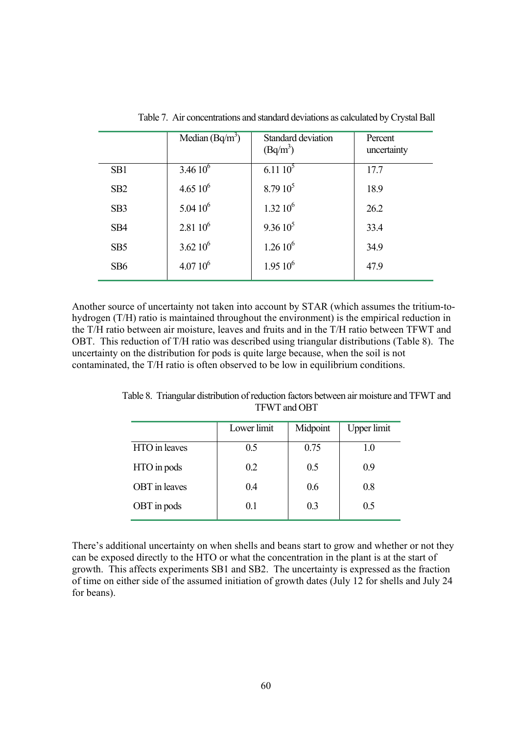Table 7. Air concentrations and standard deviations as calculated by Crystal Ball

| | Median (Bq/m$^3$) | Standard deviation (Bq/m$^3$) | Percent uncertainty |
|---|---|---|---|
| SB1 | $3.46\ 10^6$ | $6.11\ 10^5$ | 17.7 |
| SB2 | $4.65\ 10^6$ | $8.79\ 10^5$ | 18.9 |
| SB3 | $5.04\ 10^6$ | $1.32\ 10^6$ | 26.2 |
| SB4 | $2.81\ 10^6$ | $9.36\ 10^5$ | 33.4 |
| SB5 | $3.62\ 10^6$ | $1.26\ 10^6$ | 34.9 |
| SB6 | $4.07\ 10^6$ | $1.95\ 10^6$ | 47.9 |

Another source of uncertainty not taken into account by STAR (which assumes the tritium-to-hydrogen (T/H) ratio is maintained throughout the environment) is the empirical reduction in the T/H ratio between air moisture, leaves and fruits and in the T/H ratio between TFWT and OBT. This reduction of T/H ratio was described using triangular distributions (Table 8). The uncertainty on the distribution for pods is quite large because, when the soil is not contaminated, the T/H ratio is often observed to be low in equilibrium conditions.

Table 8. Triangular distribution of reduction factors between air moisture and TFWT and TFWT and OBT

| | Lower limit | Midpoint | Upper limit |
|---|---|---|---|
| HTO in leaves | 0.5 | 0.75 | 1.0 |
| HTO in pods | 0.2 | 0.5 | 0.9 |
| OBT in leaves | 0.4 | 0.6 | 0.8 |
| OBT in pods | 0.1 | 0.3 | 0.5 |

There's additional uncertainty on when shells and beans start to grow and whether or not they can be exposed directly to the HTO or what the concentration in the plant is at the start of growth. This affects experiments SB1 and SB2. The uncertainty is expressed as the fraction of time on either side of the assumed initiation of growth dates (July 12 for shells and July 24 for beans).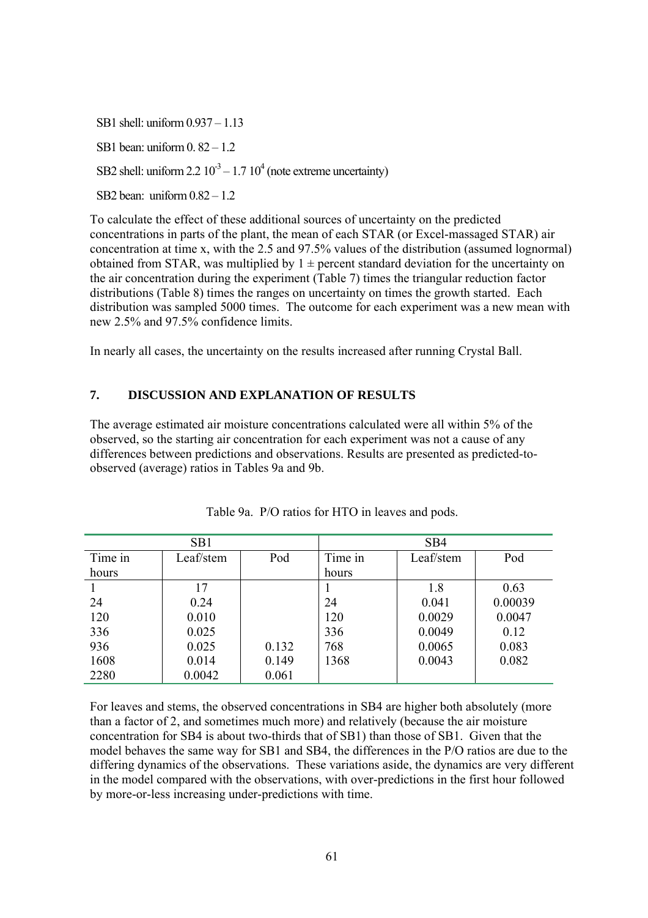SB1 shell: uniform 0.937 – 1.13

SB1 bean: uniform 0. 82 – 1.2

SB2 shell: uniform 2.2 $10^{-3}$ – 1.7 $10^{4}$ (note extreme uncertainty)

SB2 bean: uniform 0.82 – 1.2

To calculate the effect of these additional sources of uncertainty on the predicted concentrations in parts of the plant, the mean of each STAR (or Excel-massaged STAR) air concentration at time x, with the 2.5 and 97.5% values of the distribution (assumed lognormal) obtained from STAR, was multiplied by 1 ± percent standard deviation for the uncertainty on the air concentration during the experiment (Table 7) times the triangular reduction factor distributions (Table 8) times the ranges on uncertainty on times the growth started. Each distribution was sampled 5000 times. The outcome for each experiment was a new mean with new 2.5% and 97.5% confidence limits.

In nearly all cases, the uncertainty on the results increased after running Crystal Ball.

## 7. DISCUSSION AND EXPLANATION OF RESULTS

The average estimated air moisture concentrations calculated were all within 5% of the observed, so the starting air concentration for each experiment was not a cause of any differences between predictions and observations. Results are presented as predicted-to-observed (average) ratios in Tables 9a and 9b.

Table 9a. P/O ratios for HTO in leaves and pods.

| SB1 | | | SB4 | | |
|---|---|---|---|---|---|
| Time in hours | Leaf/stem | Pod | Time in hours | Leaf/stem | Pod |
| 1 | 17 | | 1 | 1.8 | 0.63 |
| 24 | 0.24 | | 24 | 0.041 | 0.00039 |
| 120 | 0.010 | | 120 | 0.0029 | 0.0047 |
| 336 | 0.025 | | 336 | 0.0049 | 0.12 |
| 936 | 0.025 | 0.132 | 768 | 0.0065 | 0.083 |
| 1608 | 0.014 | 0.149 | 1368 | 0.0043 | 0.082 |
| 2280 | 0.0042 | 0.061 | | | |

For leaves and stems, the observed concentrations in SB4 are higher both absolutely (more than a factor of 2, and sometimes much more) and relatively (because the air moisture concentration for SB4 is about two-thirds that of SB1) than those of SB1. Given that the model behaves the same way for SB1 and SB4, the differences in the P/O ratios are due to the differing dynamics of the observations. These variations aside, the dynamics are very different in the model compared with the observations, with over-predictions in the first hour followed by more-or-less increasing under-predictions with time.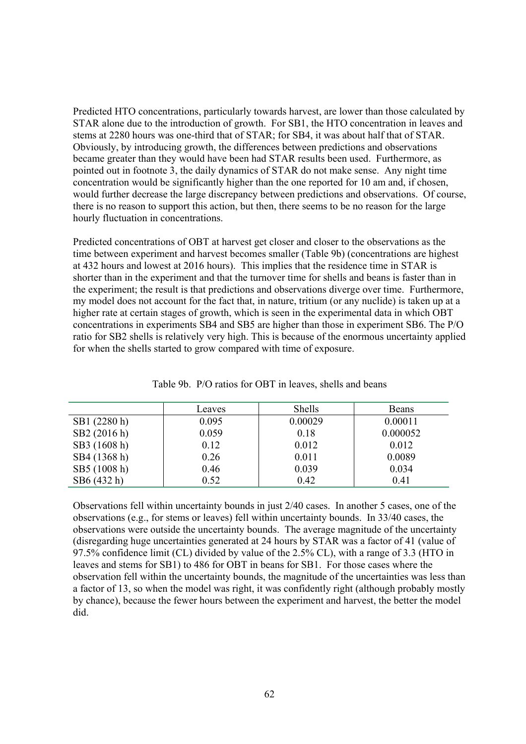Predicted HTO concentrations, particularly towards harvest, are lower than those calculated by STAR alone due to the introduction of growth. For SB1, the HTO concentration in leaves and stems at 2280 hours was one-third that of STAR; for SB4, it was about half that of STAR. Obviously, by introducing growth, the differences between predictions and observations became greater than they would have been had STAR results been used. Furthermore, as pointed out in footnote 3, the daily dynamics of STAR do not make sense. Any night time concentration would be significantly higher than the one reported for 10 am and, if chosen, would further decrease the large discrepancy between predictions and observations. Of course, there is no reason to support this action, but then, there seems to be no reason for the large hourly fluctuation in concentrations.

Predicted concentrations of OBT at harvest get closer and closer to the observations as the time between experiment and harvest becomes smaller (Table 9b) (concentrations are highest at 432 hours and lowest at 2016 hours). This implies that the residence time in STAR is shorter than in the experiment and that the turnover time for shells and beans is faster than in the experiment; the result is that predictions and observations diverge over time. Furthermore, my model does not account for the fact that, in nature, tritium (or any nuclide) is taken up at a higher rate at certain stages of growth, which is seen in the experimental data in which OBT concentrations in experiments SB4 and SB5 are higher than those in experiment SB6. The P/O ratio for SB2 shells is relatively very high. This is because of the enormous uncertainty applied for when the shells started to grow compared with time of exposure.

Table 9b. P/O ratios for OBT in leaves, shells and beans

| | Leaves | Shells | Beans |
|---|---|---|---|
| SB1 (2280 h) | 0.095 | 0.00029 | 0.00011 |
| SB2 (2016 h) | 0.059 | 0.18 | 0.000052 |
| SB3 (1608 h) | 0.12 | 0.012 | 0.012 |
| SB4 (1368 h) | 0.26 | 0.011 | 0.0089 |
| SB5 (1008 h) | 0.46 | 0.039 | 0.034 |
| SB6 (432 h) | 0.52 | 0.42 | 0.41 |

Observations fell within uncertainty bounds in just 2/40 cases. In another 5 cases, one of the observations (e.g., for stems or leaves) fell within uncertainty bounds. In 33/40 cases, the observations were outside the uncertainty bounds. The average magnitude of the uncertainty (disregarding huge uncertainties generated at 24 hours by STAR was a factor of 41 (value of 97.5% confidence limit (CL) divided by value of the 2.5% CL), with a range of 3.3 (HTO in leaves and stems for SB1) to 486 for OBT in beans for SB1. For those cases where the observation fell within the uncertainty bounds, the magnitude of the uncertainties was less than a factor of 13, so when the model was right, it was confidently right (although probably mostly by chance), because the fewer hours between the experiment and harvest, the better the model did.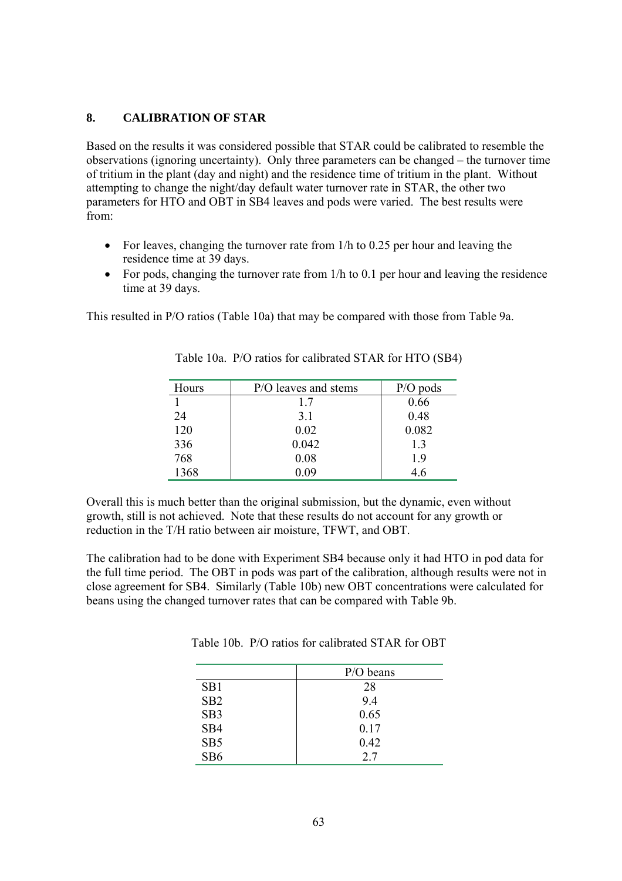## 8. CALIBRATION OF STAR

Based on the results it was considered possible that STAR could be calibrated to resemble the observations (ignoring uncertainty). Only three parameters can be changed – the turnover time of tritium in the plant (day and night) and the residence time of tritium in the plant. Without attempting to change the night/day default water turnover rate in STAR, the other two parameters for HTO and OBT in SB4 leaves and pods were varied. The best results were from:

- For leaves, changing the turnover rate from 1/h to 0.25 per hour and leaving the residence time at 39 days.
- For pods, changing the turnover rate from 1/h to 0.1 per hour and leaving the residence time at 39 days.

This resulted in P/O ratios (Table 10a) that may be compared with those from Table 9a.

Table 10a. P/O ratios for calibrated STAR for HTO (SB4)

| Hours | P/O leaves and stems | P/O pods |
|---|---|---|
| 1 | 1.7 | 0.66 |
| 24 | 3.1 | 0.48 |
| 120 | 0.02 | 0.082 |
| 336 | 0.042 | 1.3 |
| 768 | 0.08 | 1.9 |
| 1368 | 0.09 | 4.6 |

Overall this is much better than the original submission, but the dynamic, even without growth, still is not achieved. Note that these results do not account for any growth or reduction in the T/H ratio between air moisture, TFWT, and OBT.

The calibration had to be done with Experiment SB4 because only it had HTO in pod data for the full time period. The OBT in pods was part of the calibration, although results were not in close agreement for SB4. Similarly (Table 10b) new OBT concentrations were calculated for beans using the changed turnover rates that can be compared with Table 9b.

Table 10b. P/O ratios for calibrated STAR for OBT

| | P/O beans |
|---|---|
| SB1 | 28 |
| SB2 | 9.4 |
| SB3 | 0.65 |
| SB4 | 0.17 |
| SB5 | 0.42 |
| SB6 | 2.7 |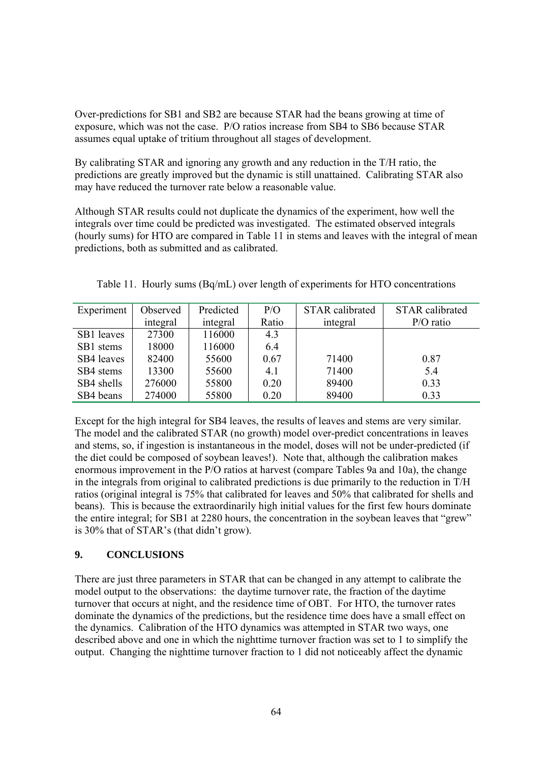Over-predictions for SB1 and SB2 are because STAR had the beans growing at time of exposure, which was not the case. P/O ratios increase from SB4 to SB6 because STAR assumes equal uptake of tritium throughout all stages of development.

By calibrating STAR and ignoring any growth and any reduction in the T/H ratio, the predictions are greatly improved but the dynamic is still unattained. Calibrating STAR also may have reduced the turnover rate below a reasonable value.

Although STAR results could not duplicate the dynamics of the experiment, how well the integrals over time could be predicted was investigated. The estimated observed integrals (hourly sums) for HTO are compared in Table 11 in stems and leaves with the integral of mean predictions, both as submitted and as calibrated.

Table 11. Hourly sums (Bq/mL) over length of experiments for HTO concentrations

| Experiment | Observed integral | Predicted integral | P/O Ratio | STAR calibrated integral | STAR calibrated P/O ratio |
|---|---|---|---|---|---|
| SB1 leaves | 27300 | 116000 | 4.3 | | |
| SB1 stems | 18000 | 116000 | 6.4 | | |
| SB4 leaves | 82400 | 55600 | 0.67 | 71400 | 0.87 |
| SB4 stems | 13300 | 55600 | 4.1 | 71400 | 5.4 |
| SB4 shells | 276000 | 55800 | 0.20 | 89400 | 0.33 |
| SB4 beans | 274000 | 55800 | 0.20 | 89400 | 0.33 |

Except for the high integral for SB4 leaves, the results of leaves and stems are very similar. The model and the calibrated STAR (no growth) model over-predict concentrations in leaves and stems, so, if ingestion is instantaneous in the model, doses will not be under-predicted (if the diet could be composed of soybean leaves!). Note that, although the calibration makes enormous improvement in the P/O ratios at harvest (compare Tables 9a and 10a), the change in the integrals from original to calibrated predictions is due primarily to the reduction in T/H ratios (original integral is 75% that calibrated for leaves and 50% that calibrated for shells and beans). This is because the extraordinarily high initial values for the first few hours dominate the entire integral; for SB1 at 2280 hours, the concentration in the soybean leaves that "grew" is 30% that of STAR's (that didn't grow).

## 9. CONCLUSIONS

There are just three parameters in STAR that can be changed in any attempt to calibrate the model output to the observations: the daytime turnover rate, the fraction of the daytime turnover that occurs at night, and the residence time of OBT. For HTO, the turnover rates dominate the dynamics of the predictions, but the residence time does have a small effect on the dynamics. Calibration of the HTO dynamics was attempted in STAR two ways, one described above and one in which the nighttime turnover fraction was set to 1 to simplify the output. Changing the nighttime turnover fraction to 1 did not noticeably affect the dynamic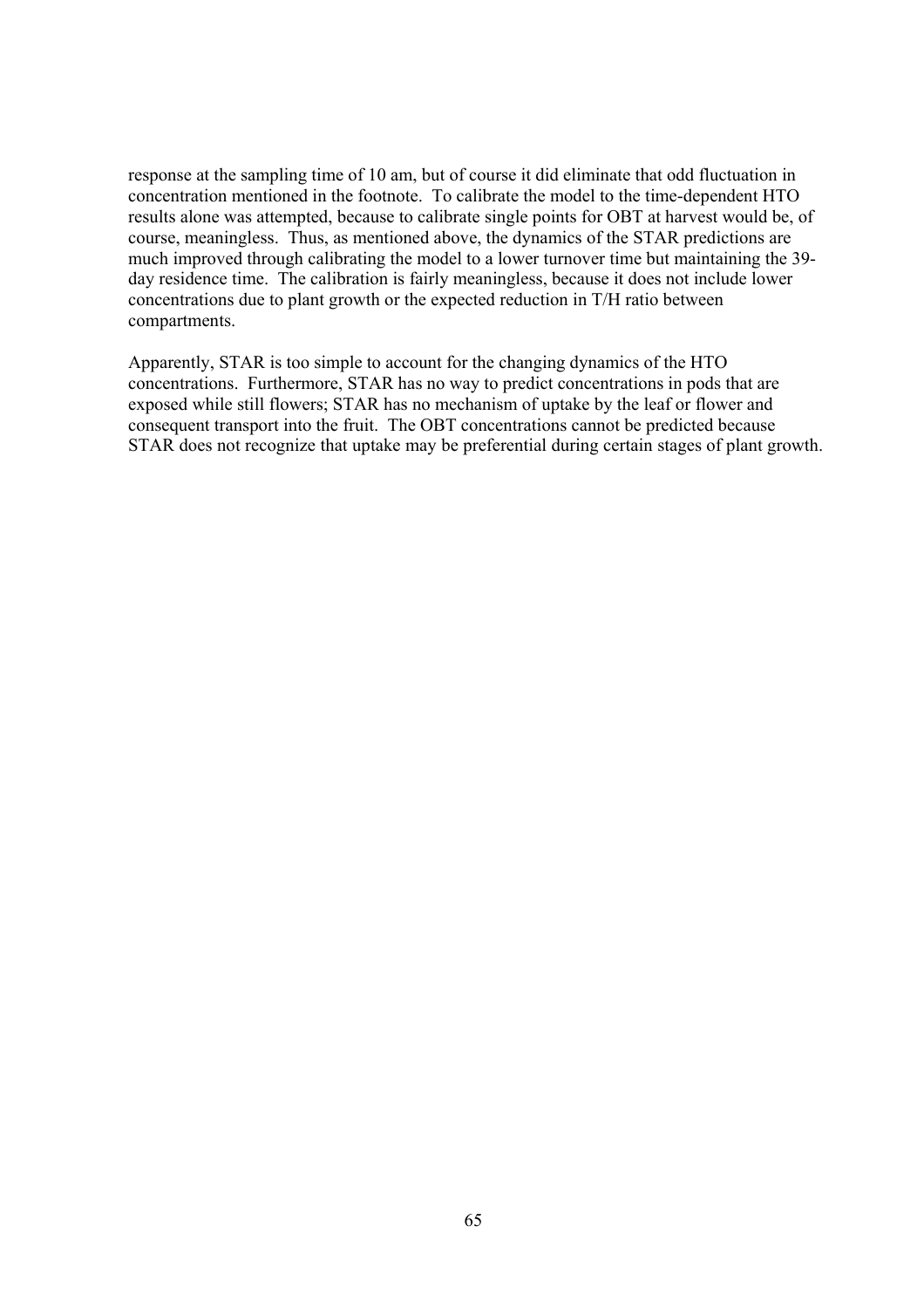response at the sampling time of 10 am, but of course it did eliminate that odd fluctuation in concentration mentioned in the footnote. To calibrate the model to the time-dependent HTO results alone was attempted, because to calibrate single points for OBT at harvest would be, of course, meaningless. Thus, as mentioned above, the dynamics of the STAR predictions are much improved through calibrating the model to a lower turnover time but maintaining the 39-day residence time. The calibration is fairly meaningless, because it does not include lower concentrations due to plant growth or the expected reduction in T/H ratio between compartments.

Apparently, STAR is too simple to account for the changing dynamics of the HTO concentrations. Furthermore, STAR has no way to predict concentrations in pods that are exposed while still flowers; STAR has no mechanism of uptake by the leaf or flower and consequent transport into the fruit. The OBT concentrations cannot be predicted because STAR does not recognize that uptake may be preferential during certain stages of plant growth.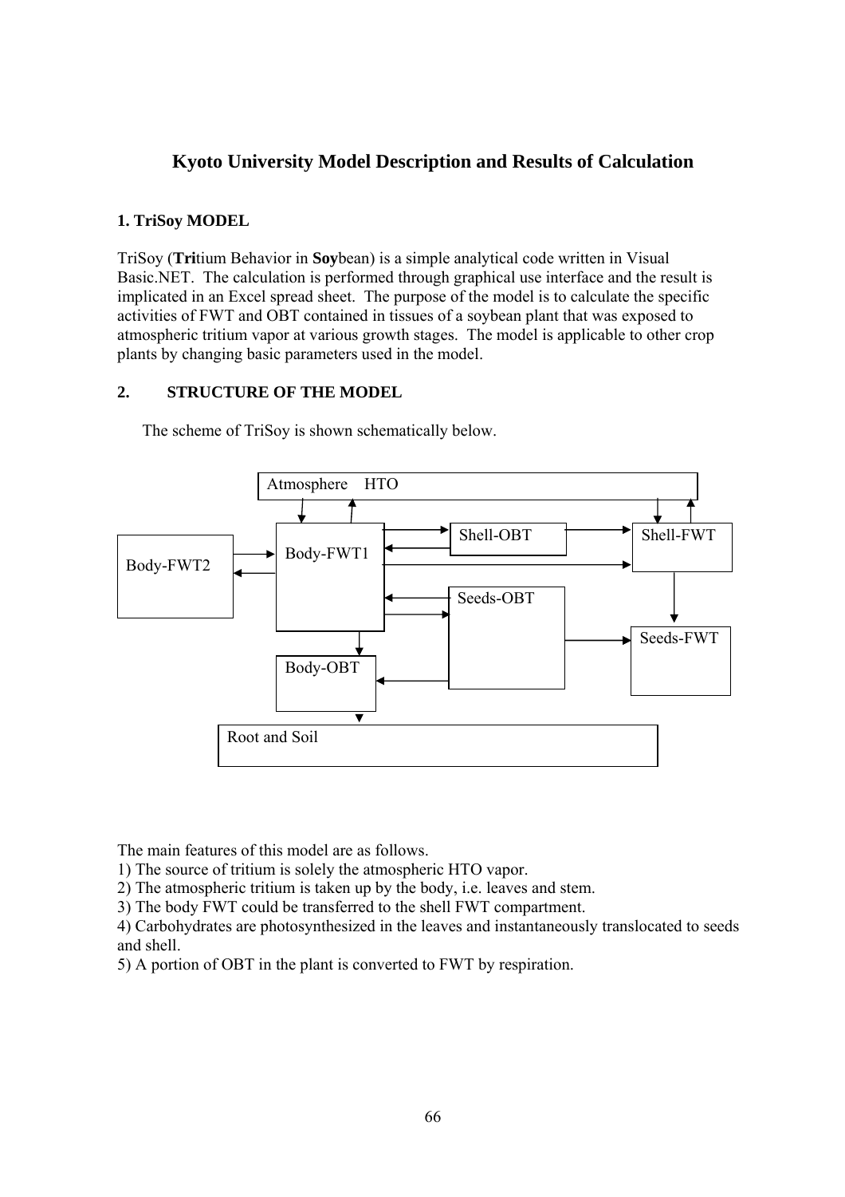# Kyoto University Model Description and Results of Calculation

## 1. TriSoy MODEL

TriSoy (**Tri**tium Behavior in **Soy**bean) is a simple analytical code written in Visual Basic.NET. The calculation is performed through graphical use interface and the result is implicated in an Excel spread sheet. The purpose of the model is to calculate the specific activities of FWT and OBT contained in tissues of a soybean plant that was exposed to atmospheric tritium vapor at various growth stages. The model is applicable to other crop plants by changing basic parameters used in the model.

## 2. STRUCTURE OF THE MODEL

The scheme of TriSoy is shown schematically below.

Atmosphere HTO

Body-FWT2

Body-FWT1

Shell-OBT

Shell-FWT

Seeds-OBT

Seeds-FWT

Body-OBT

Root and Soil

The main features of this model are as follows.

1) The source of tritium is solely the atmospheric HTO vapor.
2) The atmospheric tritium is taken up by the body, i.e. leaves and stem.
3) The body FWT could be transferred to the shell FWT compartment.
4) Carbohydrates are photosynthesized in the leaves and instantaneously translocated to seeds and shell.
5) A portion of OBT in the plant is converted to FWT by respiration.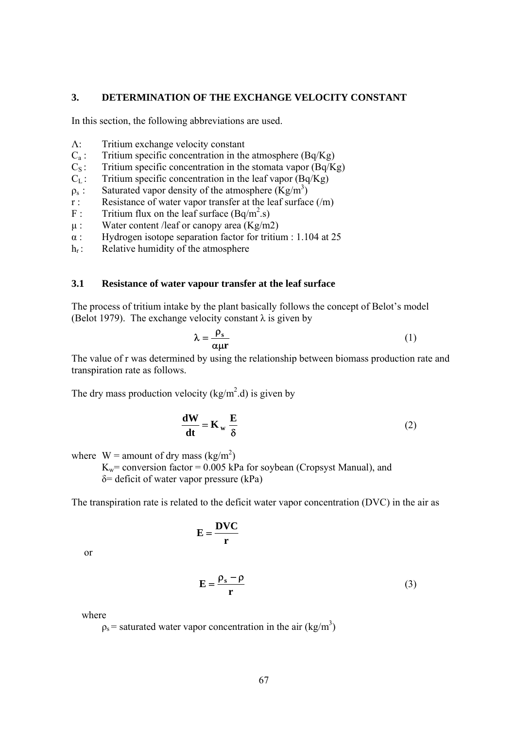## 3. DETERMINATION OF THE EXCHANGE VELOCITY CONSTANT

In this section, the following abbreviations are used.

- $\Lambda$: Tritium exchange velocity constant
- $C_a$ : Tritium specific concentration in the atmosphere (Bq/Kg)
- $C_S$ : Tritium specific concentration in the stomata vapor (Bq/Kg)
- $C_L$ : Tritium specific concentration in the leaf vapor (Bq/Kg)
- $\rho_s$ : Saturated vapor density of the atmosphere ($Kg/m^3$)
- r : Resistance of water vapor transfer at the leaf surface (/m)
- F : Tritium flux on the leaf surface ($Bq/m^2.s$)
- $\mu$ : Water content /leaf or canopy area (Kg/m2)
- $\alpha$ : Hydrogen isotope separation factor for tritium : 1.104 at 25
- $h_r$ : Relative humidity of the atmosphere

### 3.1 Resistance of water vapour transfer at the leaf surface

The process of tritium intake by the plant basically follows the concept of Belot's model (Belot 1979). The exchange velocity constant $\lambda$ is given by

$$\lambda = \frac{\rho_s}{\alpha\mu \mathbf{r}} \tag{1}$$

The value of r was determined by using the relationship between biomass production rate and transpiration rate as follows.

The dry mass production velocity ($kg/m^2.d$) is given by

$$\frac{\mathbf{dW}}{\mathbf{dt}} = \mathbf{K_w}\,\frac{\mathbf{E}}{\delta} \tag{2}$$

where W = amount of dry mass ($kg/m^2$)
$K_w$= conversion factor = 0.005 kPa for soybean (Cropsyst Manual), and
$\delta$= deficit of water vapor pressure (kPa)

The transpiration rate is related to the deficit water vapor concentration (DVC) in the air as

$$\mathbf{E} = \frac{\mathbf{DVC}}{\mathbf{r}}$$

or

$$\mathbf{E} = \frac{\rho_s - \rho}{\mathbf{r}} \tag{3}$$

where

$\rho_s$ = saturated water vapor concentration in the air ($kg/m^3$)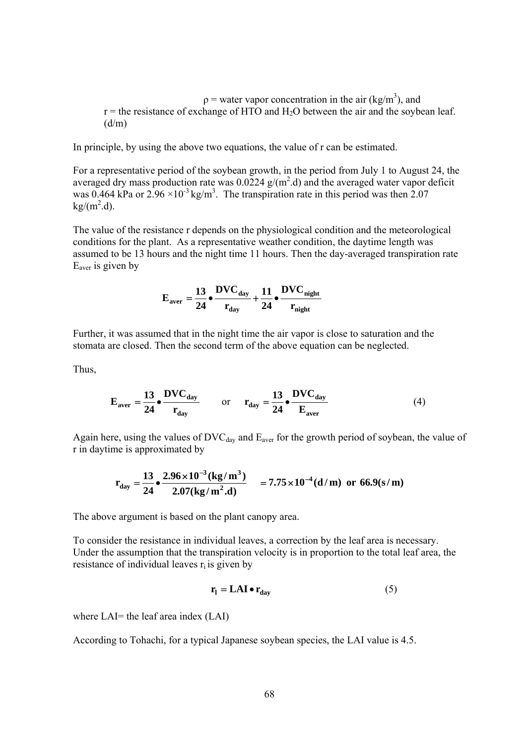ρ = water vapor concentration in the air ($kg/m^3$), and
r = the resistance of exchange of HTO and $H_2O$ between the air and the soybean leaf. (d/m)

In principle, by using the above two equations, the value of r can be estimated.

For a representative period of the soybean growth, in the period from July 1 to August 24, the averaged dry mass production rate was 0.0224 $g/(m^2.d)$ and the averaged water vapor deficit was 0.464 kPa or $2.96 \times 10^{-3}$ $kg/m^3$. The transpiration rate in this period was then 2.07 $kg/(m^2.d)$.

The value of the resistance r depends on the physiological condition and the meteorological conditions for the plant. As a representative weather condition, the daytime length was assumed to be 13 hours and the night time 11 hours. Then the day-averaged transpiration rate $E_{aver}$ is given by

$$\mathbf{E_{aver} = \frac{13}{24} \bullet \frac{DVC_{day}}{r_{day}} + \frac{11}{24} \bullet \frac{DVC_{night}}{r_{night}}}$$

Further, it was assumed that in the night time the air vapor is close to saturation and the stomata are closed. Then the second term of the above equation can be neglected.

Thus,

$$\mathbf{E_{aver} = \frac{13}{24} \bullet \frac{DVC_{day}}{r_{day}}} \quad \text{or} \quad \mathbf{r_{day} = \frac{13}{24} \bullet \frac{DVC_{day}}{E_{aver}}} \tag{4}$$

Again here, using the values of $DVC_{day}$ and $E_{aver}$ for the growth period of soybean, the value of r in daytime is approximated by

$$\mathbf{r_{day} = \frac{13}{24} \bullet \frac{2.96 \times 10^{-3} (kg/m^3)}{2.07 (kg/m^2.d)} = 7.75 \times 10^{-4} (d/m) \ \text{ or } \ 66.9 (s/m)}$$

The above argument is based on the plant canopy area.

To consider the resistance in individual leaves, a correction by the leaf area is necessary. Under the assumption that the transpiration velocity is in proportion to the total leaf area, the resistance of individual leaves $r_l$ is given by

$$\mathbf{r_l = LAI \bullet r_{day}} \tag{5}$$

where LAI= the leaf area index (LAI)

According to Tohachi, for a typical Japanese soybean species, the LAI value is 4.5.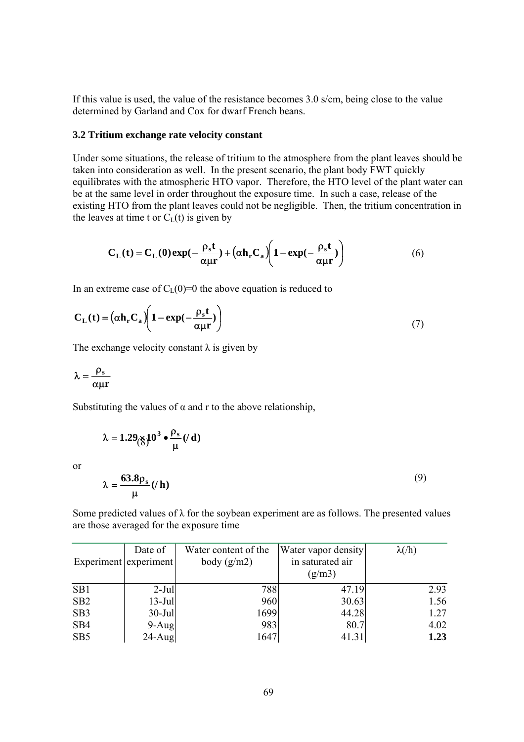If this value is used, the value of the resistance becomes 3.0 s/cm, being close to the value determined by Garland and Cox for dwarf French beans.

### 3.2 Tritium exchange rate velocity constant

Under some situations, the release of tritium to the atmosphere from the plant leaves should be taken into consideration as well. In the present scenario, the plant body FWT quickly equilibrates with the atmospheric HTO vapor. Therefore, the HTO level of the plant water can be at the same level in order throughout the exposure time. In such a case, release of the existing HTO from the plant leaves could not be negligible. Then, the tritium concentration in the leaves at time t or $C_L(t)$ is given by

$$\mathbf{C_L(t) = C_L(0)\exp(-\frac{\rho_s t}{\alpha\mu r}) + (\alpha h_r C_a)\left(1 - \exp(-\frac{\rho_s t}{\alpha\mu r})\right)} \tag{6}$$

In an extreme case of $C_L(0)=0$ the above equation is reduced to

$$\mathbf{C_L(t) = (\alpha h_r C_a)\left(1 - \exp(-\frac{\rho_s t}{\alpha\mu r})\right)} \tag{7}$$

The exchange velocity constant $\lambda$ is given by

$$\lambda = \frac{\rho_s}{\alpha\mu r}$$

Substituting the values of $\alpha$ and r to the above relationship,

$$\lambda = 1.29 \times 10^3 \bullet \frac{\rho_s}{\mu} (/d) \tag{8}$$

or

$$\lambda = \frac{63.8\rho_s}{\mu} (/h) \tag{9}$$

Some predicted values of $\lambda$ for the soybean experiment are as follows. The presented values are those averaged for the exposure time

| Experiment | Date of experiment | Water content of the body (g/m2) | Water vapor density in saturated air (g/m3) | λ(/h) |
|---|---|---|---|---|
| SB1 | 2-Jul | 788 | 47.19 | 2.93 |
| SB2 | 13-Jul | 960 | 30.63 | 1.56 |
| SB3 | 30-Jul | 1699 | 44.28 | 1.27 |
| SB4 | 9-Aug | 983 | 80.7 | 4.02 |
| SB5 | 24-Aug | 1647 | 41.31 | **1.23** |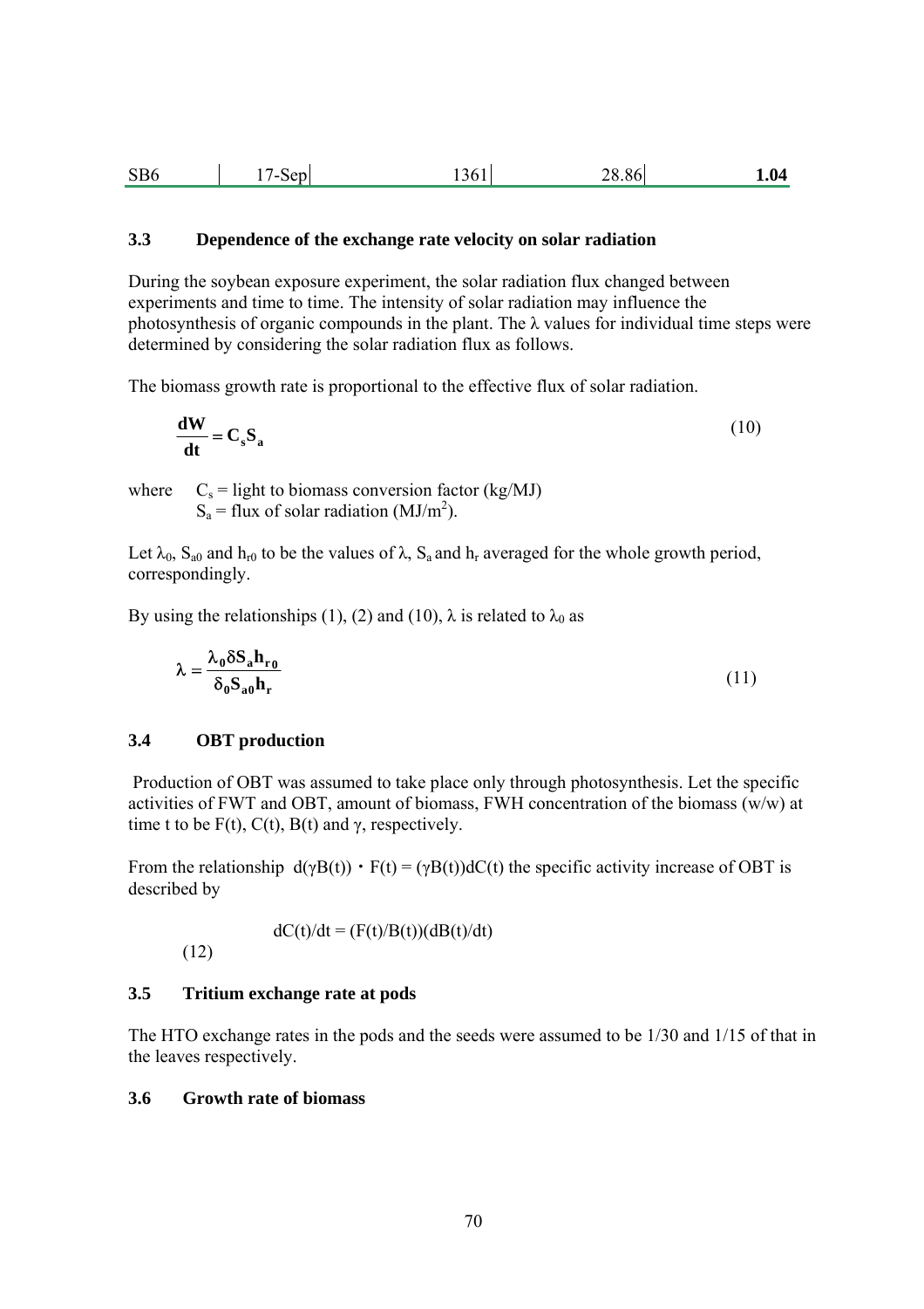| SB6 | 17-Sep | 1361 | 28.86 | **1.04** |
|---|---|---|---|---|

### 3.3 Dependence of the exchange rate velocity on solar radiation

During the soybean exposure experiment, the solar radiation flux changed between experiments and time to time. The intensity of solar radiation may influence the photosynthesis of organic compounds in the plant. The $\lambda$ values for individual time steps were determined by considering the solar radiation flux as follows.

The biomass growth rate is proportional to the effective flux of solar radiation.

$$\frac{dW}{dt} = C_s S_a \tag{10}$$

where $C_s$ = light to biomass conversion factor (kg/MJ)
$S_a$ = flux of solar radiation (MJ/m$^2$).

Let $\lambda_0$, $S_{a0}$ and $h_{r0}$ to be the values of $\lambda$, $S_a$ and $h_r$ averaged for the whole growth period, correspondingly.

By using the relationships (1), (2) and (10), $\lambda$ is related to $\lambda_0$ as

$$\lambda = \frac{\lambda_0 \delta S_a h_{r0}}{\delta_0 S_{a0} h_r} \tag{11}$$

### 3.4 OBT production

Production of OBT was assumed to take place only through photosynthesis. Let the specific activities of FWT and OBT, amount of biomass, FWH concentration of the biomass (w/w) at time t to be F(t), C(t), B(t) and $\gamma$, respectively.

From the relationship $d(\gamma B(t)) \cdot F(t) = (\gamma B(t)) dC(t)$ the specific activity increase of OBT is described by

$$dC(t)/dt = (F(t)/B(t))(dB(t)/dt) \tag{12}$$

### 3.5 Tritium exchange rate at pods

The HTO exchange rates in the pods and the seeds were assumed to be 1/30 and 1/15 of that in the leaves respectively.

### 3.6 Growth rate of biomass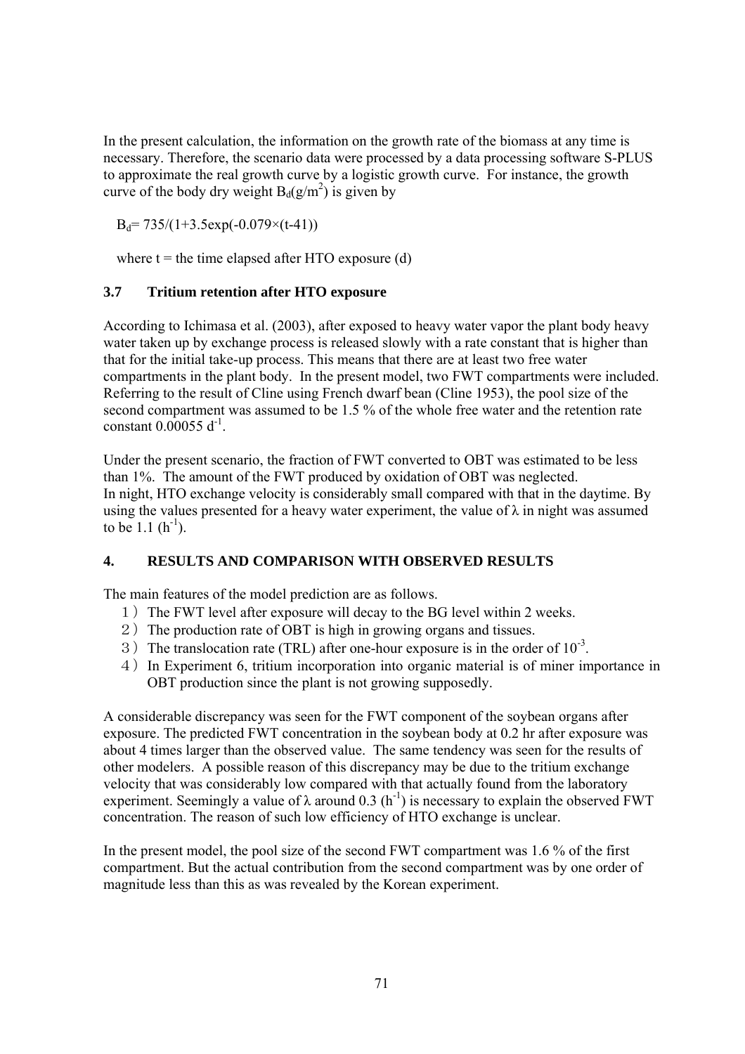In the present calculation, the information on the growth rate of the biomass at any time is necessary. Therefore, the scenario data were processed by a data processing software S-PLUS to approximate the real growth curve by a logistic growth curve. For instance, the growth curve of the body dry weight $B_d$($g/m^2$) is given by

$$B_d = 735/(1+3.5\exp(-0.079\times(t-41)))$$

where t = the time elapsed after HTO exposure (d)

### 3.7 Tritium retention after HTO exposure

According to Ichimasa et al. (2003), after exposed to heavy water vapor the plant body heavy water taken up by exchange process is released slowly with a rate constant that is higher than that for the initial take-up process. This means that there are at least two free water compartments in the plant body. In the present model, two FWT compartments were included. Referring to the result of Cline using French dwarf bean (Cline 1953), the pool size of the second compartment was assumed to be 1.5 % of the whole free water and the retention rate constant 0.00055 $d^{-1}$.

Under the present scenario, the fraction of FWT converted to OBT was estimated to be less than 1%. The amount of the FWT produced by oxidation of OBT was neglected.
In night, HTO exchange velocity is considerably small compared with that in the daytime. By using the values presented for a heavy water experiment, the value of $\lambda$ in night was assumed to be 1.1 ($h^{-1}$).

## 4. RESULTS AND COMPARISON WITH OBSERVED RESULTS

The main features of the model prediction are as follows.

1）The FWT level after exposure will decay to the BG level within 2 weeks.
2）The production rate of OBT is high in growing organs and tissues.
3）The translocation rate (TRL) after one-hour exposure is in the order of $10^{-3}$.
4）In Experiment 6, tritium incorporation into organic material is of miner importance in OBT production since the plant is not growing supposedly.

A considerable discrepancy was seen for the FWT component of the soybean organs after exposure. The predicted FWT concentration in the soybean body at 0.2 hr after exposure was about 4 times larger than the observed value. The same tendency was seen for the results of other modelers. A possible reason of this discrepancy may be due to the tritium exchange velocity that was considerably low compared with that actually found from the laboratory experiment. Seemingly a value of $\lambda$ around 0.3 ($h^{-1}$) is necessary to explain the observed FWT concentration. The reason of such low efficiency of HTO exchange is unclear.

In the present model, the pool size of the second FWT compartment was 1.6 % of the first compartment. But the actual contribution from the second compartment was by one order of magnitude less than this as was revealed by the Korean experiment.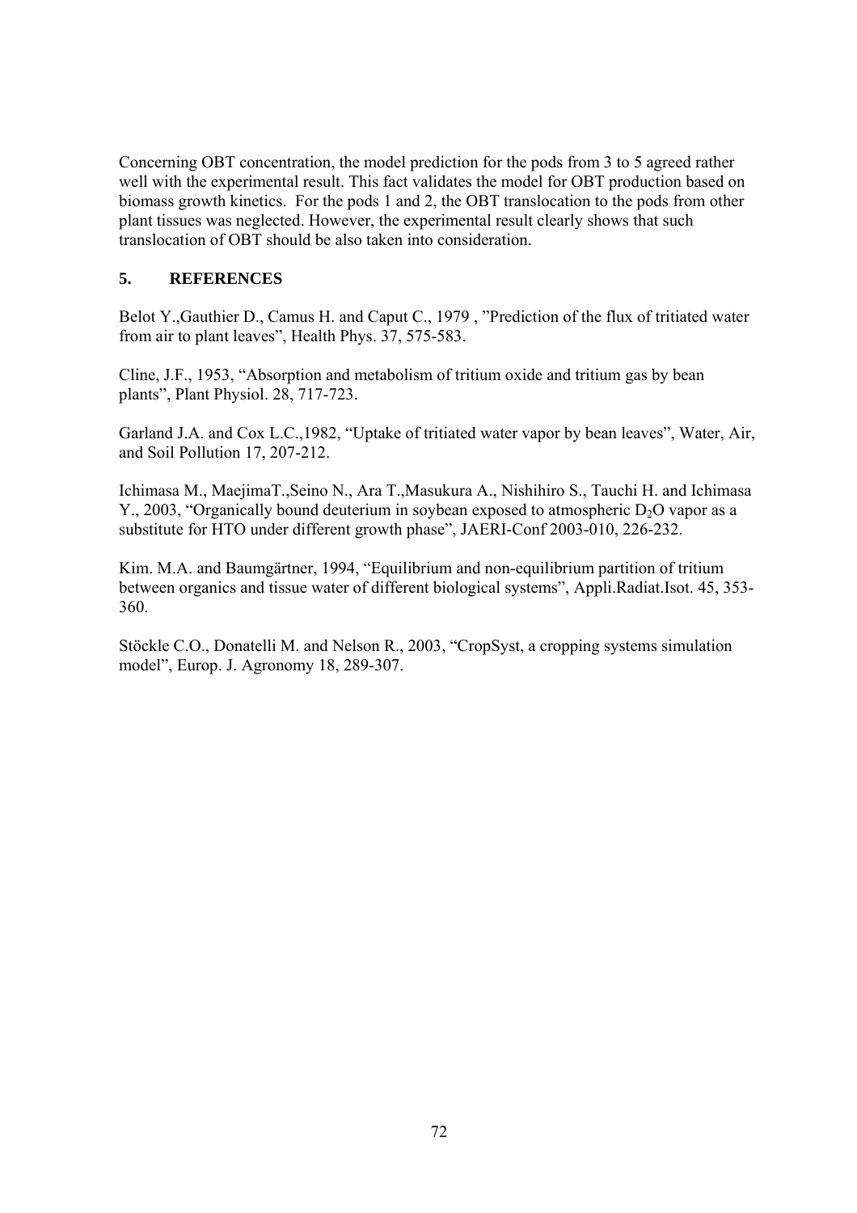Concerning OBT concentration, the model prediction for the pods from 3 to 5 agreed rather well with the experimental result. This fact validates the model for OBT production based on biomass growth kinetics. For the pods 1 and 2, the OBT translocation to the pods from other plant tissues was neglected. However, the experimental result clearly shows that such translocation of OBT should be also taken into consideration.

## 5. REFERENCES

Belot Y.,Gauthier D., Camus H. and Caput C., 1979 , "Prediction of the flux of tritiated water from air to plant leaves", Health Phys. 37, 575-583.

Cline, J.F., 1953, "Absorption and metabolism of tritium oxide and tritium gas by bean plants", Plant Physiol. 28, 717-723.

Garland J.A. and Cox L.C.,1982, "Uptake of tritiated water vapor by bean leaves", Water, Air, and Soil Pollution 17, 207-212.

Ichimasa M., MaejimaT.,Seino N., Ara T.,Masukura A., Nishihiro S., Tauchi H. and Ichimasa Y., 2003, "Organically bound deuterium in soybean exposed to atmospheric $D_2O$ vapor as a substitute for HTO under different growth phase", JAERI-Conf 2003-010, 226-232.

Kim. M.A. and Baumgärtner, 1994, "Equilibrium and non-equilibrium partition of tritium between organics and tissue water of different biological systems", Appli.Radiat.Isot. 45, 353-360.

Stöckle C.O., Donatelli M. and Nelson R., 2003, "CropSyst, a cropping systems simulation model", Europ. J. Agronomy 18, 289-307.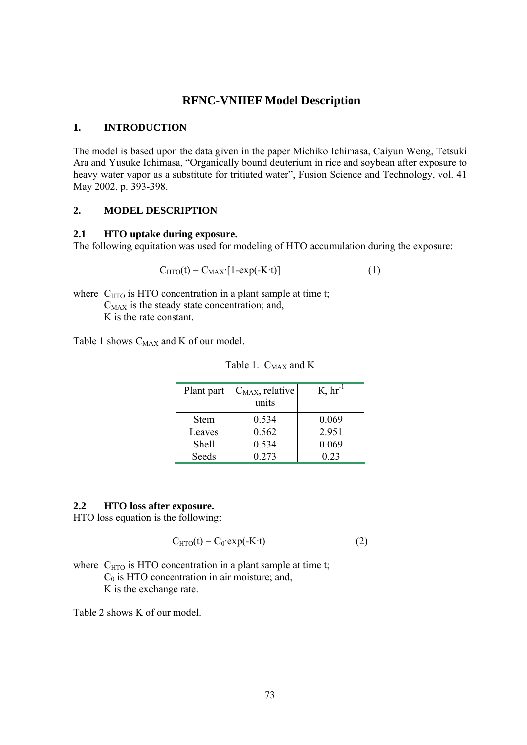# RFNC-VNIIEF Model Description

## 1. INTRODUCTION

The model is based upon the data given in the paper Michiko Ichimasa, Caiyun Weng, Tetsuki Ara and Yusuke Ichimasa, "Organically bound deuterium in rice and soybean after exposure to heavy water vapor as a substitute for tritiated water", Fusion Science and Technology, vol. 41 May 2002, p. 393-398.

## 2. MODEL DESCRIPTION

### 2.1 HTO uptake during exposure.

The following equitation was used for modeling of HTO accumulation during the exposure:

$$C_{HTO}(t) = C_{MAX} \cdot [1 - \exp(-K \cdot t)] \qquad (1)$$

where $C_{HTO}$ is HTO concentration in a plant sample at time t;
$C_{MAX}$ is the steady state concentration; and,
K is the rate constant.

Table 1 shows $C_{MAX}$ and K of our model.

Table 1. $C_{MAX}$ and K

| Plant part | $C_{MAX}$, relative units | K, $hr^{-1}$ |
|---|---|---|
| Stem | 0.534 | 0.069 |
| Leaves | 0.562 | 2.951 |
| Shell | 0.534 | 0.069 |
| Seeds | 0.273 | 0.23 |

### 2.2 HTO loss after exposure.

HTO loss equation is the following:

$$C_{HTO}(t) = C_0 \cdot \exp(-K \cdot t) \qquad (2)$$

where $C_{HTO}$ is HTO concentration in a plant sample at time t;
$C_0$ is HTO concentration in air moisture; and,
K is the exchange rate.

Table 2 shows K of our model.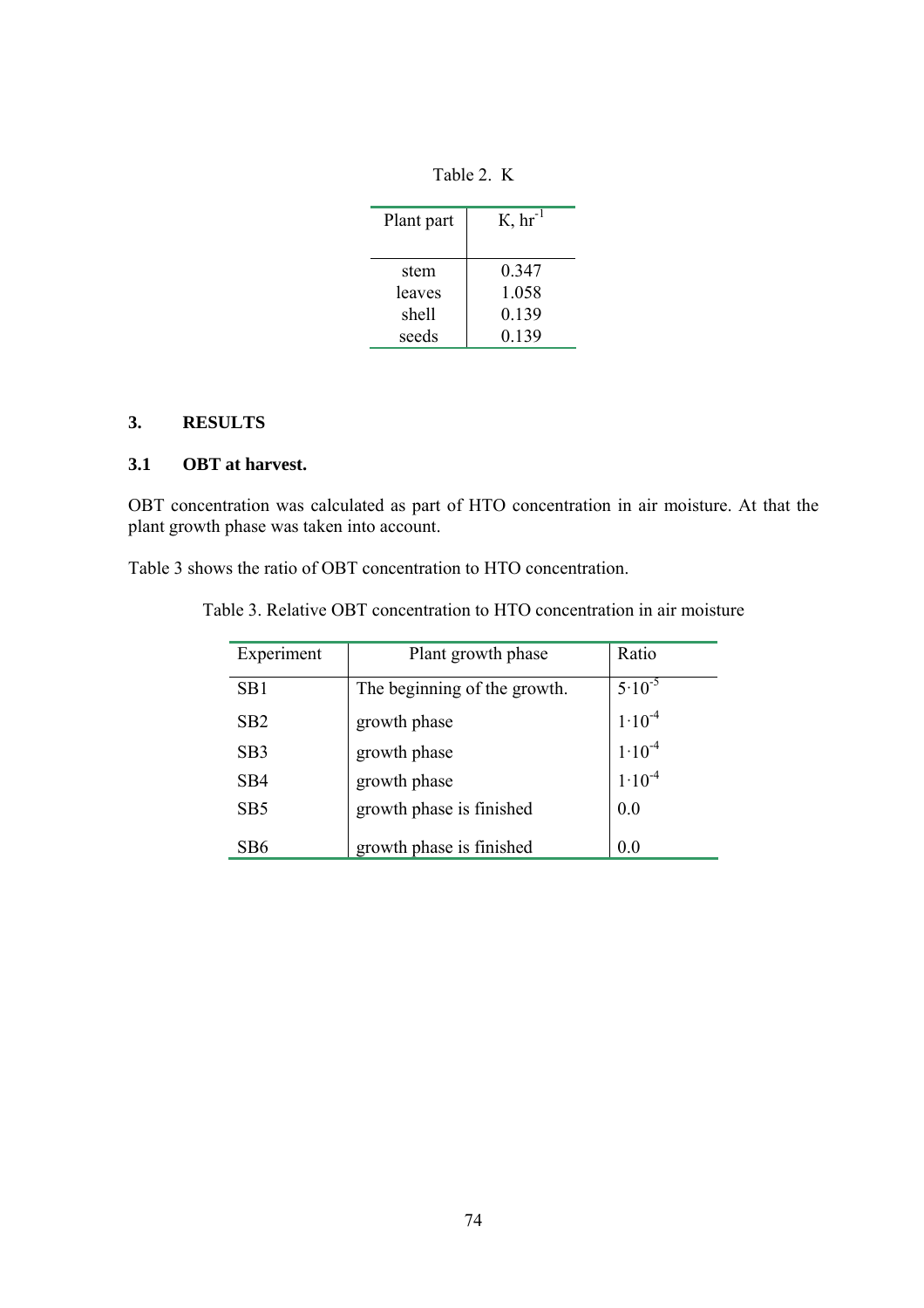Table 2. K

| Plant part | K, $hr^{-1}$ |
|---|---|
| stem | 0.347 |
| leaves | 1.058 |
| shell | 0.139 |
| seeds | 0.139 |

## 3. RESULTS

### 3.1 OBT at harvest.

OBT concentration was calculated as part of HTO concentration in air moisture. At that the plant growth phase was taken into account.

Table 3 shows the ratio of OBT concentration to HTO concentration.

Table 3. Relative OBT concentration to HTO concentration in air moisture

| Experiment | Plant growth phase | Ratio |
|---|---|---|
| SB1 | The beginning of the growth. | $5 \cdot 10^{-5}$ |
| SB2 | growth phase | $1 \cdot 10^{-4}$ |
| SB3 | growth phase | $1 \cdot 10^{-4}$ |
| SB4 | growth phase | $1 \cdot 10^{-4}$ |
| SB5 | growth phase is finished | 0.0 |
| SB6 | growth phase is finished | 0.0 |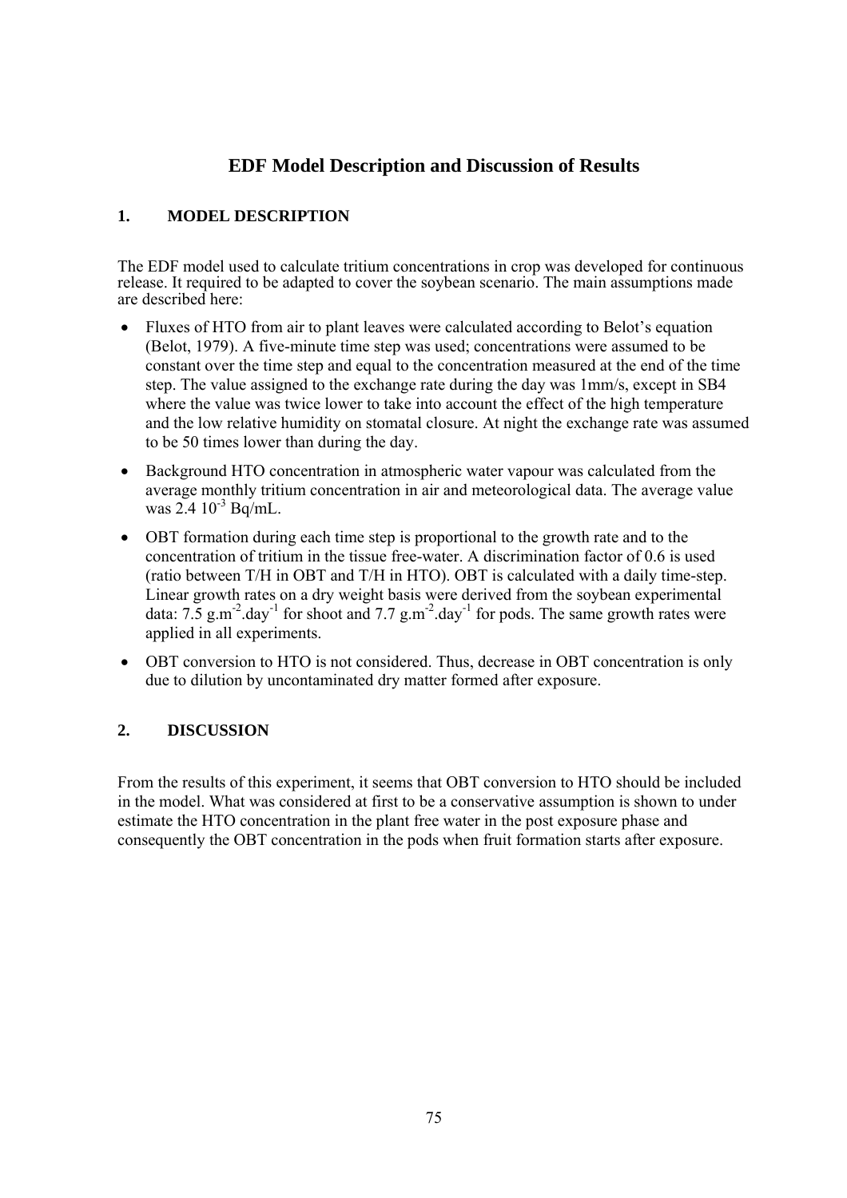# EDF Model Description and Discussion of Results

## 1. MODEL DESCRIPTION

The EDF model used to calculate tritium concentrations in crop was developed for continuous release. It required to be adapted to cover the soybean scenario. The main assumptions made are described here:

- Fluxes of HTO from air to plant leaves were calculated according to Belot's equation (Belot, 1979). A five-minute time step was used; concentrations were assumed to be constant over the time step and equal to the concentration measured at the end of the time step. The value assigned to the exchange rate during the day was 1mm/s, except in SB4 where the value was twice lower to take into account the effect of the high temperature and the low relative humidity on stomatal closure. At night the exchange rate was assumed to be 50 times lower than during the day.
- Background HTO concentration in atmospheric water vapour was calculated from the average monthly tritium concentration in air and meteorological data. The average value was $2.4 \; 10^{-3}$ Bq/mL.
- OBT formation during each time step is proportional to the growth rate and to the concentration of tritium in the tissue free-water. A discrimination factor of 0.6 is used (ratio between T/H in OBT and T/H in HTO). OBT is calculated with a daily time-step. Linear growth rates on a dry weight basis were derived from the soybean experimental data: $7.5 \; g.m^{-2}.day^{-1}$ for shoot and $7.7 \; g.m^{-2}.day^{-1}$ for pods. The same growth rates were applied in all experiments.
- OBT conversion to HTO is not considered. Thus, decrease in OBT concentration is only due to dilution by uncontaminated dry matter formed after exposure.

## 2. DISCUSSION

From the results of this experiment, it seems that OBT conversion to HTO should be included in the model. What was considered at first to be a conservative assumption is shown to under estimate the HTO concentration in the plant free water in the post exposure phase and consequently the OBT concentration in the pods when fruit formation starts after exposure.